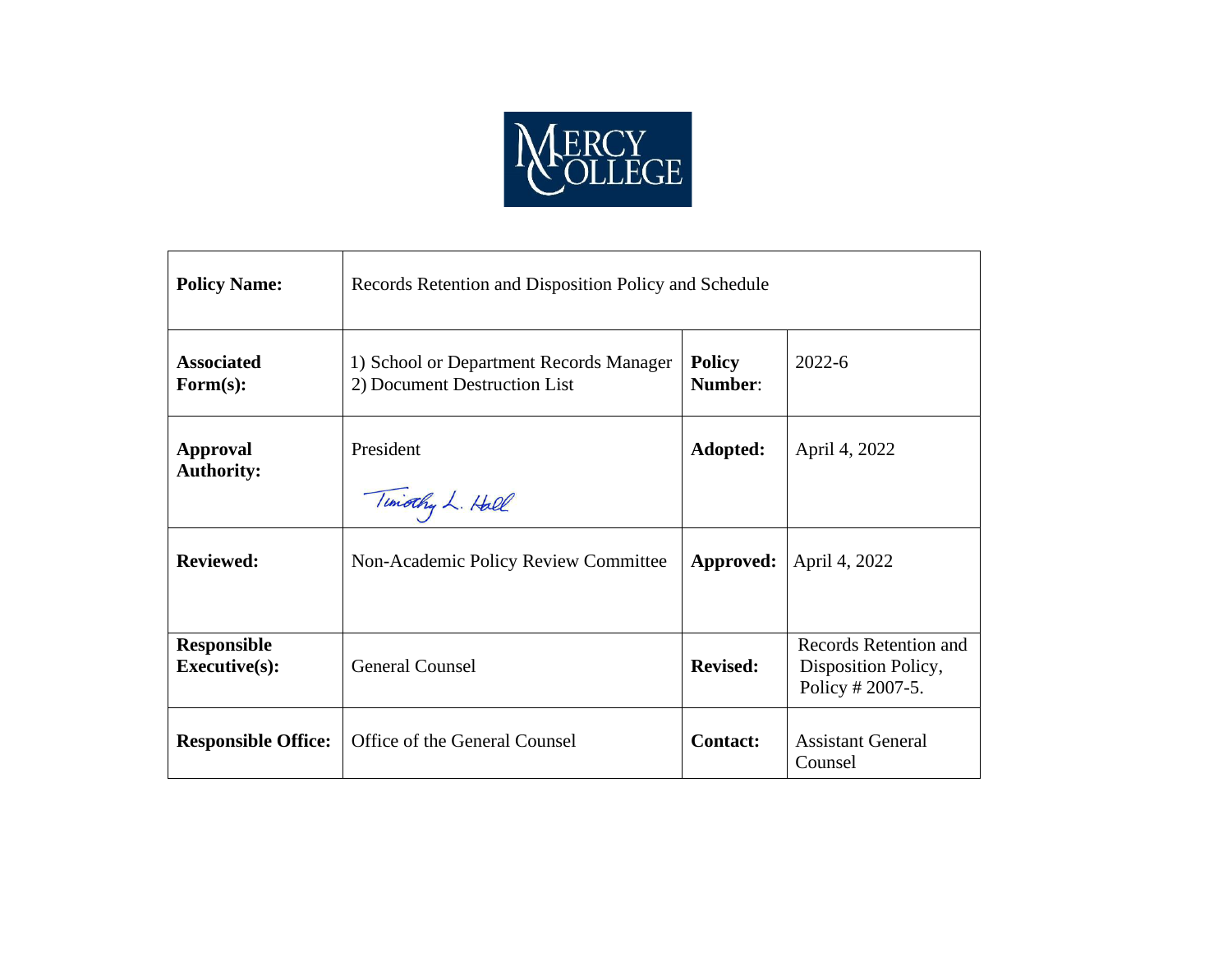MERCY COLLEGE

| **Policy Name:** | Records Retention and Disposition Policy and Schedule | | |
|---|---|---|---|
| **Associated Form(s):** | 1) School or Department Records Manager<br>2) Document Destruction List | **Policy Number**: | 2022-6 |
| **Approval Authority:** | President<br>Timothy L. Hall | **Adopted:** | April 4, 2022 |
| **Reviewed:** | Non-Academic Policy Review Committee | **Approved:** | April 4, 2022 |
| **Responsible Executive(s):** | General Counsel | **Revised:** | Records Retention and Disposition Policy, Policy # 2007-5. |
| **Responsible Office:** | Office of the General Counsel | **Contact:** | Assistant General Counsel |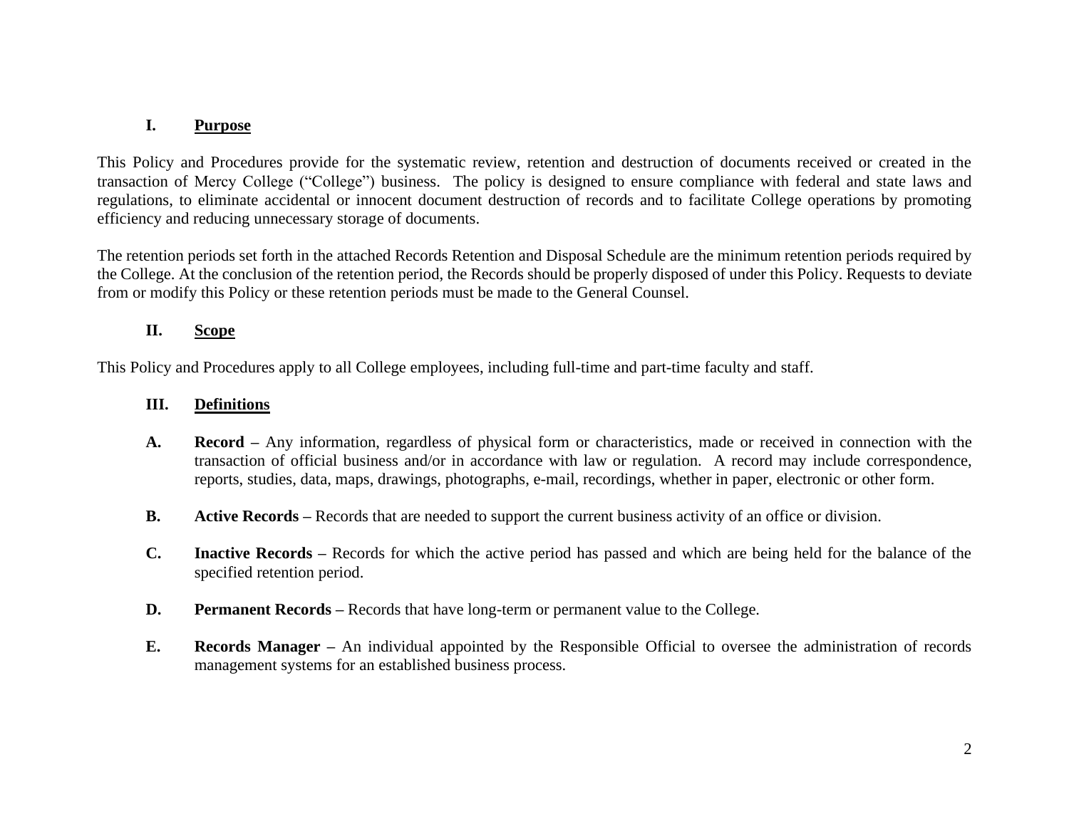## I. Purpose

This Policy and Procedures provide for the systematic review, retention and destruction of documents received or created in the transaction of Mercy College ("College") business. The policy is designed to ensure compliance with federal and state laws and regulations, to eliminate accidental or innocent document destruction of records and to facilitate College operations by promoting efficiency and reducing unnecessary storage of documents.

The retention periods set forth in the attached Records Retention and Disposal Schedule are the minimum retention periods required by the College. At the conclusion of the retention period, the Records should be properly disposed of under this Policy. Requests to deviate from or modify this Policy or these retention periods must be made to the General Counsel.

## II. Scope

This Policy and Procedures apply to all College employees, including full-time and part-time faculty and staff.

## III. Definitions

**A. Record –** Any information, regardless of physical form or characteristics, made or received in connection with the transaction of official business and/or in accordance with law or regulation. A record may include correspondence, reports, studies, data, maps, drawings, photographs, e-mail, recordings, whether in paper, electronic or other form.

**B. Active Records –** Records that are needed to support the current business activity of an office or division.

**C. Inactive Records –** Records for which the active period has passed and which are being held for the balance of the specified retention period.

**D. Permanent Records –** Records that have long-term or permanent value to the College.

**E. Records Manager –** An individual appointed by the Responsible Official to oversee the administration of records management systems for an established business process.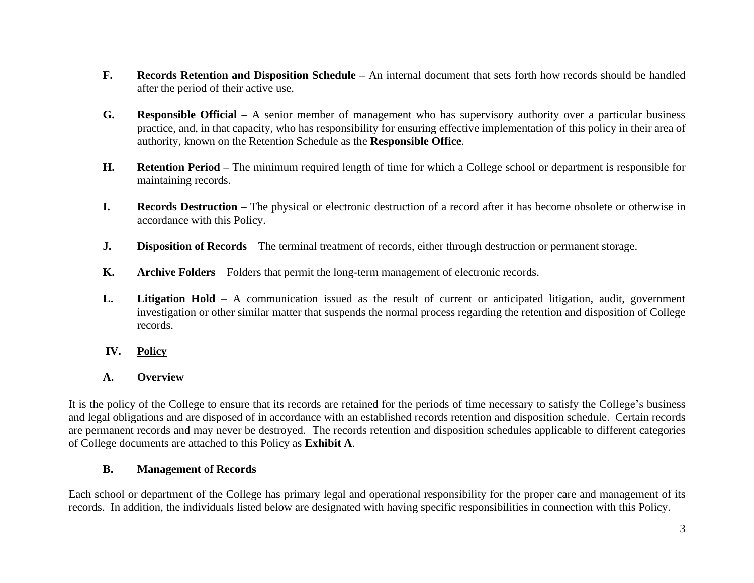**F.** **Records Retention and Disposition Schedule –** An internal document that sets forth how records should be handled after the period of their active use.

**G.** **Responsible Official –** A senior member of management who has supervisory authority over a particular business practice, and, in that capacity, who has responsibility for ensuring effective implementation of this policy in their area of authority, known on the Retention Schedule as the **Responsible Office**.

**H.** **Retention Period –** The minimum required length of time for which a College school or department is responsible for maintaining records.

**I.** **Records Destruction –** The physical or electronic destruction of a record after it has become obsolete or otherwise in accordance with this Policy.

**J.** **Disposition of Records** – The terminal treatment of records, either through destruction or permanent storage.

**K.** **Archive Folders** – Folders that permit the long-term management of electronic records.

**L.** **Litigation Hold** – A communication issued as the result of current or anticipated litigation, audit, government investigation or other similar matter that suspends the normal process regarding the retention and disposition of College records.

## IV. Policy

### A. Overview

It is the policy of the College to ensure that its records are retained for the periods of time necessary to satisfy the College's business and legal obligations and are disposed of in accordance with an established records retention and disposition schedule. Certain records are permanent records and may never be destroyed. The records retention and disposition schedules applicable to different categories of College documents are attached to this Policy as **Exhibit A**.

### B. Management of Records

Each school or department of the College has primary legal and operational responsibility for the proper care and management of its records. In addition, the individuals listed below are designated with having specific responsibilities in connection with this Policy.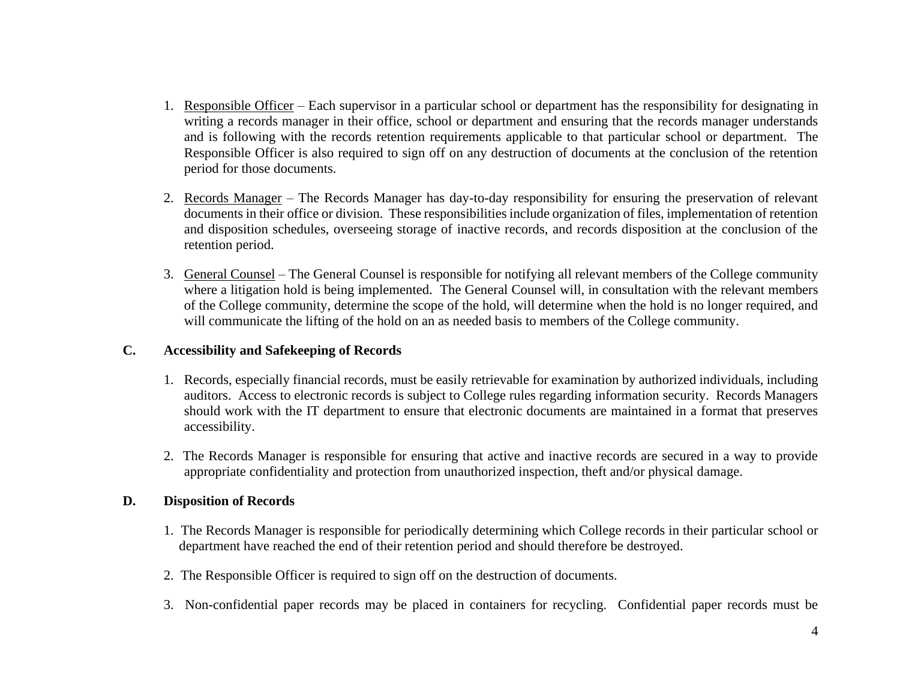1. Responsible Officer – Each supervisor in a particular school or department has the responsibility for designating in writing a records manager in their office, school or department and ensuring that the records manager understands and is following with the records retention requirements applicable to that particular school or department. The Responsible Officer is also required to sign off on any destruction of documents at the conclusion of the retention period for those documents.

2. Records Manager – The Records Manager has day-to-day responsibility for ensuring the preservation of relevant documents in their office or division. These responsibilities include organization of files, implementation of retention and disposition schedules, overseeing storage of inactive records, and records disposition at the conclusion of the retention period.

3. General Counsel – The General Counsel is responsible for notifying all relevant members of the College community where a litigation hold is being implemented. The General Counsel will, in consultation with the relevant members of the College community, determine the scope of the hold, will determine when the hold is no longer required, and will communicate the lifting of the hold on an as needed basis to members of the College community.

**C. Accessibility and Safekeeping of Records**

1. Records, especially financial records, must be easily retrievable for examination by authorized individuals, including auditors. Access to electronic records is subject to College rules regarding information security. Records Managers should work with the IT department to ensure that electronic documents are maintained in a format that preserves accessibility.

2. The Records Manager is responsible for ensuring that active and inactive records are secured in a way to provide appropriate confidentiality and protection from unauthorized inspection, theft and/or physical damage.

**D. Disposition of Records**

1. The Records Manager is responsible for periodically determining which College records in their particular school or department have reached the end of their retention period and should therefore be destroyed.

2. The Responsible Officer is required to sign off on the destruction of documents.

3. Non-confidential paper records may be placed in containers for recycling. Confidential paper records must be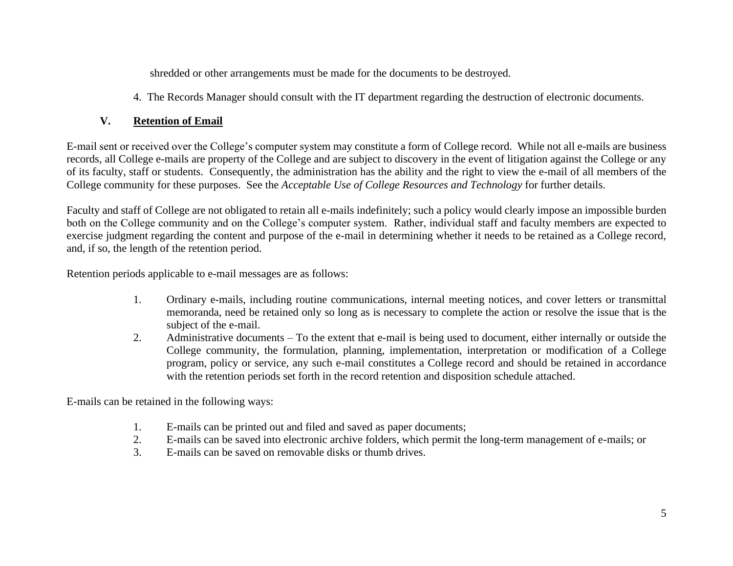shredded or other arrangements must be made for the documents to be destroyed.

4. The Records Manager should consult with the IT department regarding the destruction of electronic documents.

## V. <u>Retention of Email</u>

E-mail sent or received over the College's computer system may constitute a form of College record. While not all e-mails are business records, all College e-mails are property of the College and are subject to discovery in the event of litigation against the College or any of its faculty, staff or students. Consequently, the administration has the ability and the right to view the e-mail of all members of the College community for these purposes. See the *Acceptable Use of College Resources and Technology* for further details.

Faculty and staff of College are not obligated to retain all e-mails indefinitely; such a policy would clearly impose an impossible burden both on the College community and on the College's computer system. Rather, individual staff and faculty members are expected to exercise judgment regarding the content and purpose of the e-mail in determining whether it needs to be retained as a College record, and, if so, the length of the retention period.

Retention periods applicable to e-mail messages are as follows:

1. Ordinary e-mails, including routine communications, internal meeting notices, and cover letters or transmittal memoranda, need be retained only so long as is necessary to complete the action or resolve the issue that is the subject of the e-mail.
2. Administrative documents – To the extent that e-mail is being used to document, either internally or outside the College community, the formulation, planning, implementation, interpretation or modification of a College program, policy or service, any such e-mail constitutes a College record and should be retained in accordance with the retention periods set forth in the record retention and disposition schedule attached.

E-mails can be retained in the following ways:

1. E-mails can be printed out and filed and saved as paper documents;
2. E-mails can be saved into electronic archive folders, which permit the long-term management of e-mails; or
3. E-mails can be saved on removable disks or thumb drives.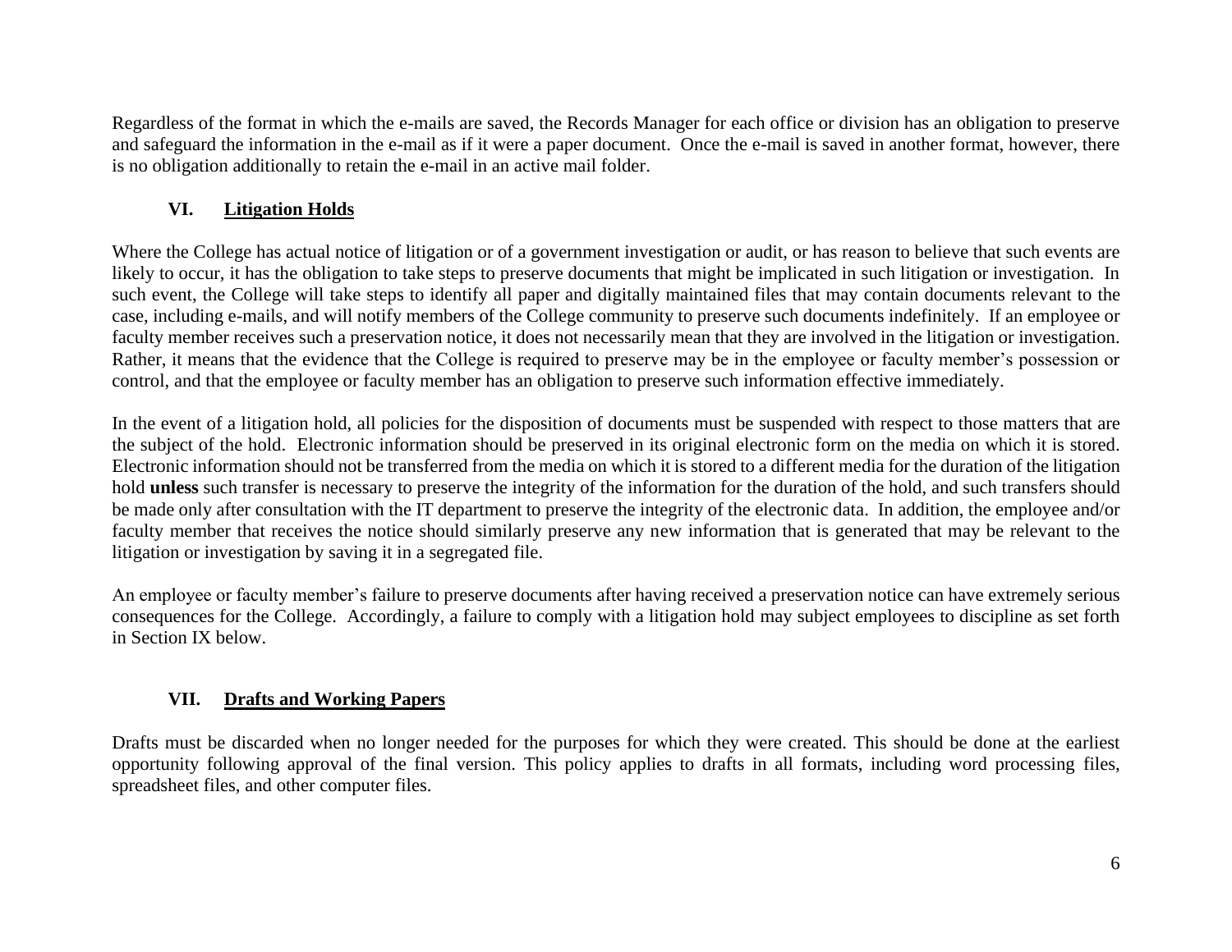Regardless of the format in which the e-mails are saved, the Records Manager for each office or division has an obligation to preserve and safeguard the information in the e-mail as if it were a paper document. Once the e-mail is saved in another format, however, there is no obligation additionally to retain the e-mail in an active mail folder.

## VI. Litigation Holds

Where the College has actual notice of litigation or of a government investigation or audit, or has reason to believe that such events are likely to occur, it has the obligation to take steps to preserve documents that might be implicated in such litigation or investigation. In such event, the College will take steps to identify all paper and digitally maintained files that may contain documents relevant to the case, including e-mails, and will notify members of the College community to preserve such documents indefinitely. If an employee or faculty member receives such a preservation notice, it does not necessarily mean that they are involved in the litigation or investigation. Rather, it means that the evidence that the College is required to preserve may be in the employee or faculty member's possession or control, and that the employee or faculty member has an obligation to preserve such information effective immediately.

In the event of a litigation hold, all policies for the disposition of documents must be suspended with respect to those matters that are the subject of the hold. Electronic information should be preserved in its original electronic form on the media on which it is stored. Electronic information should not be transferred from the media on which it is stored to a different media for the duration of the litigation hold **unless** such transfer is necessary to preserve the integrity of the information for the duration of the hold, and such transfers should be made only after consultation with the IT department to preserve the integrity of the electronic data. In addition, the employee and/or faculty member that receives the notice should similarly preserve any new information that is generated that may be relevant to the litigation or investigation by saving it in a segregated file.

An employee or faculty member's failure to preserve documents after having received a preservation notice can have extremely serious consequences for the College. Accordingly, a failure to comply with a litigation hold may subject employees to discipline as set forth in Section IX below.

## VII. Drafts and Working Papers

Drafts must be discarded when no longer needed for the purposes for which they were created. This should be done at the earliest opportunity following approval of the final version. This policy applies to drafts in all formats, including word processing files, spreadsheet files, and other computer files.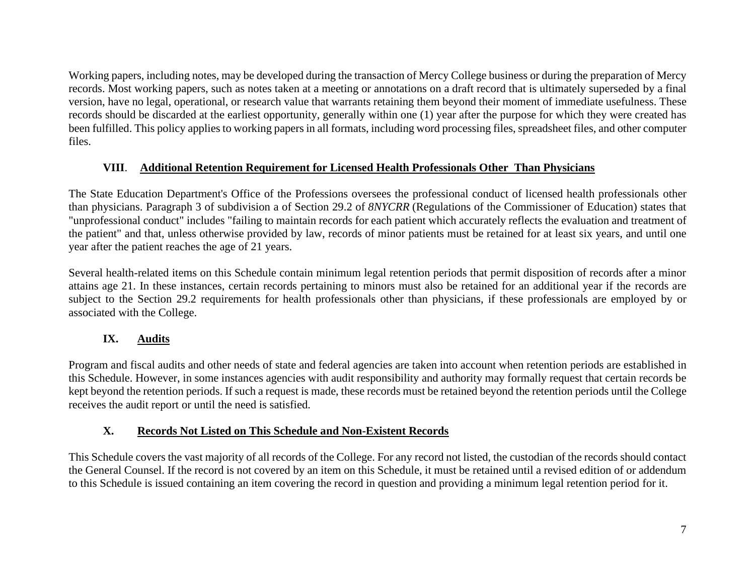Working papers, including notes, may be developed during the transaction of Mercy College business or during the preparation of Mercy records. Most working papers, such as notes taken at a meeting or annotations on a draft record that is ultimately superseded by a final version, have no legal, operational, or research value that warrants retaining them beyond their moment of immediate usefulness. These records should be discarded at the earliest opportunity, generally within one (1) year after the purpose for which they were created has been fulfilled. This policy applies to working papers in all formats, including word processing files, spreadsheet files, and other computer files.

## VIII. Additional Retention Requirement for Licensed Health Professionals Other Than Physicians

The State Education Department's Office of the Professions oversees the professional conduct of licensed health professionals other than physicians. Paragraph 3 of subdivision a of Section 29.2 of *8NYCRR* (Regulations of the Commissioner of Education) states that "unprofessional conduct" includes "failing to maintain records for each patient which accurately reflects the evaluation and treatment of the patient" and that, unless otherwise provided by law, records of minor patients must be retained for at least six years, and until one year after the patient reaches the age of 21 years.

Several health-related items on this Schedule contain minimum legal retention periods that permit disposition of records after a minor attains age 21. In these instances, certain records pertaining to minors must also be retained for an additional year if the records are subject to the Section 29.2 requirements for health professionals other than physicians, if these professionals are employed by or associated with the College.

## IX. Audits

Program and fiscal audits and other needs of state and federal agencies are taken into account when retention periods are established in this Schedule. However, in some instances agencies with audit responsibility and authority may formally request that certain records be kept beyond the retention periods. If such a request is made, these records must be retained beyond the retention periods until the College receives the audit report or until the need is satisfied.

## X. Records Not Listed on This Schedule and Non-Existent Records

This Schedule covers the vast majority of all records of the College. For any record not listed, the custodian of the records should contact the General Counsel. If the record is not covered by an item on this Schedule, it must be retained until a revised edition of or addendum to this Schedule is issued containing an item covering the record in question and providing a minimum legal retention period for it.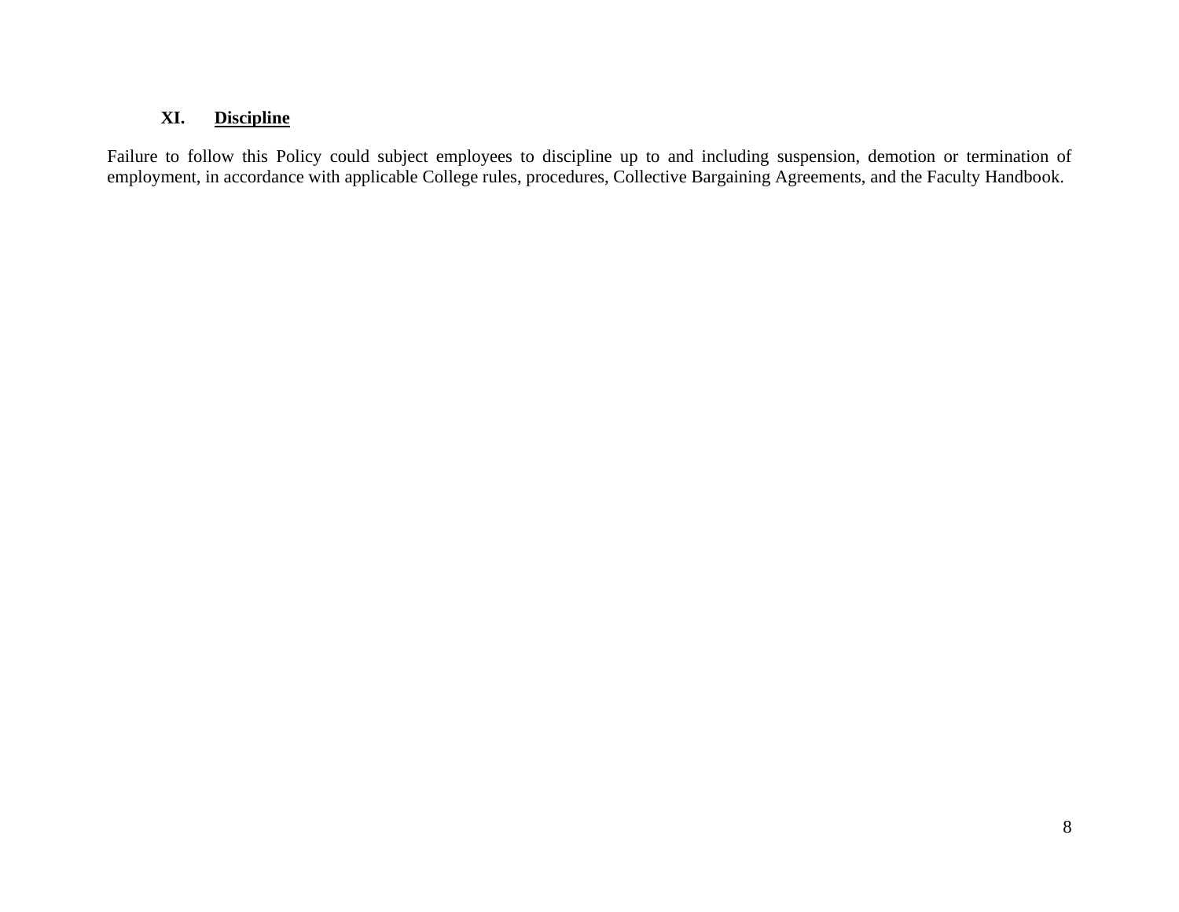## XI. **Discipline**

Failure to follow this Policy could subject employees to discipline up to and including suspension, demotion or termination of employment, in accordance with applicable College rules, procedures, Collective Bargaining Agreements, and the Faculty Handbook.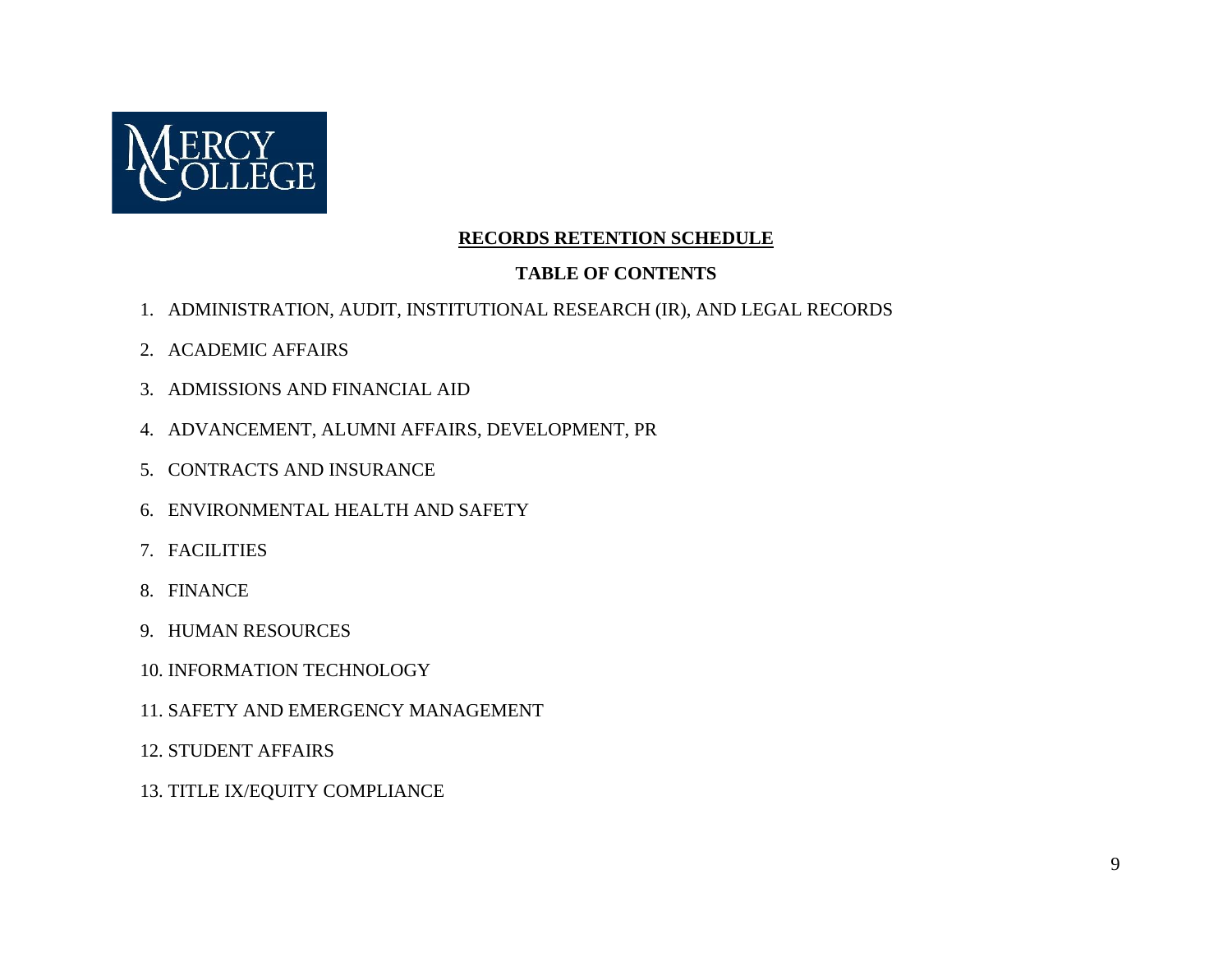# RECORDS RETENTION SCHEDULE

## TABLE OF CONTENTS

1. ADMINISTRATION, AUDIT, INSTITUTIONAL RESEARCH (IR), AND LEGAL RECORDS
2. ACADEMIC AFFAIRS
3. ADMISSIONS AND FINANCIAL AID
4. ADVANCEMENT, ALUMNI AFFAIRS, DEVELOPMENT, PR
5. CONTRACTS AND INSURANCE
6. ENVIRONMENTAL HEALTH AND SAFETY
7. FACILITIES
8. FINANCE
9. HUMAN RESOURCES
10. INFORMATION TECHNOLOGY
11. SAFETY AND EMERGENCY MANAGEMENT
12. STUDENT AFFAIRS
13. TITLE IX/EQUITY COMPLIANCE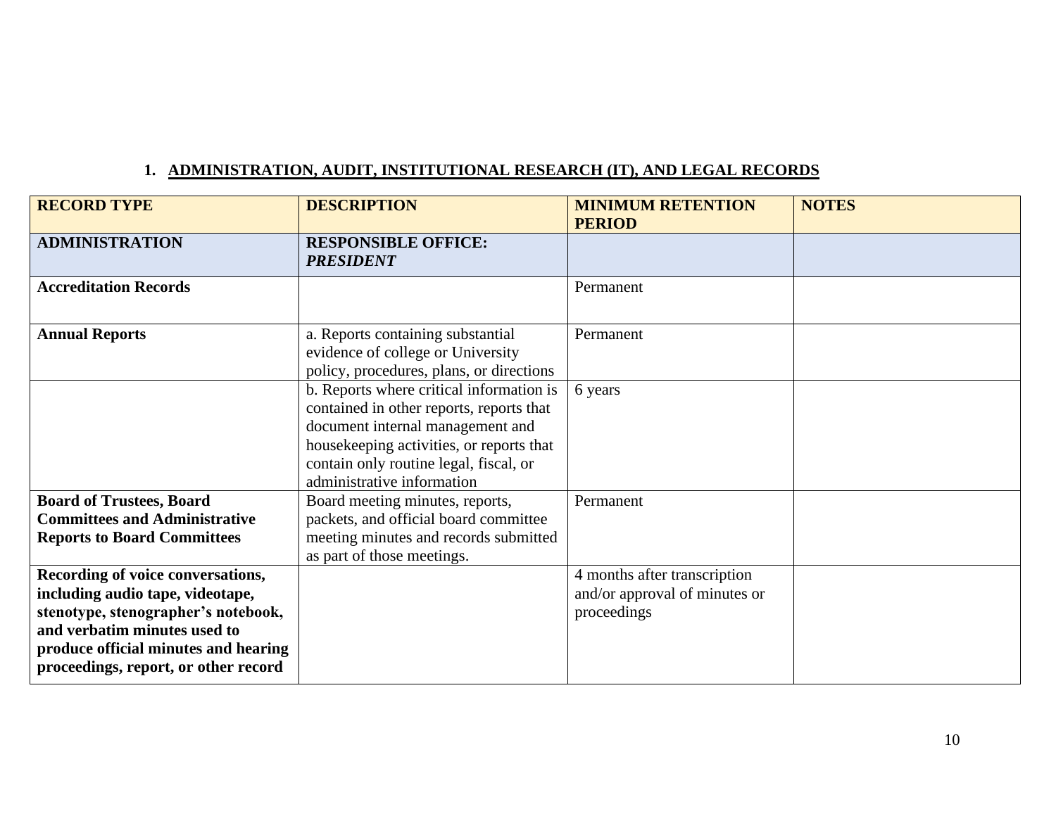## 1. ADMINISTRATION, AUDIT, INSTITUTIONAL RESEARCH (IT), AND LEGAL RECORDS

| RECORD TYPE | DESCRIPTION | MINIMUM RETENTION PERIOD | NOTES |
|---|---|---|---|
| **ADMINISTRATION** | **RESPONSIBLE OFFICE:** ***PRESIDENT*** | | |
| **Accreditation Records** | | Permanent | |
| **Annual Reports** | a. Reports containing substantial evidence of college or University policy, procedures, plans, or directions | Permanent | |
| | b. Reports where critical information is contained in other reports, reports that document internal management and housekeeping activities, or reports that contain only routine legal, fiscal, or administrative information | 6 years | |
| **Board of Trustees, Board Committees and Administrative Reports to Board Committees** | Board meeting minutes, reports, packets, and official board committee meeting minutes and records submitted as part of those meetings. | Permanent | |
| **Recording of voice conversations, including audio tape, videotape, stenotype, stenographer's notebook, and verbatim minutes used to produce official minutes and hearing proceedings, report, or other record** | | 4 months after transcription and/or approval of minutes or proceedings | |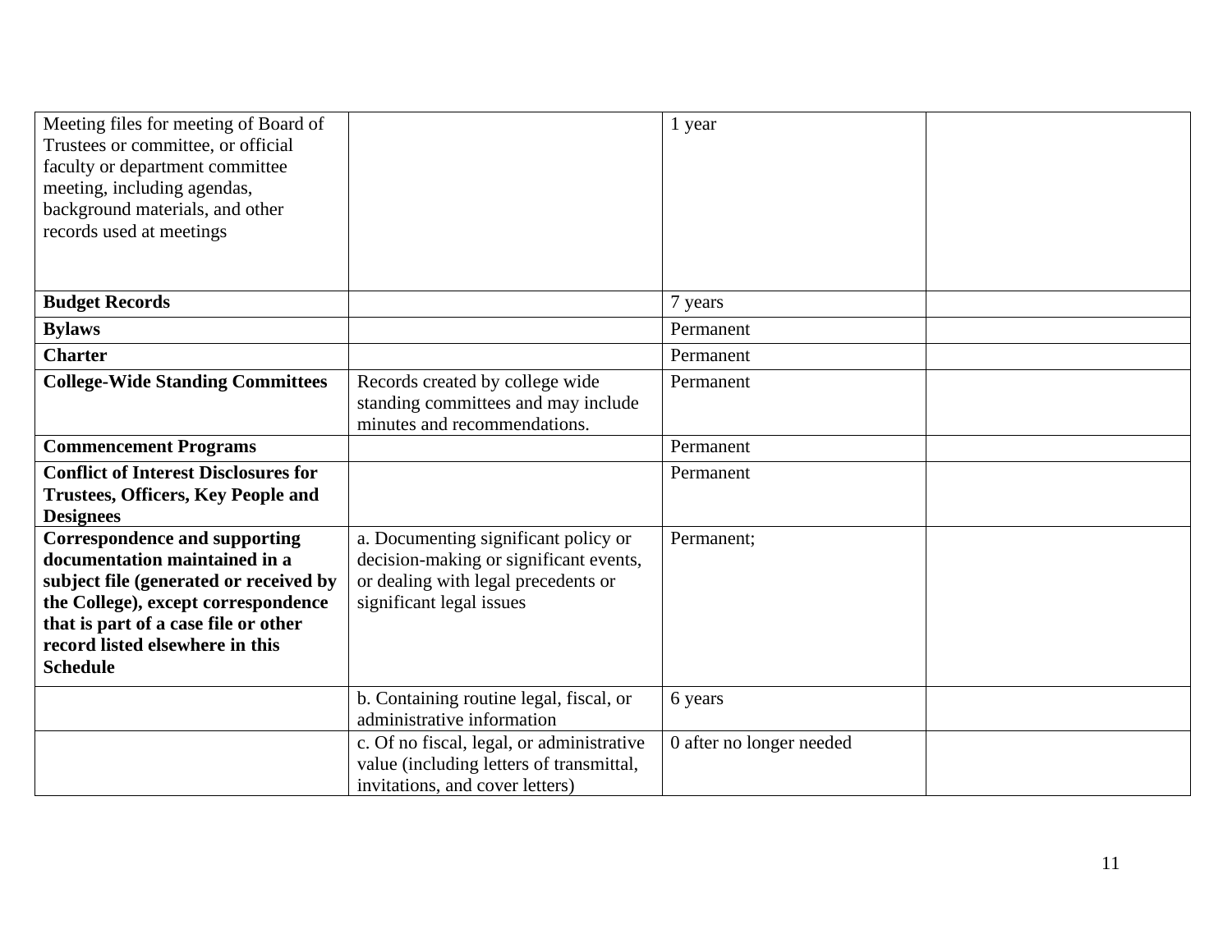| Meeting files for meeting of Board of Trustees or committee, or official faculty or department committee meeting, including agendas, background materials, and other records used at meetings | | 1 year | |
|---|---|---|---|
| **Budget Records** | | 7 years | |
| **Bylaws** | | Permanent | |
| **Charter** | | Permanent | |
| **College-Wide Standing Committees** | Records created by college wide standing committees and may include minutes and recommendations. | Permanent | |
| **Commencement Programs** | | Permanent | |
| **Conflict of Interest Disclosures for Trustees, Officers, Key People and Designees** | | Permanent | |
| **Correspondence and supporting documentation maintained in a subject file (generated or received by the College), except correspondence that is part of a case file or other record listed elsewhere in this Schedule** | a. Documenting significant policy or decision-making or significant events, or dealing with legal precedents or significant legal issues | Permanent; | |
| | b. Containing routine legal, fiscal, or administrative information | 6 years | |
| | c. Of no fiscal, legal, or administrative value (including letters of transmittal, invitations, and cover letters) | 0 after no longer needed | |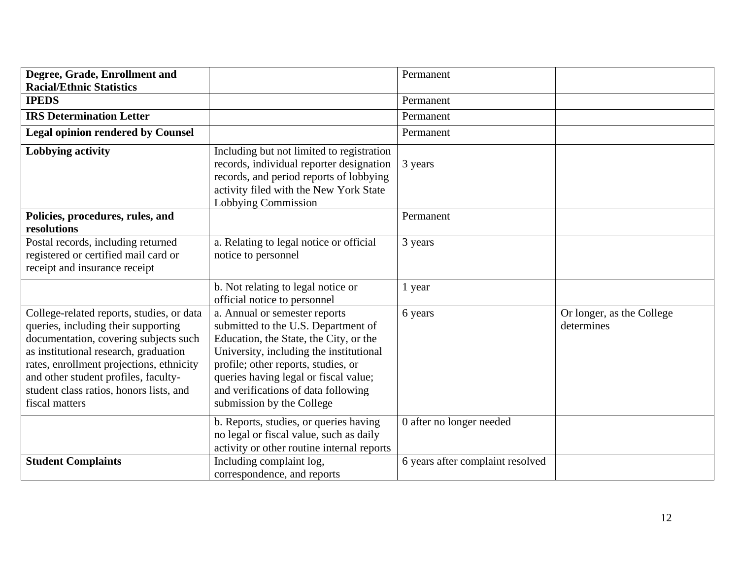| **Degree, Grade, Enrollment and Racial/Ethnic Statistics** | | Permanent | |
|---|---|---|---|
| **IPEDS** | | Permanent | |
| **IRS Determination Letter** | | Permanent | |
| **Legal opinion rendered by Counsel** | | Permanent | |
| **Lobbying activity** | Including but not limited to registration records, individual reporter designation records, and period reports of lobbying activity filed with the New York State Lobbying Commission | 3 years | |
| **Policies, procedures, rules, and resolutions** | | Permanent | |
| Postal records, including returned registered or certified mail card or receipt and insurance receipt | a. Relating to legal notice or official notice to personnel | 3 years | |
| | b. Not relating to legal notice or official notice to personnel | 1 year | |
| College-related reports, studies, or data queries, including their supporting documentation, covering subjects such as institutional research, graduation rates, enrollment projections, ethnicity and other student profiles, faculty-student class ratios, honors lists, and fiscal matters | a. Annual or semester reports submitted to the U.S. Department of Education, the State, the City, or the University, including the institutional profile; other reports, studies, or queries having legal or fiscal value; and verifications of data following submission by the College | 6 years | Or longer, as the College determines |
| | b. Reports, studies, or queries having no legal or fiscal value, such as daily activity or other routine internal reports | 0 after no longer needed | |
| **Student Complaints** | Including complaint log, correspondence, and reports | 6 years after complaint resolved | |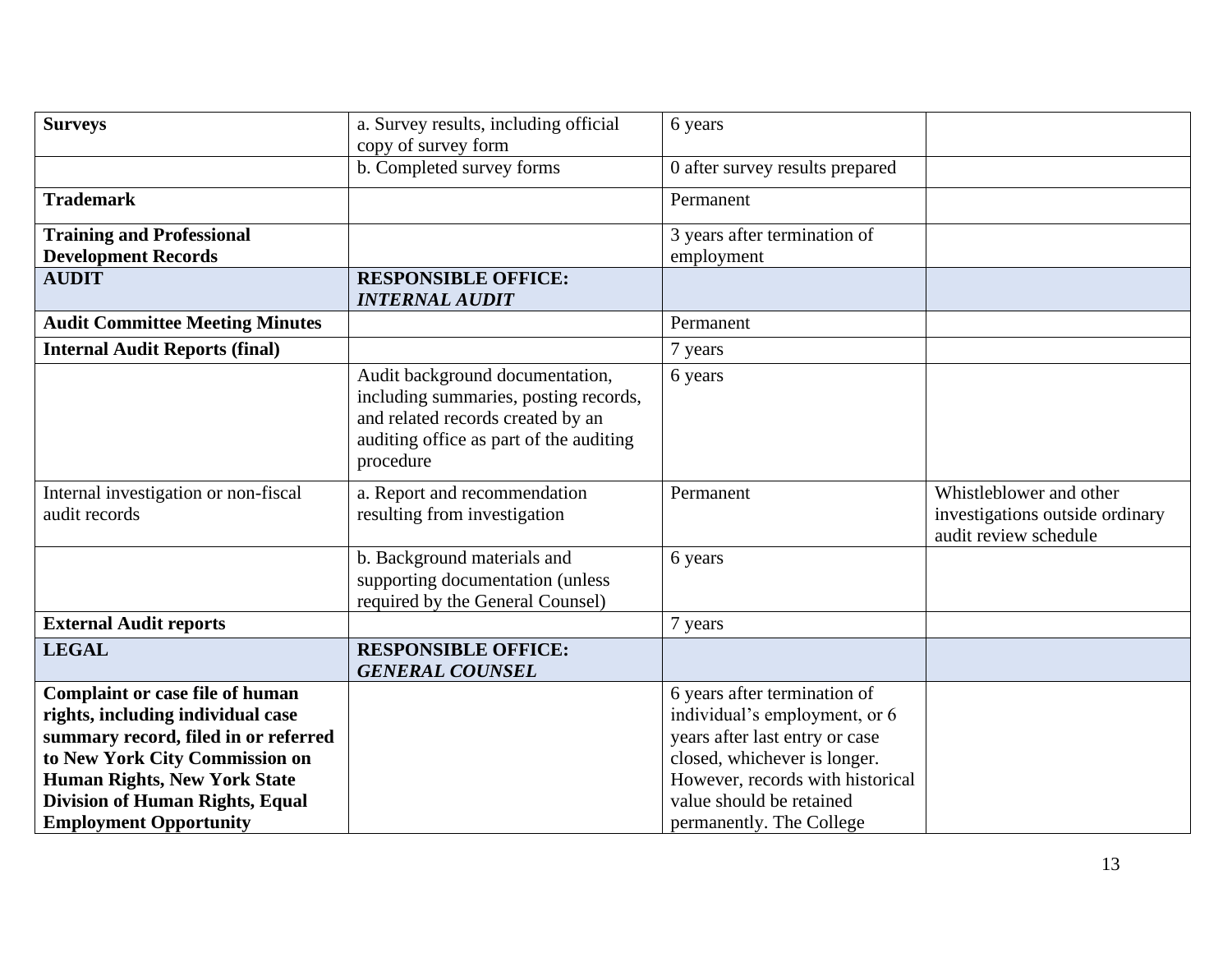| **Surveys** | a. Survey results, including official copy of survey form | 6 years | |
|---|---|---|---|
| | b. Completed survey forms | 0 after survey results prepared | |
| **Trademark** | | Permanent | |
| **Training and Professional Development Records** | | 3 years after termination of employment | |
| **AUDIT** | **RESPONSIBLE OFFICE:** ***INTERNAL AUDIT*** | | |
| **Audit Committee Meeting Minutes** | | Permanent | |
| **Internal Audit Reports (final)** | | 7 years | |
| | Audit background documentation, including summaries, posting records, and related records created by an auditing office as part of the auditing procedure | 6 years | |
| Internal investigation or non-fiscal audit records | a. Report and recommendation resulting from investigation | Permanent | Whistleblower and other investigations outside ordinary audit review schedule |
| | b. Background materials and supporting documentation (unless required by the General Counsel) | 6 years | |
| **External Audit reports** | | 7 years | |
| **LEGAL** | **RESPONSIBLE OFFICE:** ***GENERAL COUNSEL*** | | |
| **Complaint or case file of human rights, including individual case summary record, filed in or referred to New York City Commission on Human Rights, New York State Division of Human Rights, Equal Employment Opportunity** | | 6 years after termination of individual's employment, or 6 years after last entry or case closed, whichever is longer. However, records with historical value should be retained permanently. The College | |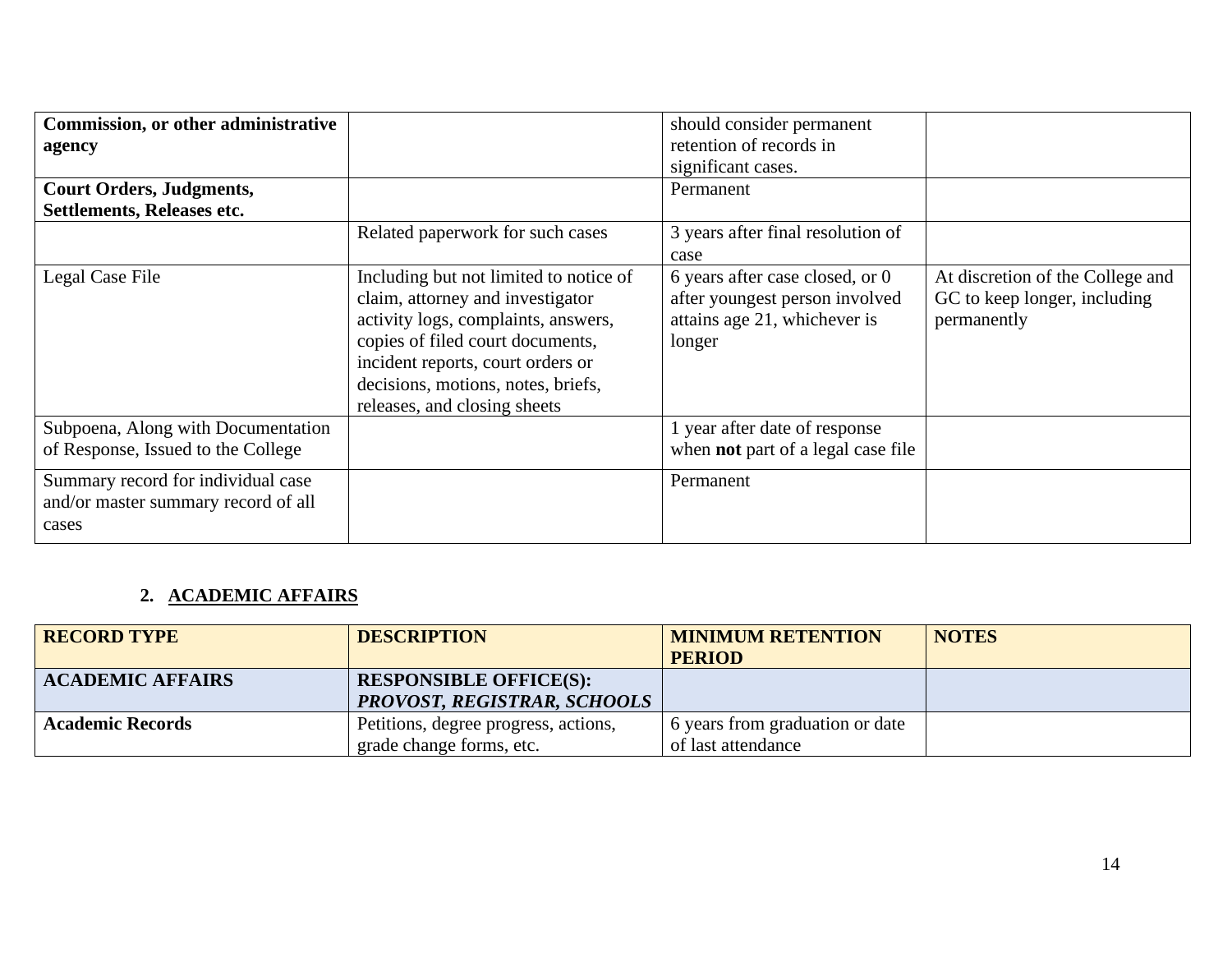| | | | |
|---|---|---|---|
| **Commission, or other administrative agency** | | should consider permanent retention of records in significant cases. | |
| **Court Orders, Judgments, Settlements, Releases etc.** | | Permanent | |
| | Related paperwork for such cases | 3 years after final resolution of case | |
| Legal Case File | Including but not limited to notice of claim, attorney and investigator activity logs, complaints, answers, copies of filed court documents, incident reports, court orders or decisions, motions, notes, briefs, releases, and closing sheets | 6 years after case closed, or 0 after youngest person involved attains age 21, whichever is longer | At discretion of the College and GC to keep longer, including permanently |
| Subpoena, Along with Documentation of Response, Issued to the College | | 1 year after date of response when **not** part of a legal case file | |
| Summary record for individual case and/or master summary record of all cases | | Permanent | |

## 2. ACADEMIC AFFAIRS

| **RECORD TYPE** | **DESCRIPTION** | **MINIMUM RETENTION PERIOD** | **NOTES** |
|---|---|---|---|
| **ACADEMIC AFFAIRS** | **RESPONSIBLE OFFICE(S):** ***PROVOST, REGISTRAR, SCHOOLS*** | | |
| **Academic Records** | Petitions, degree progress, actions, grade change forms, etc. | 6 years from graduation or date of last attendance | |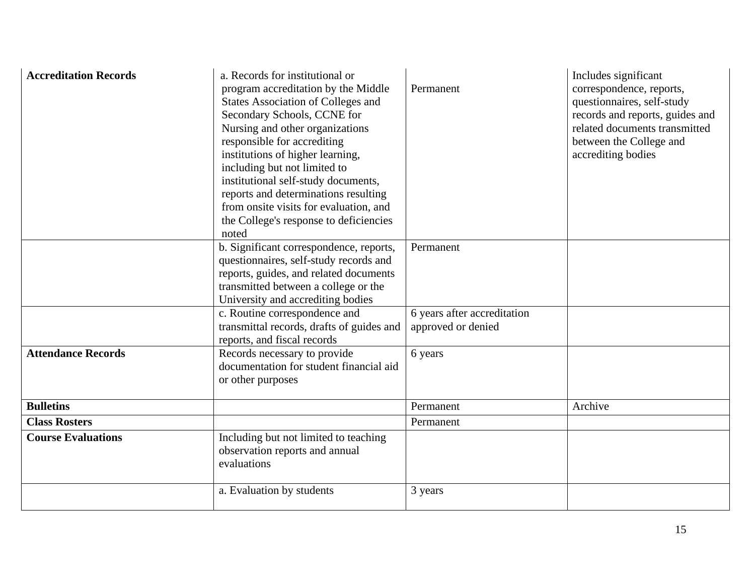| **Accreditation Records** | a. Records for institutional or program accreditation by the Middle States Association of Colleges and Secondary Schools, CCNE for Nursing and other organizations responsible for accrediting institutions of higher learning, including but not limited to institutional self-study documents, reports and determinations resulting from onsite visits for evaluation, and the College's response to deficiencies noted | Permanent | Includes significant correspondence, reports, questionnaires, self-study records and reports, guides and related documents transmitted between the College and accrediting bodies |
|---|---|---|---|
| | b. Significant correspondence, reports, questionnaires, self-study records and reports, guides, and related documents transmitted between a college or the University and accrediting bodies | Permanent | |
| | c. Routine correspondence and transmittal records, drafts of guides and reports, and fiscal records | 6 years after accreditation approved or denied | |
| **Attendance Records** | Records necessary to provide documentation for student financial aid or other purposes | 6 years | |
| **Bulletins** | | Permanent | Archive |
| **Class Rosters** | | Permanent | |
| **Course Evaluations** | Including but not limited to teaching observation reports and annual evaluations | | |
| | a. Evaluation by students | 3 years | |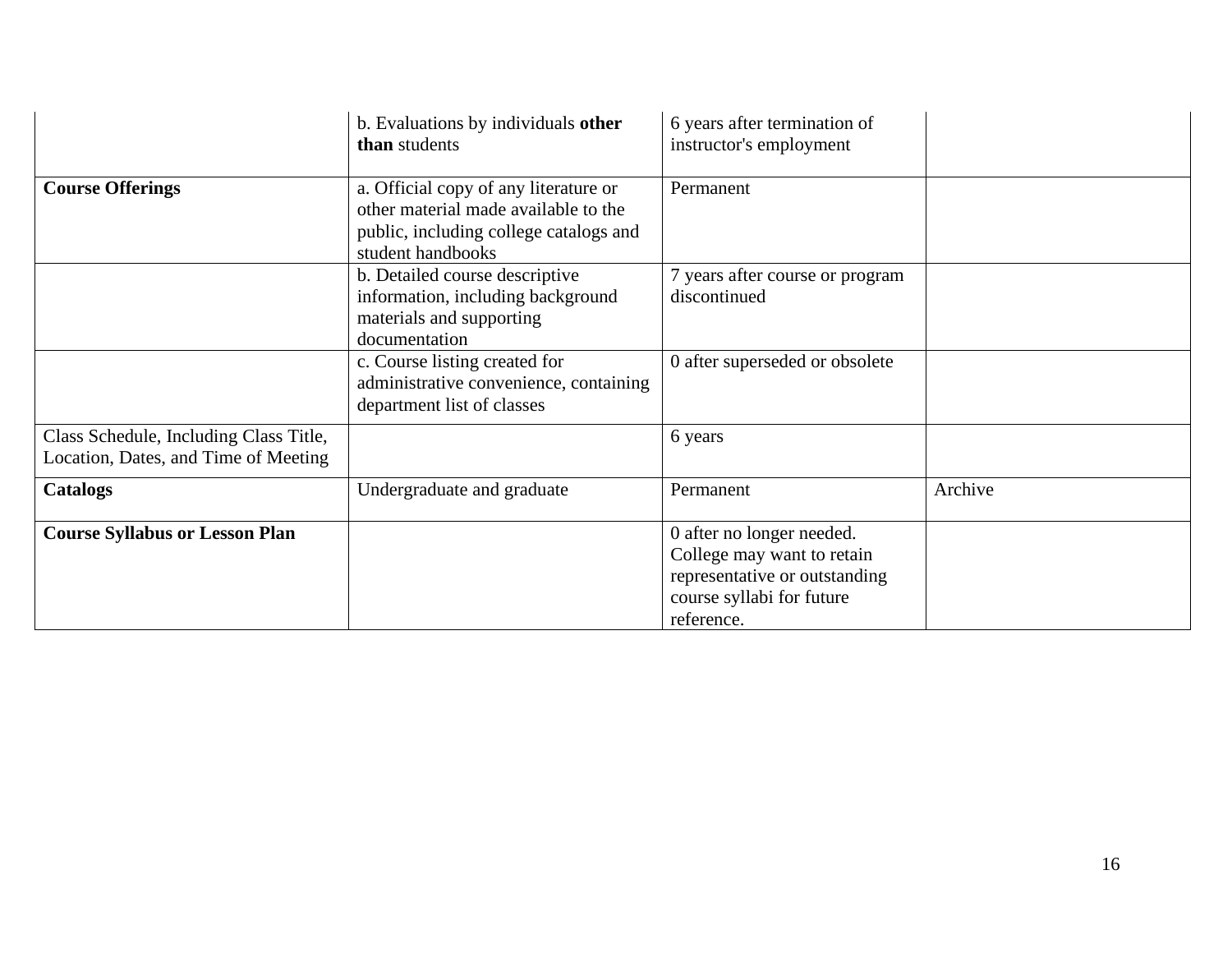| | | | |
|---|---|---|---|
| | b. Evaluations by individuals **other than** students | 6 years after termination of instructor's employment | |
| **Course Offerings** | a. Official copy of any literature or other material made available to the public, including college catalogs and student handbooks | Permanent | |
| | b. Detailed course descriptive information, including background materials and supporting documentation | 7 years after course or program discontinued | |
| | c. Course listing created for administrative convenience, containing department list of classes | 0 after superseded or obsolete | |
| Class Schedule, Including Class Title, Location, Dates, and Time of Meeting | | 6 years | |
| **Catalogs** | Undergraduate and graduate | Permanent | Archive |
| **Course Syllabus or Lesson Plan** | | 0 after no longer needed. College may want to retain representative or outstanding course syllabi for future reference. | |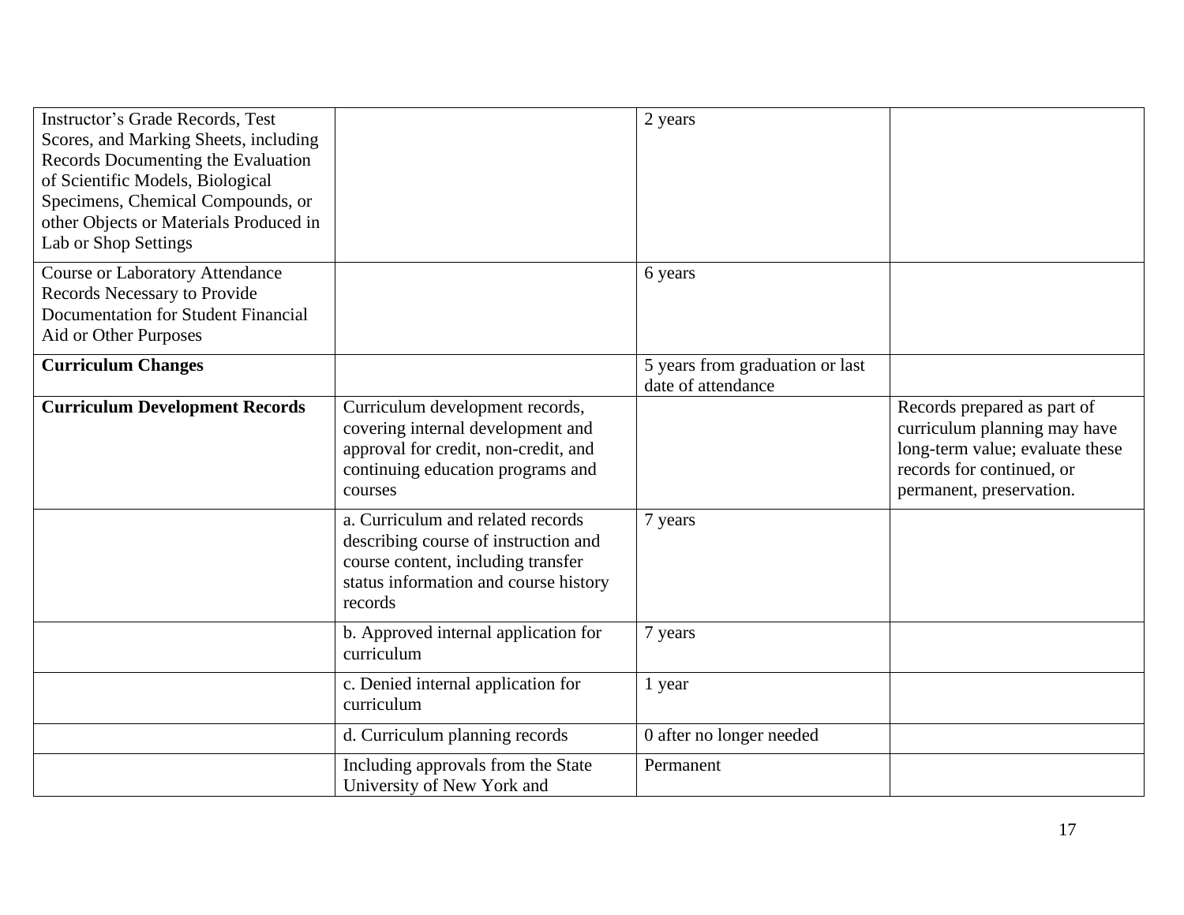| | | | |
|---|---|---|---|
| Instructor's Grade Records, Test Scores, and Marking Sheets, including Records Documenting the Evaluation of Scientific Models, Biological Specimens, Chemical Compounds, or other Objects or Materials Produced in Lab or Shop Settings | | 2 years | |
| Course or Laboratory Attendance Records Necessary to Provide Documentation for Student Financial Aid or Other Purposes | | 6 years | |
| **Curriculum Changes** | | 5 years from graduation or last date of attendance | |
| **Curriculum Development Records** | Curriculum development records, covering internal development and approval for credit, non-credit, and continuing education programs and courses | | Records prepared as part of curriculum planning may have long-term value; evaluate these records for continued, or permanent, preservation. |
| | a. Curriculum and related records describing course of instruction and course content, including transfer status information and course history records | 7 years | |
| | b. Approved internal application for curriculum | 7 years | |
| | c. Denied internal application for curriculum | 1 year | |
| | d. Curriculum planning records | 0 after no longer needed | |
| | Including approvals from the State University of New York and | Permanent | |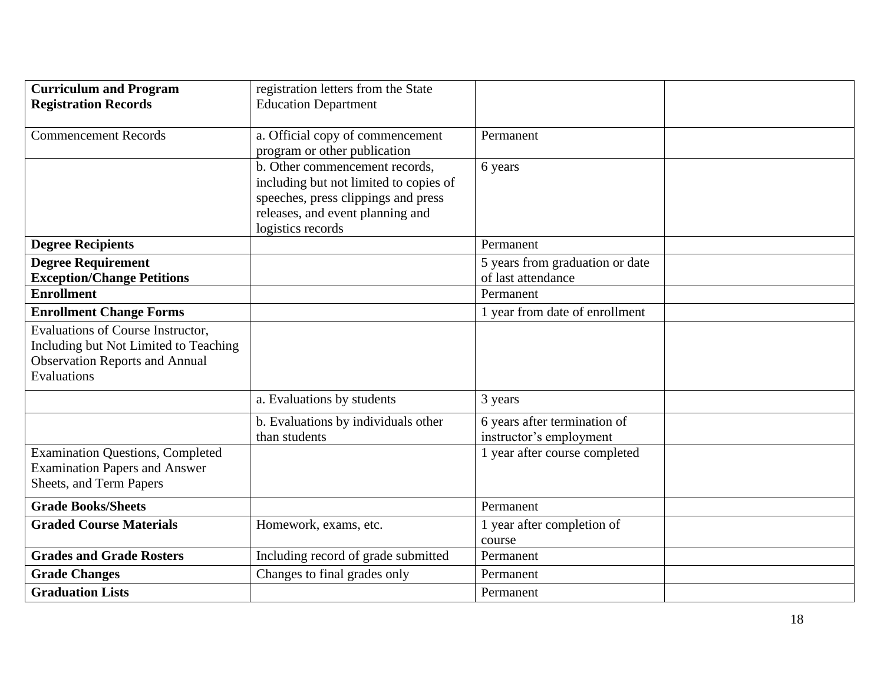| | | | |
|---|---|---|---|
| **Curriculum and Program Registration Records** | registration letters from the State Education Department | | |
| Commencement Records | a. Official copy of commencement program or other publication | Permanent | |
| | b. Other commencement records, including but not limited to copies of speeches, press clippings and press releases, and event planning and logistics records | 6 years | |
| **Degree Recipients** | | Permanent | |
| **Degree Requirement Exception/Change Petitions** | | 5 years from graduation or date of last attendance | |
| **Enrollment** | | Permanent | |
| **Enrollment Change Forms** | | 1 year from date of enrollment | |
| Evaluations of Course Instructor, Including but Not Limited to Teaching Observation Reports and Annual Evaluations | | | |
| | a. Evaluations by students | 3 years | |
| | b. Evaluations by individuals other than students | 6 years after termination of instructor's employment | |
| Examination Questions, Completed Examination Papers and Answer Sheets, and Term Papers | | 1 year after course completed | |
| **Grade Books/Sheets** | | Permanent | |
| **Graded Course Materials** | Homework, exams, etc. | 1 year after completion of course | |
| **Grades and Grade Rosters** | Including record of grade submitted | Permanent | |
| **Grade Changes** | Changes to final grades only | Permanent | |
| **Graduation Lists** | | Permanent | |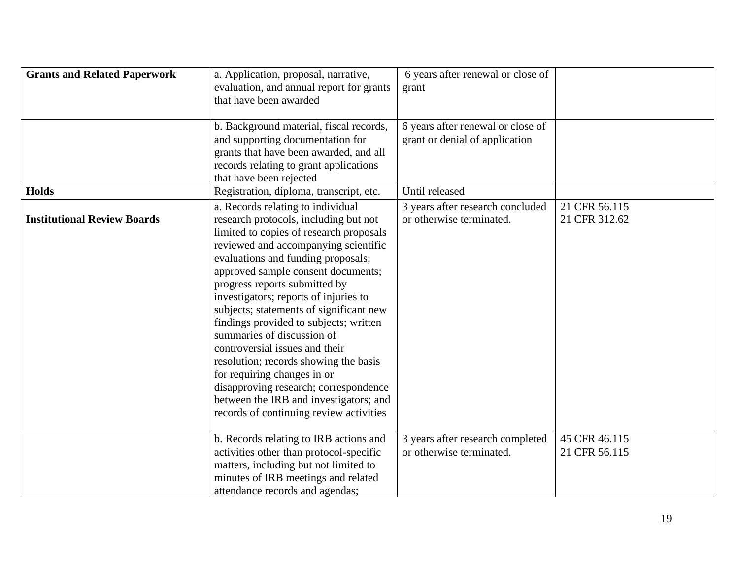| | | | |
|---|---|---|---|
| **Grants and Related Paperwork** | a. Application, proposal, narrative, evaluation, and annual report for grants that have been awarded | 6 years after renewal or close of grant | |
| | b. Background material, fiscal records, and supporting documentation for grants that have been awarded, and all records relating to grant applications that have been rejected | 6 years after renewal or close of grant or denial of application | |
| **Holds** | Registration, diploma, transcript, etc. | Until released | |
| **Institutional Review Boards** | a. Records relating to individual research protocols, including but not limited to copies of research proposals reviewed and accompanying scientific evaluations and funding proposals; approved sample consent documents; progress reports submitted by investigators; reports of injuries to subjects; statements of significant new findings provided to subjects; written summaries of discussion of controversial issues and their resolution; records showing the basis for requiring changes in or disapproving research; correspondence between the IRB and investigators; and records of continuing review activities | 3 years after research concluded or otherwise terminated. | 21 CFR 56.115<br>21 CFR 312.62 |
| | b. Records relating to IRB actions and activities other than protocol-specific matters, including but not limited to minutes of IRB meetings and related attendance records and agendas; | 3 years after research completed or otherwise terminated. | 45 CFR 46.115<br>21 CFR 56.115 |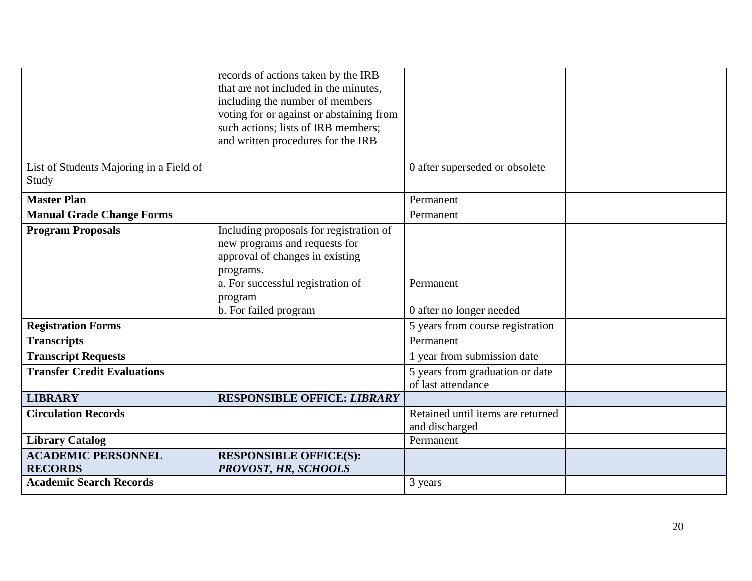| | | | |
|---|---|---|---|
| | records of actions taken by the IRB that are not included in the minutes, including the number of members voting for or against or abstaining from such actions; lists of IRB members; and written procedures for the IRB | | |
| List of Students Majoring in a Field of Study | | 0 after superseded or obsolete | |
| **Master Plan** | | Permanent | |
| **Manual Grade Change Forms** | | Permanent | |
| **Program Proposals** | Including proposals for registration of new programs and requests for approval of changes in existing programs. | | |
| | a. For successful registration of program | Permanent | |
| | b. For failed program | 0 after no longer needed | |
| **Registration Forms** | | 5 years from course registration | |
| **Transcripts** | | Permanent | |
| **Transcript Requests** | | 1 year from submission date | |
| **Transfer Credit Evaluations** | | 5 years from graduation or date of last attendance | |
| **LIBRARY** | **RESPONSIBLE OFFICE: *LIBRARY*** | | |
| **Circulation Records** | | Retained until items are returned and discharged | |
| **Library Catalog** | | Permanent | |
| **ACADEMIC PERSONNEL RECORDS** | **RESPONSIBLE OFFICE(S): *PROVOST, HR, SCHOOLS*** | | |
| **Academic Search Records** | | 3 years | |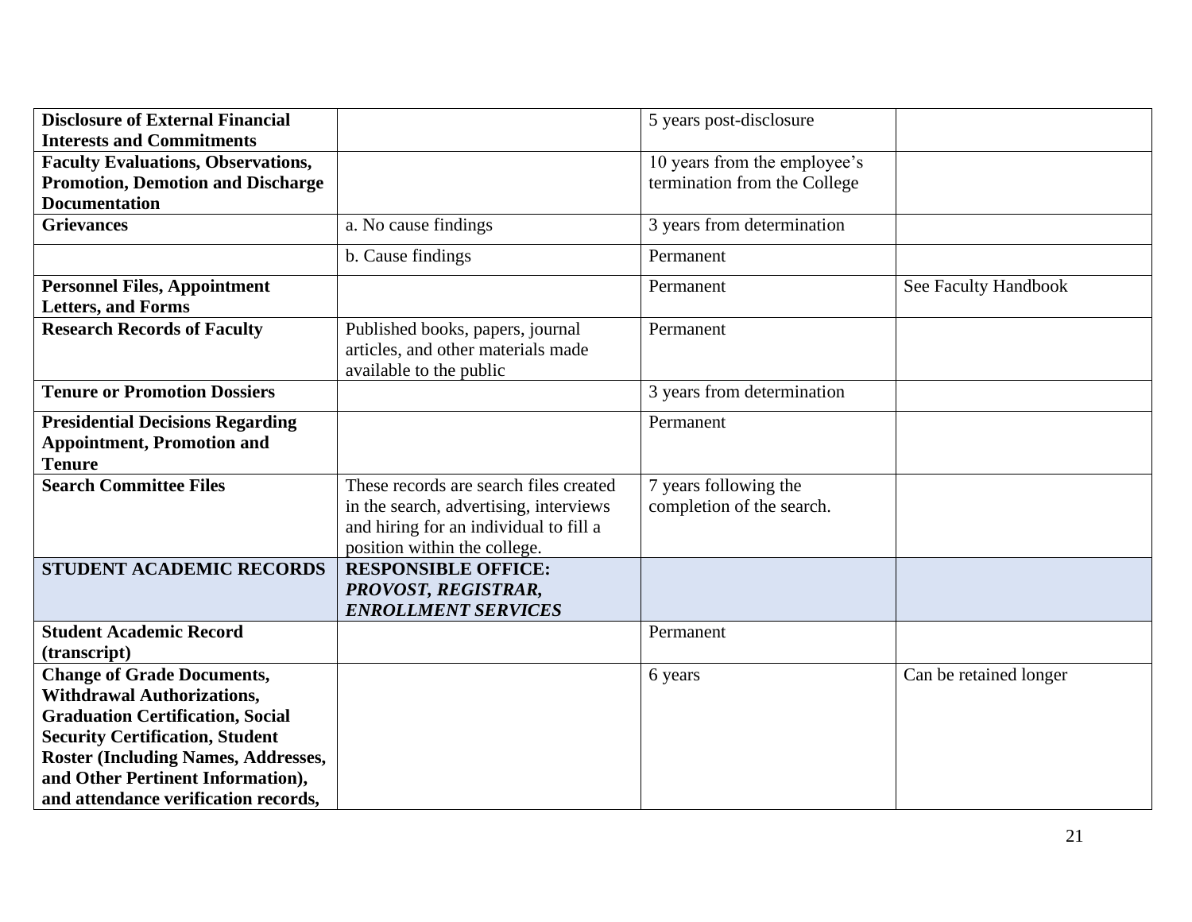| | | | |
|---|---|---|---|
| **Disclosure of External Financial Interests and Commitments** | | 5 years post-disclosure | |
| **Faculty Evaluations, Observations, Promotion, Demotion and Discharge Documentation** | | 10 years from the employee's termination from the College | |
| **Grievances** | a. No cause findings | 3 years from determination | |
| | b. Cause findings | Permanent | |
| **Personnel Files, Appointment Letters, and Forms** | | Permanent | See Faculty Handbook |
| **Research Records of Faculty** | Published books, papers, journal articles, and other materials made available to the public | Permanent | |
| **Tenure or Promotion Dossiers** | | 3 years from determination | |
| **Presidential Decisions Regarding Appointment, Promotion and Tenure** | | Permanent | |
| **Search Committee Files** | These records are search files created in the search, advertising, interviews and hiring for an individual to fill a position within the college. | 7 years following the completion of the search. | |
| **STUDENT ACADEMIC RECORDS** | **RESPONSIBLE OFFICE: *PROVOST, REGISTRAR, ENROLLMENT SERVICES*** | | |
| **Student Academic Record (transcript)** | | Permanent | |
| **Change of Grade Documents, Withdrawal Authorizations, Graduation Certification, Social Security Certification, Student Roster (Including Names, Addresses, and Other Pertinent Information), and attendance verification records,** | | 6 years | Can be retained longer |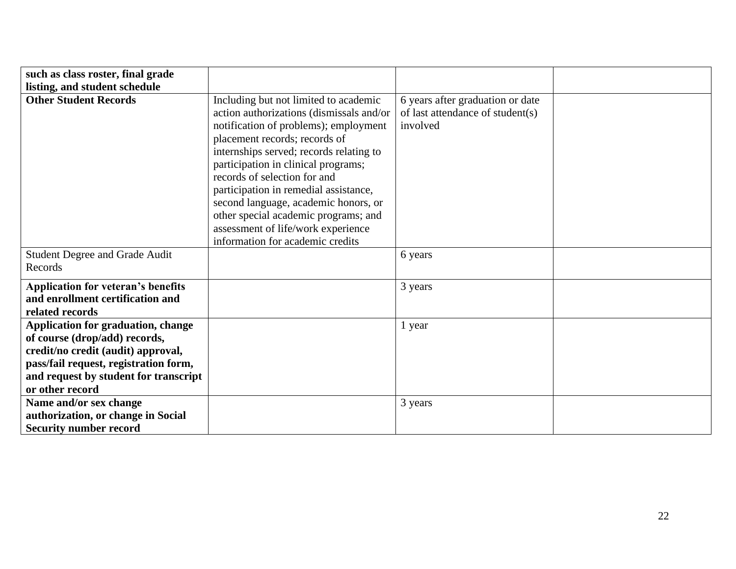| | | | |
|---|---|---|---|
| **such as class roster, final grade listing, and student schedule** | | | |
| **Other Student Records** | Including but not limited to academic action authorizations (dismissals and/or notification of problems); employment placement records; records of internships served; records relating to participation in clinical programs; records of selection for and participation in remedial assistance, second language, academic honors, or other special academic programs; and assessment of life/work experience information for academic credits | 6 years after graduation or date of last attendance of student(s) involved | |
| Student Degree and Grade Audit Records | | 6 years | |
| **Application for veteran's benefits and enrollment certification and related records** | | 3 years | |
| **Application for graduation, change of course (drop/add) records, credit/no credit (audit) approval, pass/fail request, registration form, and request by student for transcript or other record** | | 1 year | |
| **Name and/or sex change authorization, or change in Social Security number record** | | 3 years | |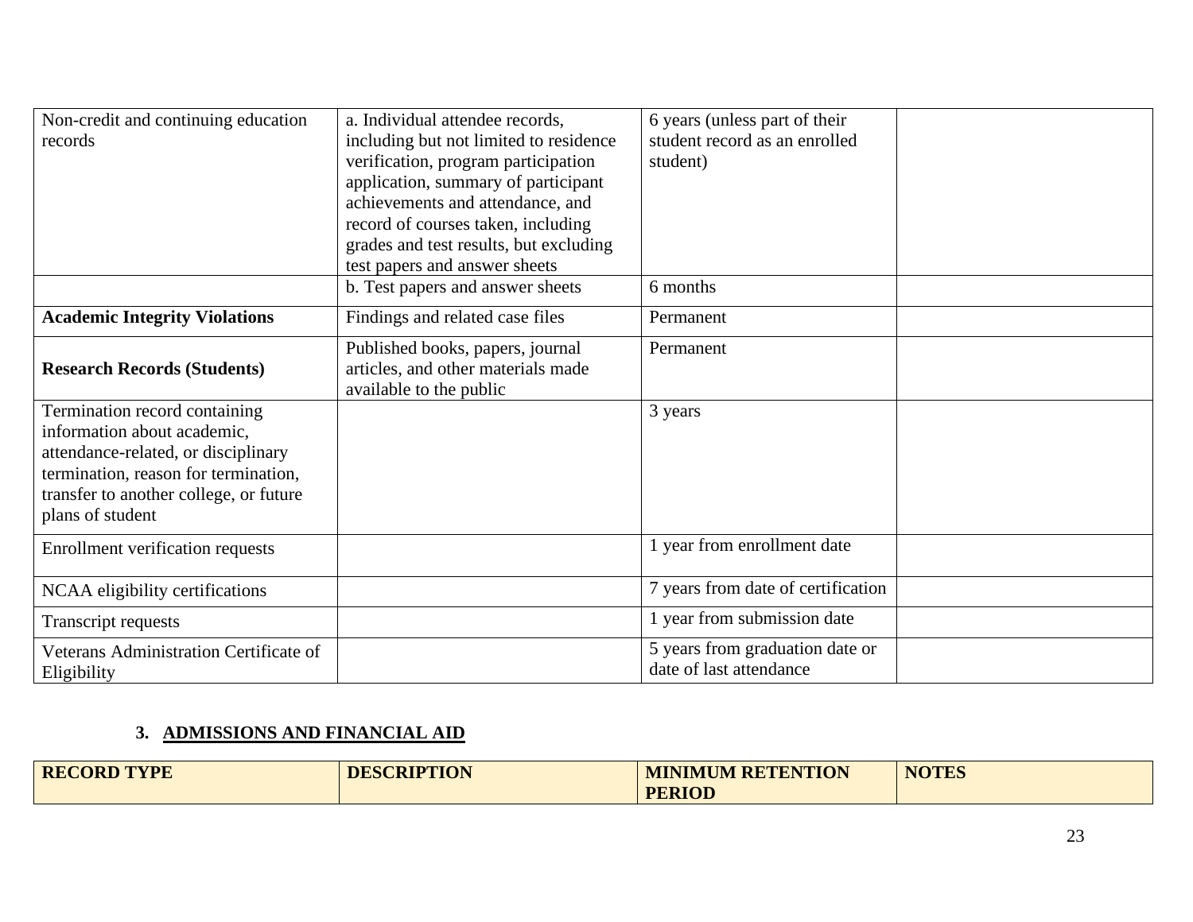| | | | |
|---|---|---|---|
| Non-credit and continuing education records | a. Individual attendee records, including but not limited to residence verification, program participation application, summary of participant achievements and attendance, and record of courses taken, including grades and test results, but excluding test papers and answer sheets | 6 years (unless part of their student record as an enrolled student) | |
| | b. Test papers and answer sheets | 6 months | |
| **Academic Integrity Violations** | Findings and related case files | Permanent | |
| **Research Records (Students)** | Published books, papers, journal articles, and other materials made available to the public | Permanent | |
| Termination record containing information about academic, attendance-related, or disciplinary termination, reason for termination, transfer to another college, or future plans of student | | 3 years | |
| Enrollment verification requests | | 1 year from enrollment date | |
| NCAA eligibility certifications | | 7 years from date of certification | |
| Transcript requests | | 1 year from submission date | |
| Veterans Administration Certificate of Eligibility | | 5 years from graduation date or date of last attendance | |

### 3. ADMISSIONS AND FINANCIAL AID

| RECORD TYPE | DESCRIPTION | MINIMUM RETENTION PERIOD | NOTES |
|---|---|---|---|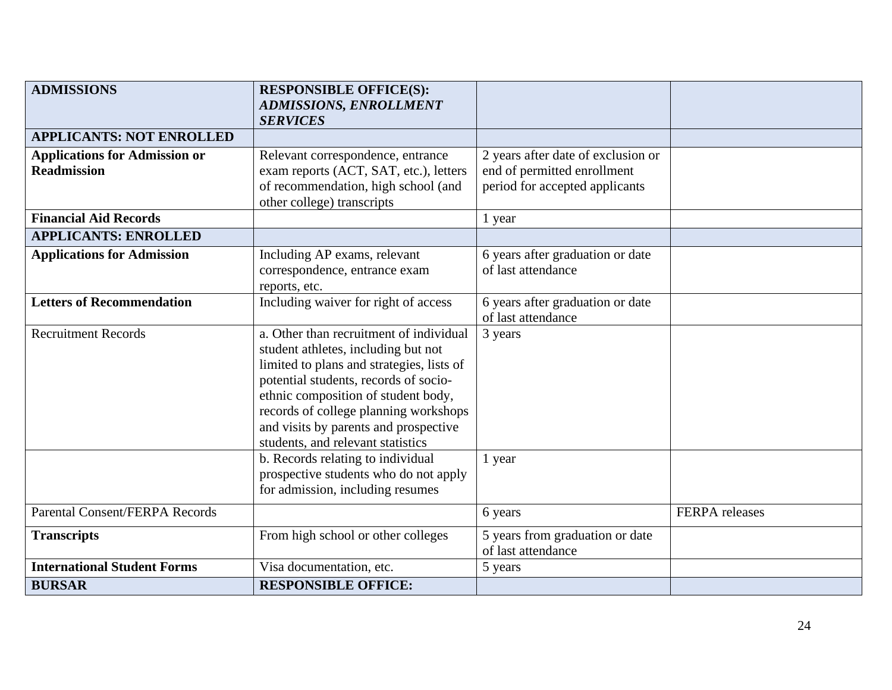| **ADMISSIONS** | **RESPONSIBLE OFFICE(S):** ***ADMISSIONS, ENROLLMENT SERVICES*** | | |
|---|---|---|---|
| **APPLICANTS: NOT ENROLLED** | | | |
| **Applications for Admission or Readmission** | Relevant correspondence, entrance exam reports (ACT, SAT, etc.), letters of recommendation, high school (and other college) transcripts | 2 years after date of exclusion or end of permitted enrollment period for accepted applicants | |
| **Financial Aid Records** | | 1 year | |
| **APPLICANTS: ENROLLED** | | | |
| **Applications for Admission** | Including AP exams, relevant correspondence, entrance exam reports, etc. | 6 years after graduation or date of last attendance | |
| **Letters of Recommendation** | Including waiver for right of access | 6 years after graduation or date of last attendance | |
| Recruitment Records | a. Other than recruitment of individual student athletes, including but not limited to plans and strategies, lists of potential students, records of socio-ethnic composition of student body, records of college planning workshops and visits by parents and prospective students, and relevant statistics | 3 years | |
| | b. Records relating to individual prospective students who do not apply for admission, including resumes | 1 year | |
| Parental Consent/FERPA Records | | 6 years | FERPA releases |
| **Transcripts** | From high school or other colleges | 5 years from graduation or date of last attendance | |
| **International Student Forms** | Visa documentation, etc. | 5 years | |
| **BURSAR** | **RESPONSIBLE OFFICE:** | | |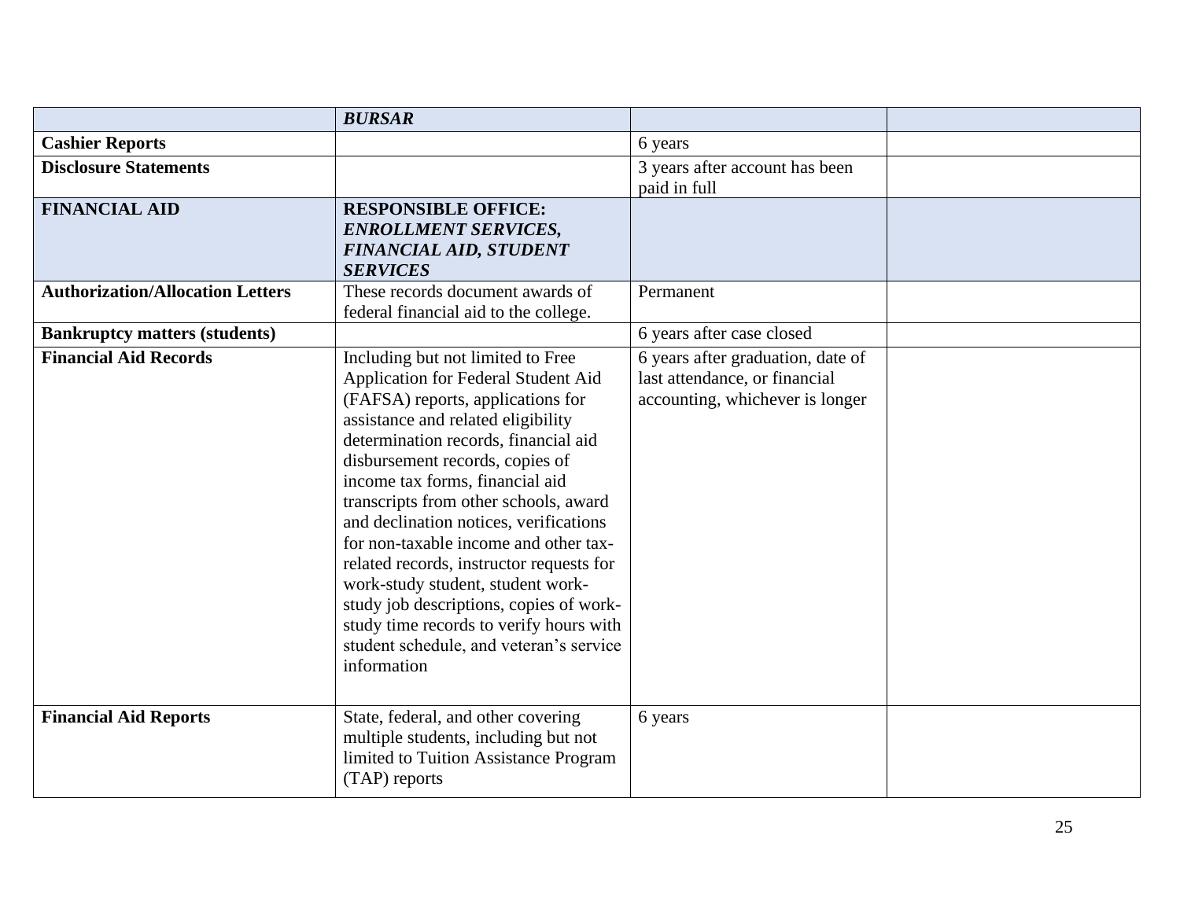| | ***BURSAR*** | | |
|---|---|---|---|
| **Cashier Reports** | | 6 years | |
| **Disclosure Statements** | | 3 years after account has been paid in full | |
| **FINANCIAL AID** | **RESPONSIBLE OFFICE:** ***ENROLLMENT SERVICES, FINANCIAL AID, STUDENT SERVICES*** | | |
| **Authorization/Allocation Letters** | These records document awards of federal financial aid to the college. | Permanent | |
| **Bankruptcy matters (students)** | | 6 years after case closed | |
| **Financial Aid Records** | Including but not limited to Free Application for Federal Student Aid (FAFSA) reports, applications for assistance and related eligibility determination records, financial aid disbursement records, copies of income tax forms, financial aid transcripts from other schools, award and declination notices, verifications for non-taxable income and other tax-related records, instructor requests for work-study student, student work-study job descriptions, copies of work-study time records to verify hours with student schedule, and veteran's service information | 6 years after graduation, date of last attendance, or financial accounting, whichever is longer | |
| **Financial Aid Reports** | State, federal, and other covering multiple students, including but not limited to Tuition Assistance Program (TAP) reports | 6 years | |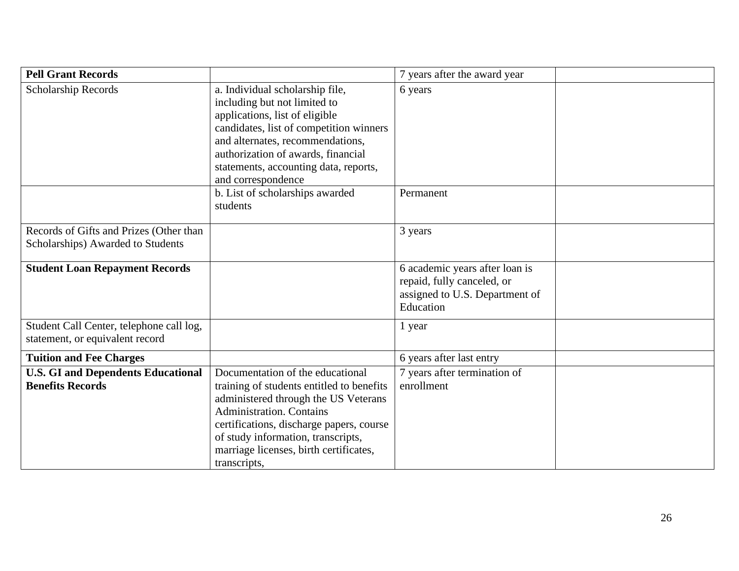| **Pell Grant Records** | | 7 years after the award year | |
|---|---|---|---|
| Scholarship Records | a. Individual scholarship file, including but not limited to applications, list of eligible candidates, list of competition winners and alternates, recommendations, authorization of awards, financial statements, accounting data, reports, and correspondence | 6 years | |
| | b. List of scholarships awarded students | Permanent | |
| Records of Gifts and Prizes (Other than Scholarships) Awarded to Students | | 3 years | |
| **Student Loan Repayment Records** | | 6 academic years after loan is repaid, fully canceled, or assigned to U.S. Department of Education | |
| Student Call Center, telephone call log, statement, or equivalent record | | 1 year | |
| **Tuition and Fee Charges** | | 6 years after last entry | |
| **U.S. GI and Dependents Educational Benefits Records** | Documentation of the educational training of students entitled to benefits administered through the US Veterans Administration. Contains certifications, discharge papers, course of study information, transcripts, marriage licenses, birth certificates, transcripts, | 7 years after termination of enrollment | |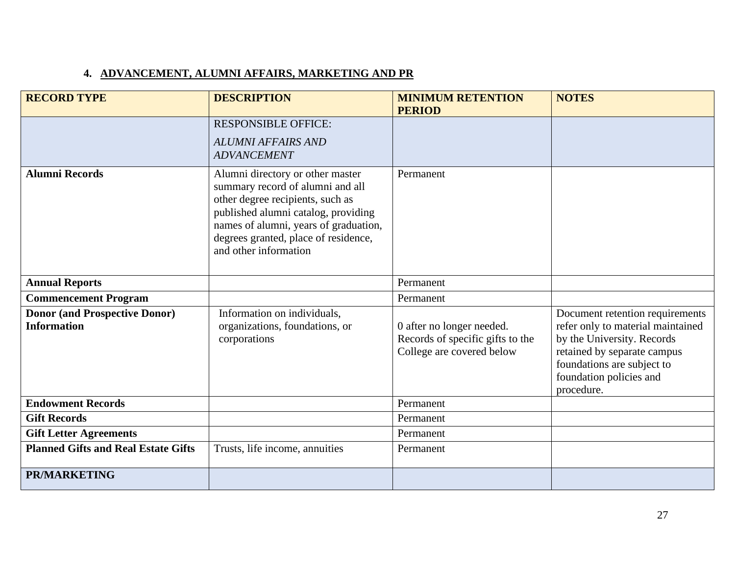### 4. ADVANCEMENT, ALUMNI AFFAIRS, MARKETING AND PR

| RECORD TYPE | DESCRIPTION | MINIMUM RETENTION PERIOD | NOTES |
|---|---|---|---|
| | RESPONSIBLE OFFICE: *ALUMNI AFFAIRS AND ADVANCEMENT* | | |
| **Alumni Records** | Alumni directory or other master summary record of alumni and all other degree recipients, such as published alumni catalog, providing names of alumni, years of graduation, degrees granted, place of residence, and other information | Permanent | |
| **Annual Reports** | | Permanent | |
| **Commencement Program** | | Permanent | |
| **Donor (and Prospective Donor) Information** | Information on individuals, organizations, foundations, or corporations | 0 after no longer needed. Records of specific gifts to the College are covered below | Document retention requirements refer only to material maintained by the University. Records retained by separate campus foundations are subject to foundation policies and procedure. |
| **Endowment Records** | | Permanent | |
| **Gift Records** | | Permanent | |
| **Gift Letter Agreements** | | Permanent | |
| **Planned Gifts and Real Estate Gifts** | Trusts, life income, annuities | Permanent | |
| **PR/MARKETING** | | | |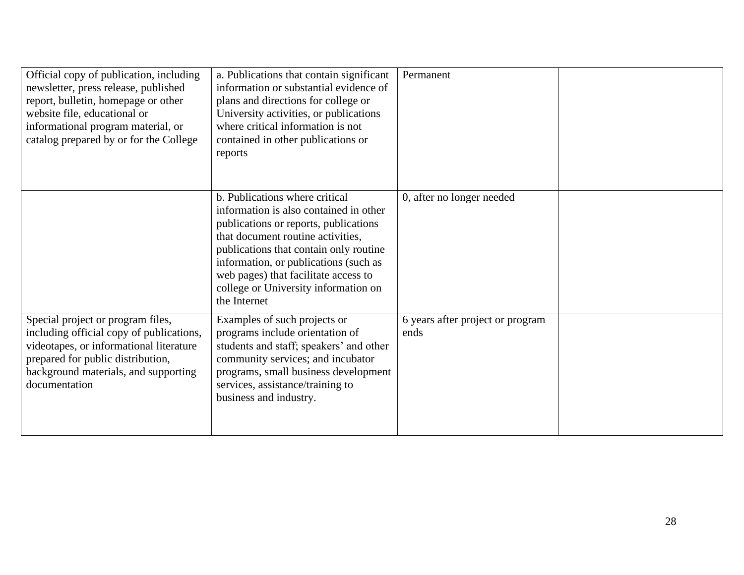| | | | |
|---|---|---|---|
| Official copy of publication, including newsletter, press release, published report, bulletin, homepage or other website file, educational or informational program material, or catalog prepared by or for the College | a. Publications that contain significant information or substantial evidence of plans and directions for college or University activities, or publications where critical information is not contained in other publications or reports | Permanent | |
| | b. Publications where critical information is also contained in other publications or reports, publications that document routine activities, publications that contain only routine information, or publications (such as web pages) that facilitate access to college or University information on the Internet | 0, after no longer needed | |
| Special project or program files, including official copy of publications, videotapes, or informational literature prepared for public distribution, background materials, and supporting documentation | Examples of such projects or programs include orientation of students and staff; speakers' and other community services; and incubator programs, small business development services, assistance/training to business and industry. | 6 years after project or program ends | |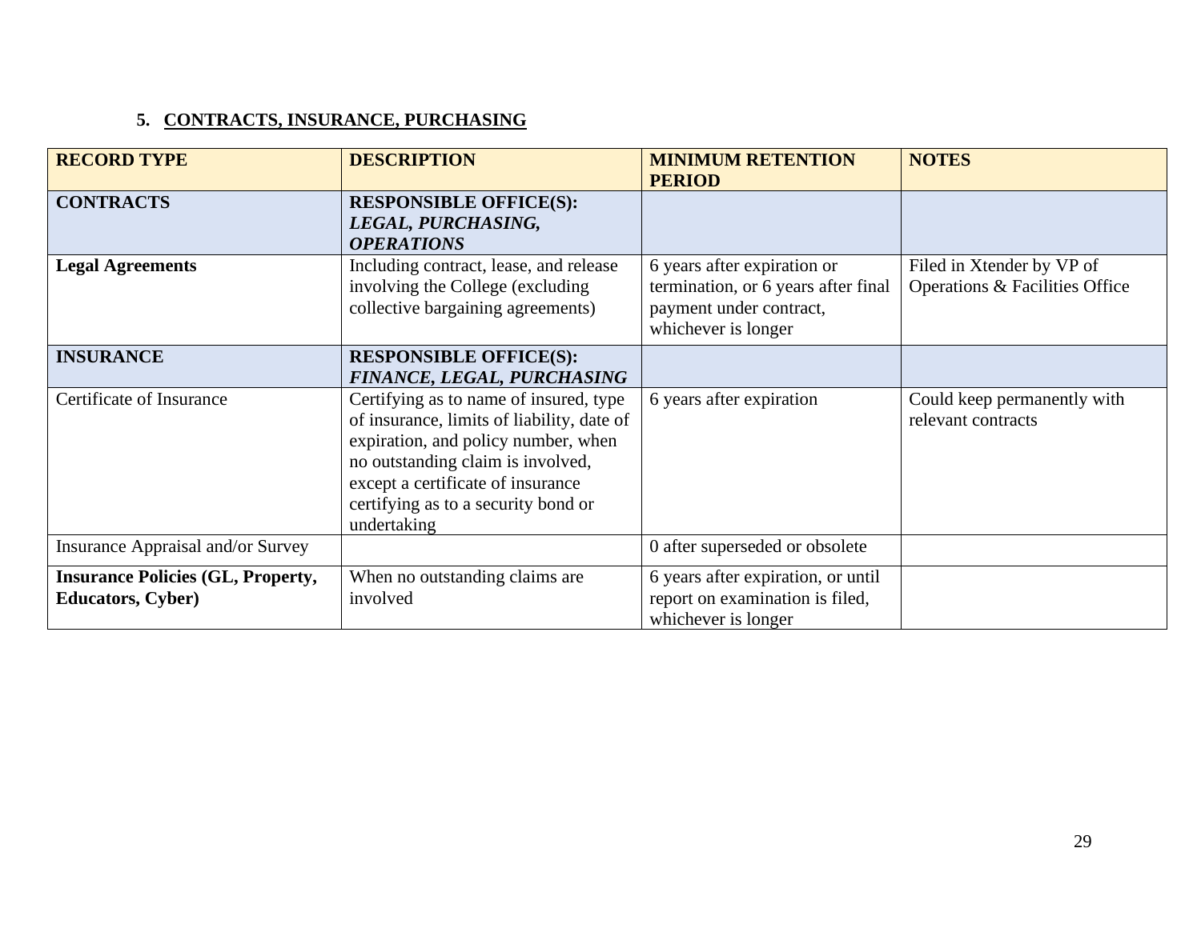### 5. CONTRACTS, INSURANCE, PURCHASING

| RECORD TYPE | DESCRIPTION | MINIMUM RETENTION PERIOD | NOTES |
|---|---|---|---|
| **CONTRACTS** | **RESPONSIBLE OFFICE(S):** ***LEGAL, PURCHASING, OPERATIONS*** | | |
| **Legal Agreements** | Including contract, lease, and release involving the College (excluding collective bargaining agreements) | 6 years after expiration or termination, or 6 years after final payment under contract, whichever is longer | Filed in Xtender by VP of Operations & Facilities Office |
| **INSURANCE** | **RESPONSIBLE OFFICE(S):** ***FINANCE, LEGAL, PURCHASING*** | | |
| Certificate of Insurance | Certifying as to name of insured, type of insurance, limits of liability, date of expiration, and policy number, when no outstanding claim is involved, except a certificate of insurance certifying as to a security bond or undertaking | 6 years after expiration | Could keep permanently with relevant contracts |
| Insurance Appraisal and/or Survey | | 0 after superseded or obsolete | |
| **Insurance Policies (GL, Property, Educators, Cyber)** | When no outstanding claims are involved | 6 years after expiration, or until report on examination is filed, whichever is longer | |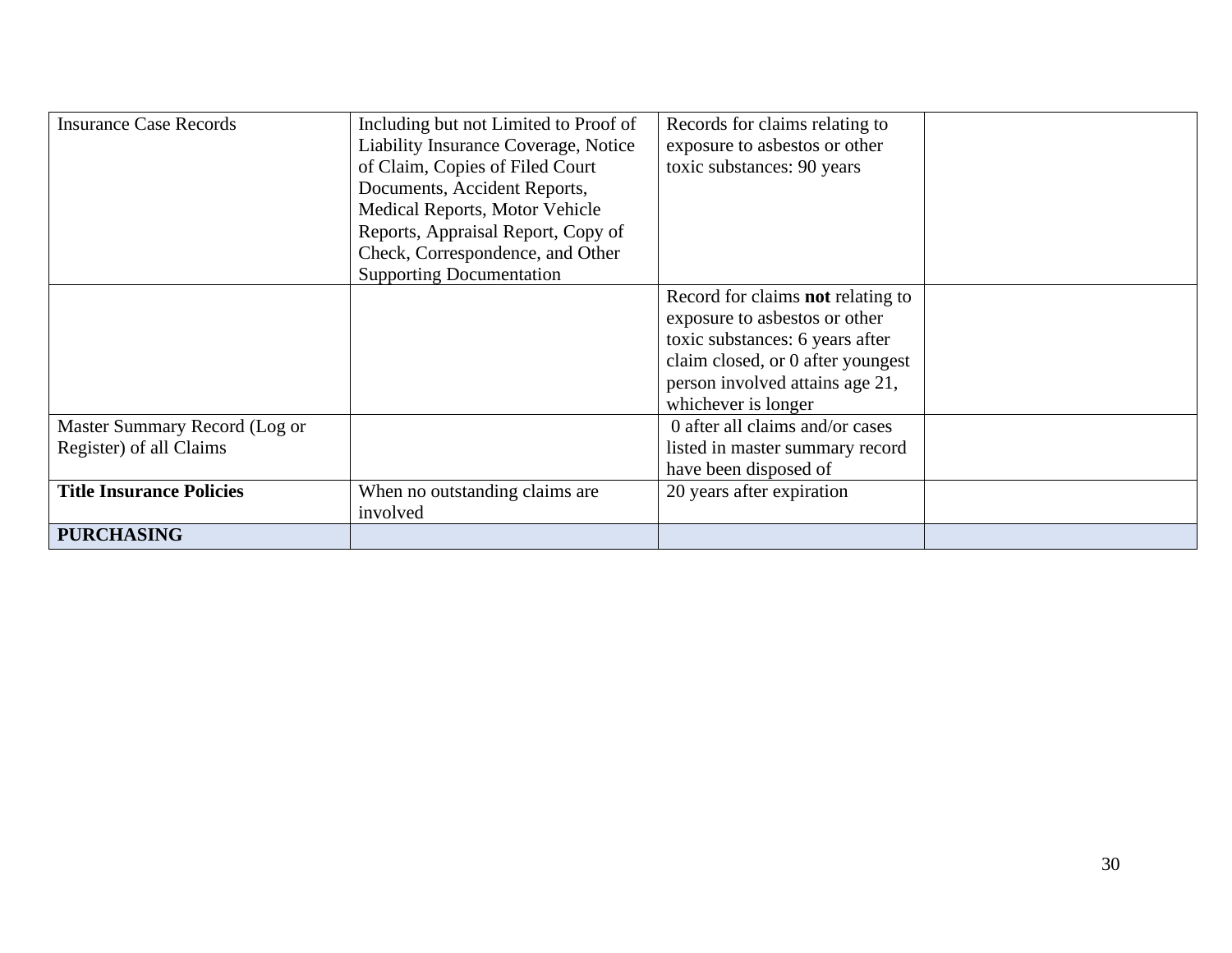| Insurance Case Records | Including but not Limited to Proof of Liability Insurance Coverage, Notice of Claim, Copies of Filed Court Documents, Accident Reports, Medical Reports, Motor Vehicle Reports, Appraisal Report, Copy of Check, Correspondence, and Other Supporting Documentation | Records for claims relating to exposure to asbestos or other toxic substances: 90 years | |
|---|---|---|---|
| | | Record for claims **not** relating to exposure to asbestos or other toxic substances: 6 years after claim closed, or 0 after youngest person involved attains age 21, whichever is longer | |
| Master Summary Record (Log or Register) of all Claims | | 0 after all claims and/or cases listed in master summary record have been disposed of | |
| **Title Insurance Policies** | When no outstanding claims are involved | 20 years after expiration | |
| **PURCHASING** | | | |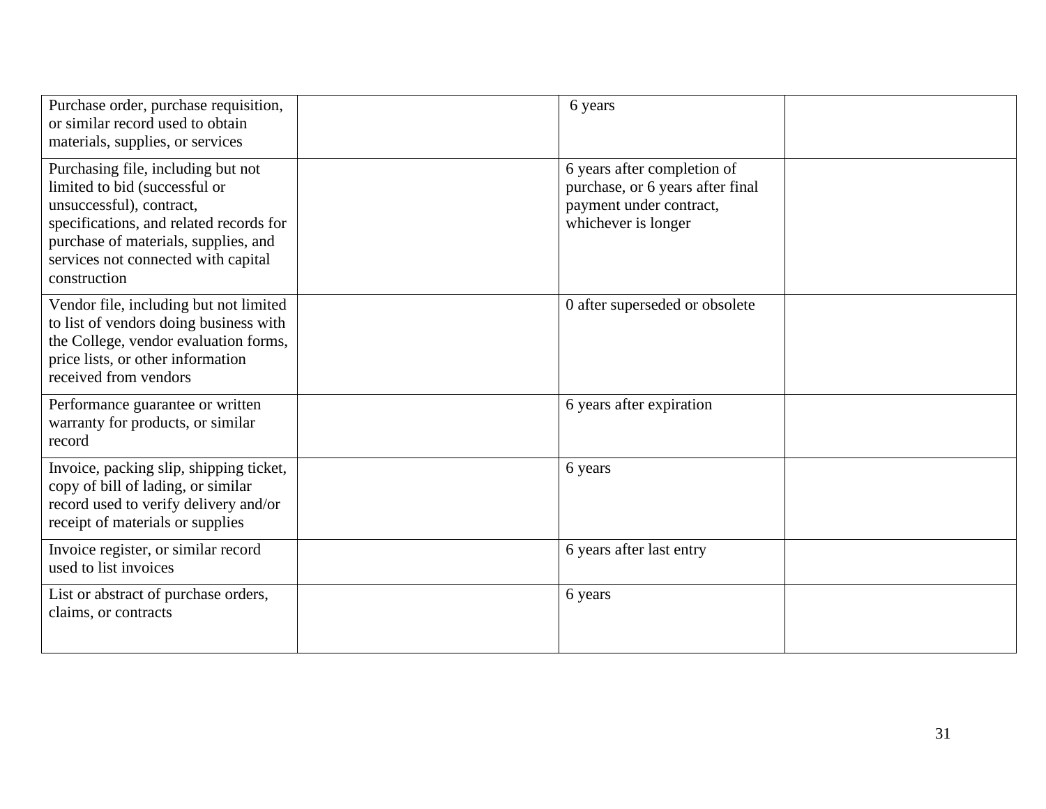| | | | |
|---|---|---|---|
| Purchase order, purchase requisition, or similar record used to obtain materials, supplies, or services | | 6 years | |
| Purchasing file, including but not limited to bid (successful or unsuccessful), contract, specifications, and related records for purchase of materials, supplies, and services not connected with capital construction | | 6 years after completion of purchase, or 6 years after final payment under contract, whichever is longer | |
| Vendor file, including but not limited to list of vendors doing business with the College, vendor evaluation forms, price lists, or other information received from vendors | | 0 after superseded or obsolete | |
| Performance guarantee or written warranty for products, or similar record | | 6 years after expiration | |
| Invoice, packing slip, shipping ticket, copy of bill of lading, or similar record used to verify delivery and/or receipt of materials or supplies | | 6 years | |
| Invoice register, or similar record used to list invoices | | 6 years after last entry | |
| List or abstract of purchase orders, claims, or contracts | | 6 years | |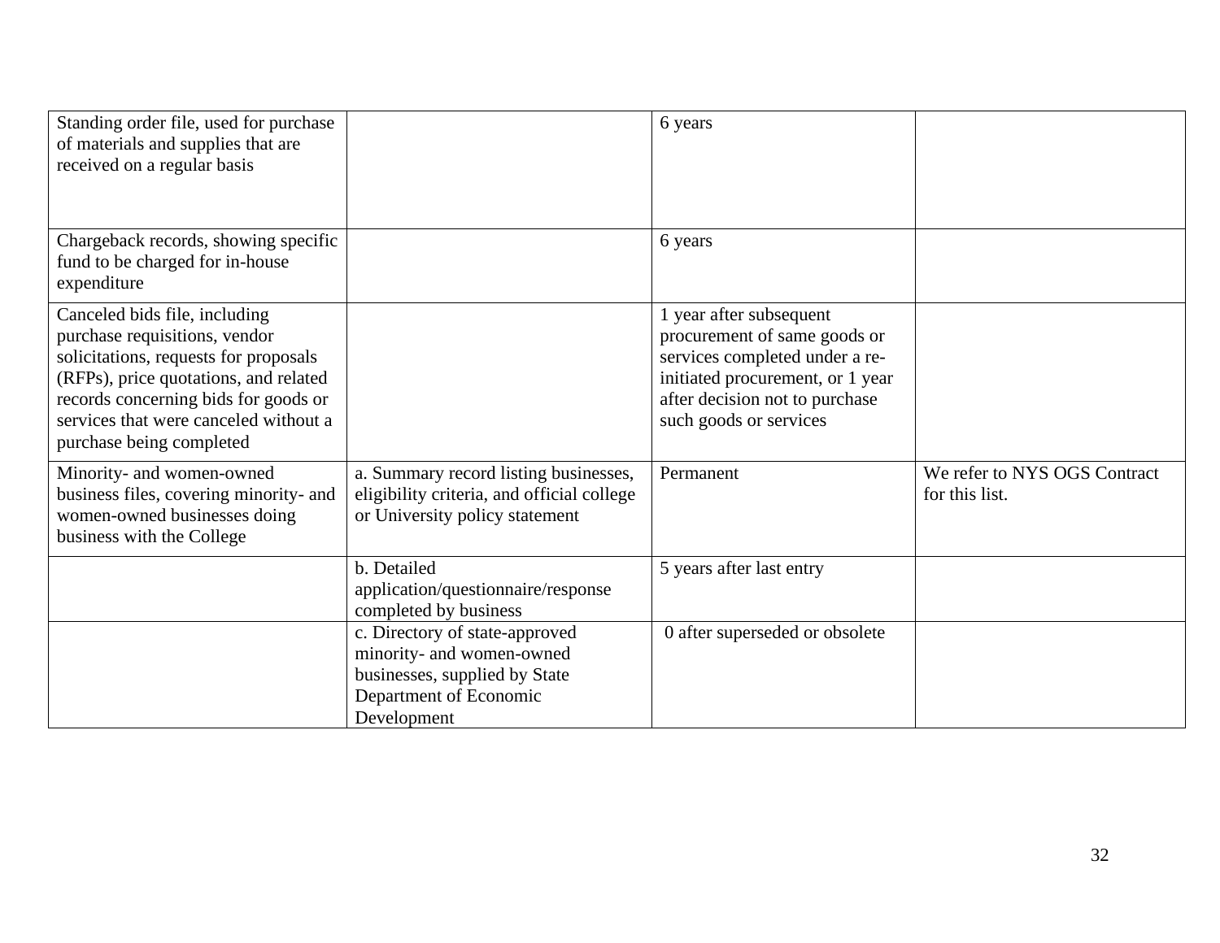| | | | |
|---|---|---|---|
| Standing order file, used for purchase of materials and supplies that are received on a regular basis | | 6 years | |
| Chargeback records, showing specific fund to be charged for in-house expenditure | | 6 years | |
| Canceled bids file, including purchase requisitions, vendor solicitations, requests for proposals (RFPs), price quotations, and related records concerning bids for goods or services that were canceled without a purchase being completed | | 1 year after subsequent procurement of same goods or services completed under a re-initiated procurement, or 1 year after decision not to purchase such goods or services | |
| Minority- and women-owned business files, covering minority- and women-owned businesses doing business with the College | a. Summary record listing businesses, eligibility criteria, and official college or University policy statement | Permanent | We refer to NYS OGS Contract for this list. |
| | b. Detailed application/questionnaire/response completed by business | 5 years after last entry | |
| | c. Directory of state-approved minority- and women-owned businesses, supplied by State Department of Economic Development | 0 after superseded or obsolete | |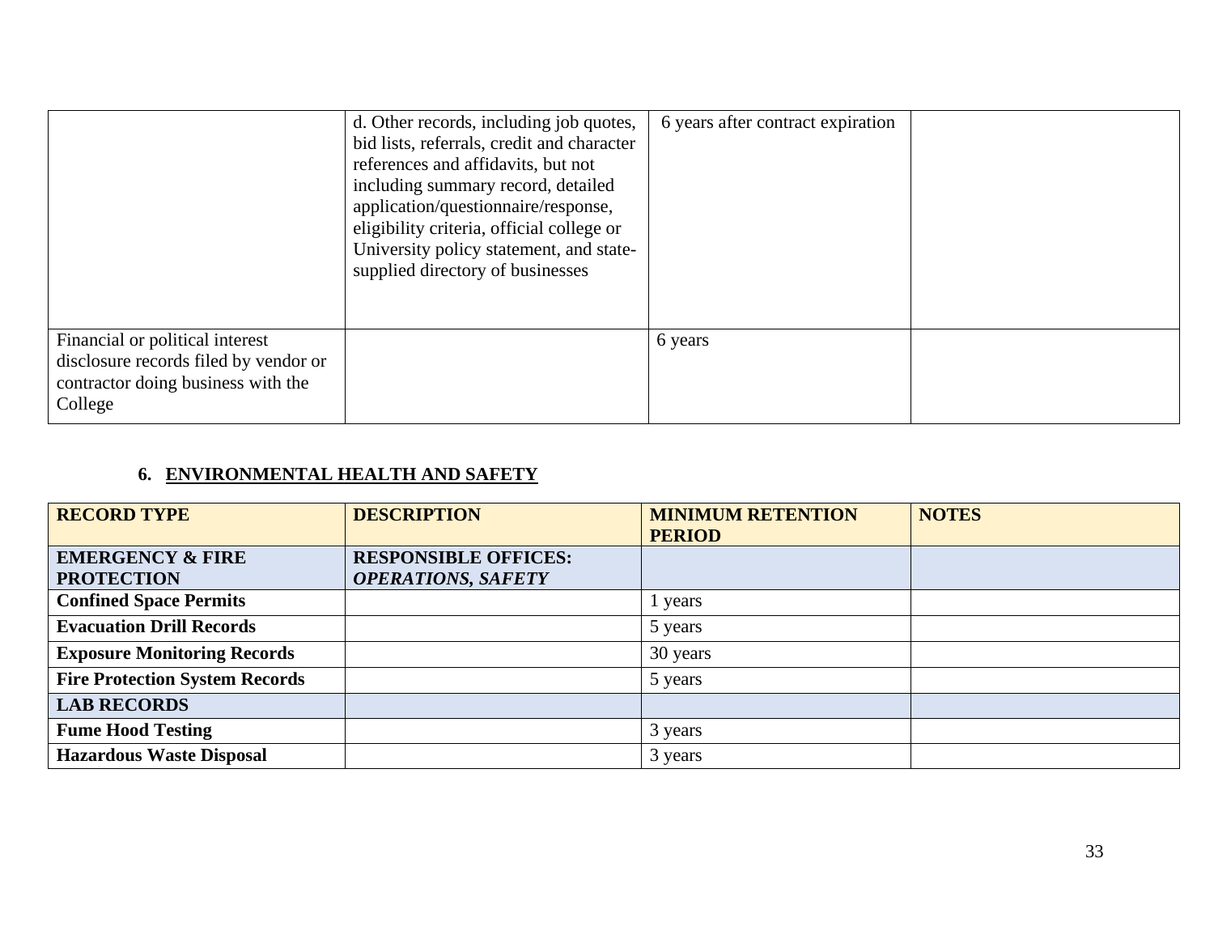| | | | |
|---|---|---|---|
| | d. Other records, including job quotes, bid lists, referrals, credit and character references and affidavits, but not including summary record, detailed application/questionnaire/response, eligibility criteria, official college or University policy statement, and state-supplied directory of businesses | 6 years after contract expiration | |
| Financial or political interest disclosure records filed by vendor or contractor doing business with the College | | 6 years | |

### 6. ENVIRONMENTAL HEALTH AND SAFETY

| RECORD TYPE | DESCRIPTION | MINIMUM RETENTION PERIOD | NOTES |
|---|---|---|---|
| **EMERGENCY & FIRE PROTECTION** | **RESPONSIBLE OFFICES:** ***OPERATIONS, SAFETY*** | | |
| **Confined Space Permits** | | 1 years | |
| **Evacuation Drill Records** | | 5 years | |
| **Exposure Monitoring Records** | | 30 years | |
| **Fire Protection System Records** | | 5 years | |
| **LAB RECORDS** | | | |
| **Fume Hood Testing** | | 3 years | |
| **Hazardous Waste Disposal** | | 3 years | |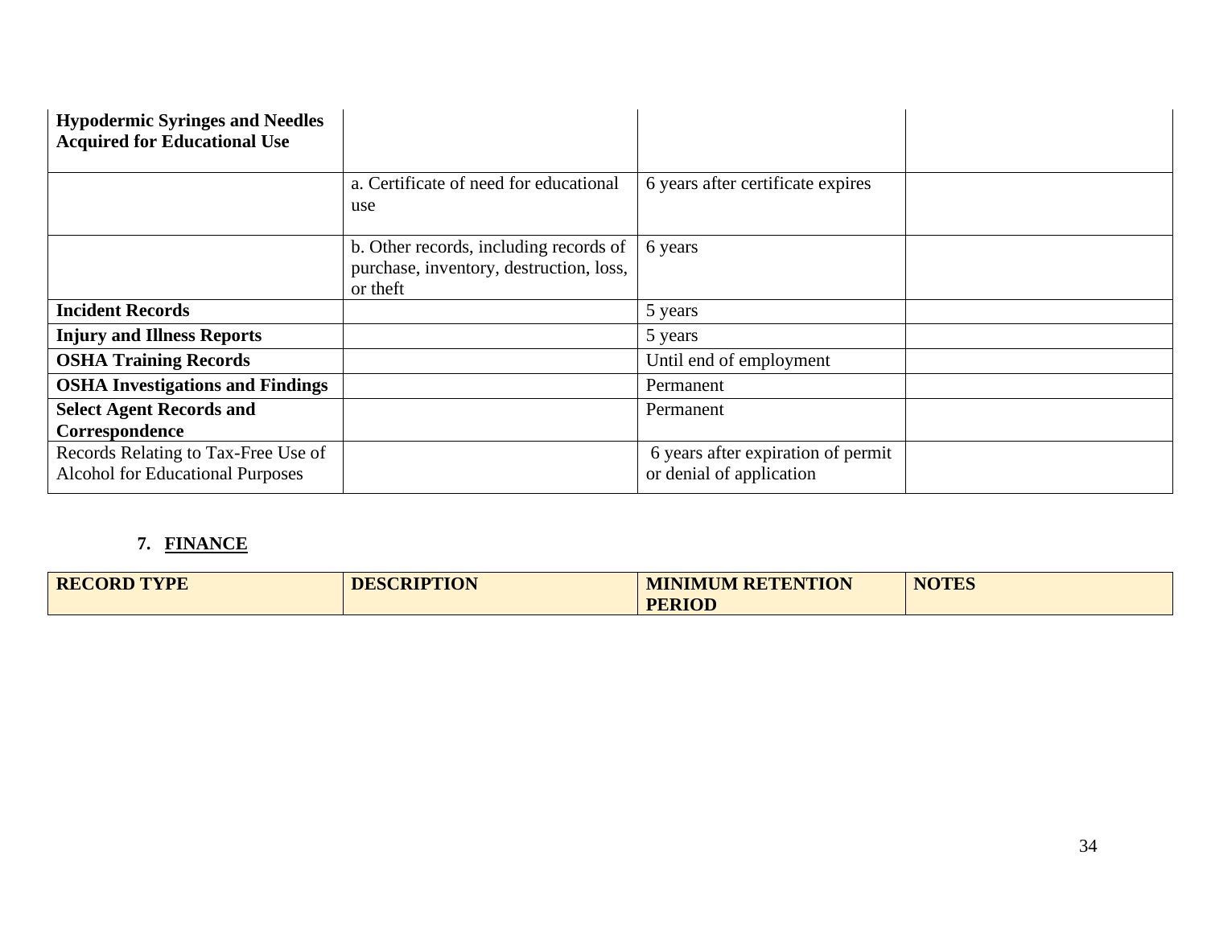| **Hypodermic Syringes and Needles Acquired for Educational Use** | | | |
|---|---|---|---|
| | a. Certificate of need for educational use | 6 years after certificate expires | |
| | b. Other records, including records of purchase, inventory, destruction, loss, or theft | 6 years | |
| **Incident Records** | | 5 years | |
| **Injury and Illness Reports** | | 5 years | |
| **OSHA Training Records** | | Until end of employment | |
| **OSHA Investigations and Findings** | | Permanent | |
| **Select Agent Records and Correspondence** | | Permanent | |
| Records Relating to Tax-Free Use of Alcohol for Educational Purposes | | 6 years after expiration of permit or denial of application | |

## 7. FINANCE

| RECORD TYPE | DESCRIPTION | MINIMUM RETENTION PERIOD | NOTES |
|---|---|---|---|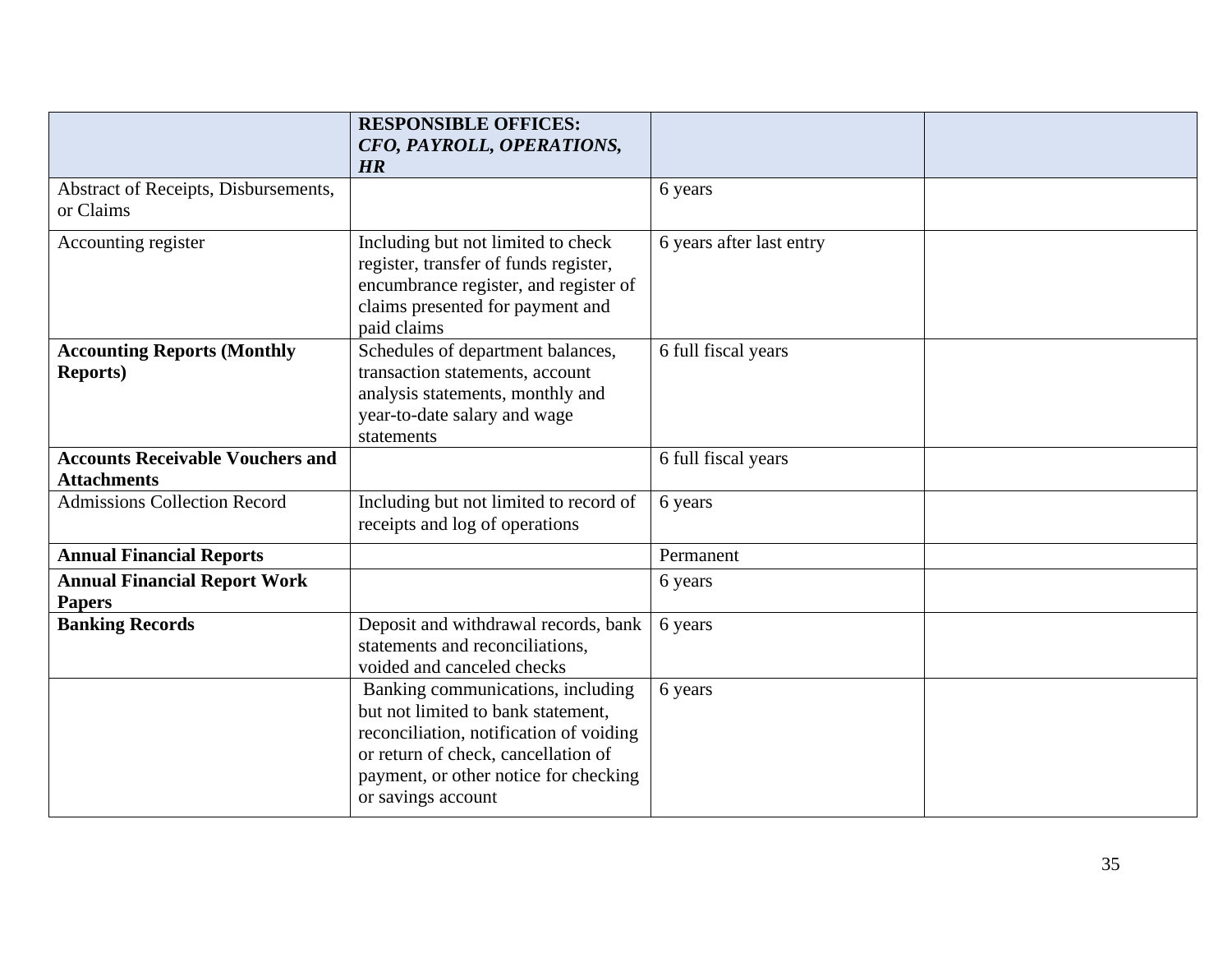| | **RESPONSIBLE OFFICES:** ***CFO, PAYROLL, OPERATIONS, HR*** | | |
|---|---|---|---|
| Abstract of Receipts, Disbursements, or Claims | | 6 years | |
| Accounting register | Including but not limited to check register, transfer of funds register, encumbrance register, and register of claims presented for payment and paid claims | 6 years after last entry | |
| **Accounting Reports (Monthly Reports)** | Schedules of department balances, transaction statements, account analysis statements, monthly and year-to-date salary and wage statements | 6 full fiscal years | |
| **Accounts Receivable Vouchers and Attachments** | | 6 full fiscal years | |
| Admissions Collection Record | Including but not limited to record of receipts and log of operations | 6 years | |
| **Annual Financial Reports** | | Permanent | |
| **Annual Financial Report Work Papers** | | 6 years | |
| **Banking Records** | Deposit and withdrawal records, bank statements and reconciliations, voided and canceled checks | 6 years | |
| | Banking communications, including but not limited to bank statement, reconciliation, notification of voiding or return of check, cancellation of payment, or other notice for checking or savings account | 6 years | |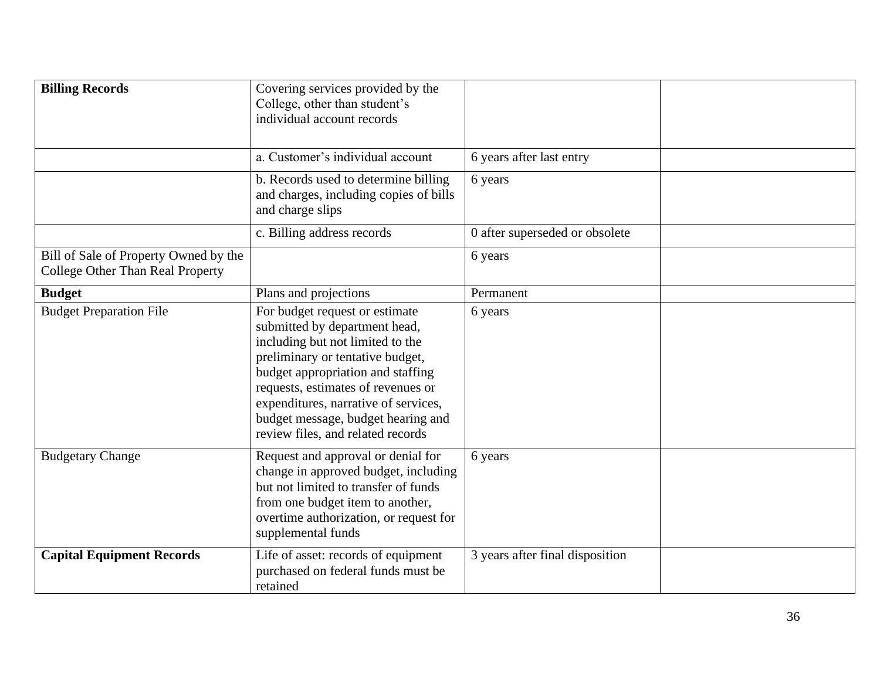| **Billing Records** | Covering services provided by the College, other than student's individual account records | | |
|---|---|---|---|
| | a. Customer's individual account | 6 years after last entry | |
| | b. Records used to determine billing and charges, including copies of bills and charge slips | 6 years | |
| | c. Billing address records | 0 after superseded or obsolete | |
| Bill of Sale of Property Owned by the College Other Than Real Property | | 6 years | |
| **Budget** | Plans and projections | Permanent | |
| Budget Preparation File | For budget request or estimate submitted by department head, including but not limited to the preliminary or tentative budget, budget appropriation and staffing requests, estimates of revenues or expenditures, narrative of services, budget message, budget hearing and review files, and related records | 6 years | |
| Budgetary Change | Request and approval or denial for change in approved budget, including but not limited to transfer of funds from one budget item to another, overtime authorization, or request for supplemental funds | 6 years | |
| **Capital Equipment Records** | Life of asset: records of equipment purchased on federal funds must be retained | 3 years after final disposition | |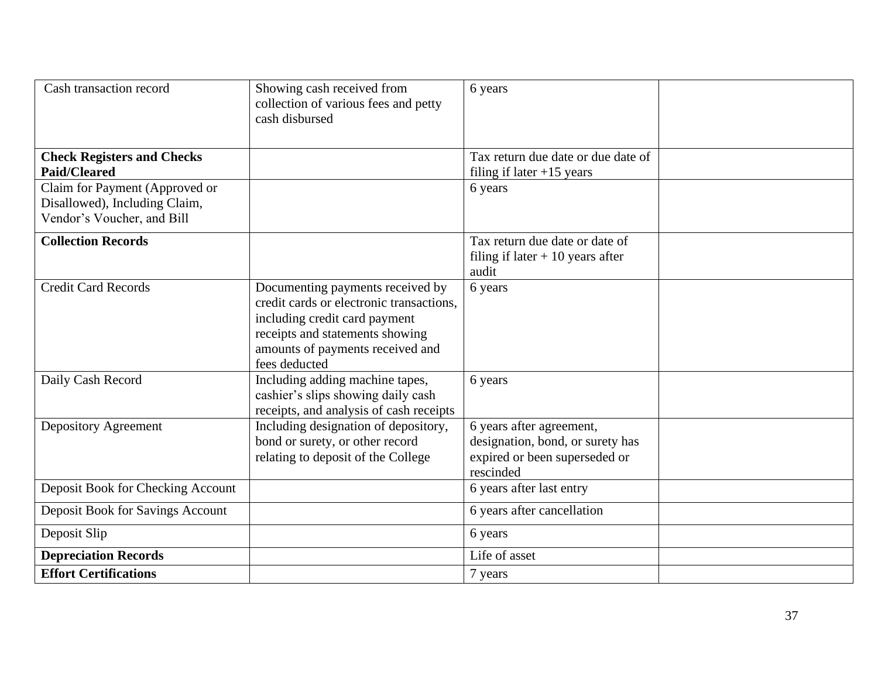| Cash transaction record | Showing cash received from collection of various fees and petty cash disbursed | 6 years | |
|---|---|---|---|
| **Check Registers and Checks Paid/Cleared** | | Tax return due date or due date of filing if later +15 years | |
| Claim for Payment (Approved or Disallowed), Including Claim, Vendor's Voucher, and Bill | | 6 years | |
| **Collection Records** | | Tax return due date or date of filing if later + 10 years after audit | |
| Credit Card Records | Documenting payments received by credit cards or electronic transactions, including credit card payment receipts and statements showing amounts of payments received and fees deducted | 6 years | |
| Daily Cash Record | Including adding machine tapes, cashier's slips showing daily cash receipts, and analysis of cash receipts | 6 years | |
| Depository Agreement | Including designation of depository, bond or surety, or other record relating to deposit of the College | 6 years after agreement, designation, bond, or surety has expired or been superseded or rescinded | |
| Deposit Book for Checking Account | | 6 years after last entry | |
| Deposit Book for Savings Account | | 6 years after cancellation | |
| Deposit Slip | | 6 years | |
| **Depreciation Records** | | Life of asset | |
| **Effort Certifications** | | 7 years | |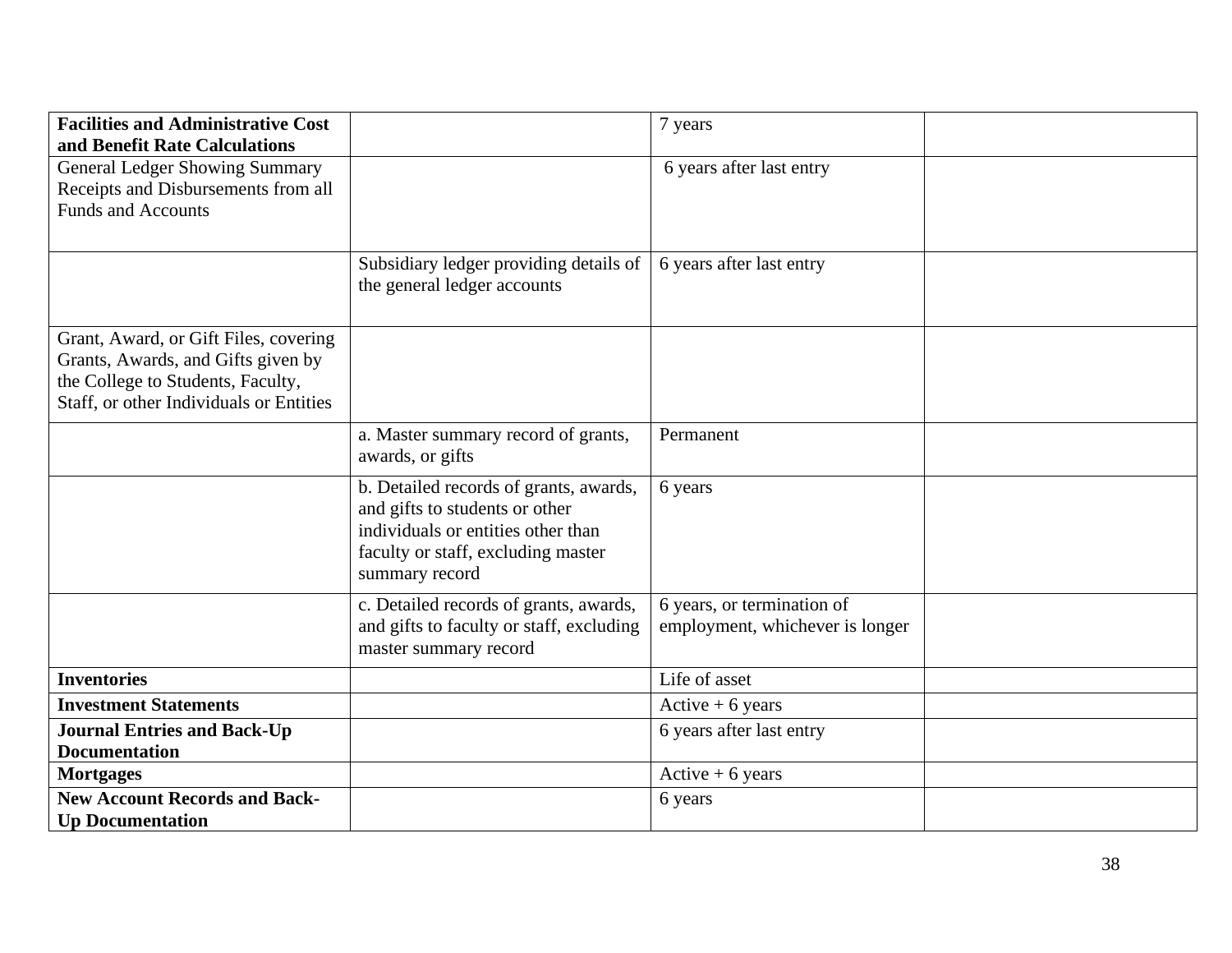| | | | |
|---|---|---|---|
| **Facilities and Administrative Cost and Benefit Rate Calculations** | | 7 years | |
| General Ledger Showing Summary Receipts and Disbursements from all Funds and Accounts | | 6 years after last entry | |
| | Subsidiary ledger providing details of the general ledger accounts | 6 years after last entry | |
| Grant, Award, or Gift Files, covering Grants, Awards, and Gifts given by the College to Students, Faculty, Staff, or other Individuals or Entities | | | |
| | a. Master summary record of grants, awards, or gifts | Permanent | |
| | b. Detailed records of grants, awards, and gifts to students or other individuals or entities other than faculty or staff, excluding master summary record | 6 years | |
| | c. Detailed records of grants, awards, and gifts to faculty or staff, excluding master summary record | 6 years, or termination of employment, whichever is longer | |
| **Inventories** | | Life of asset | |
| **Investment Statements** | | Active + 6 years | |
| **Journal Entries and Back-Up Documentation** | | 6 years after last entry | |
| **Mortgages** | | Active + 6 years | |
| **New Account Records and Back-Up Documentation** | | 6 years | |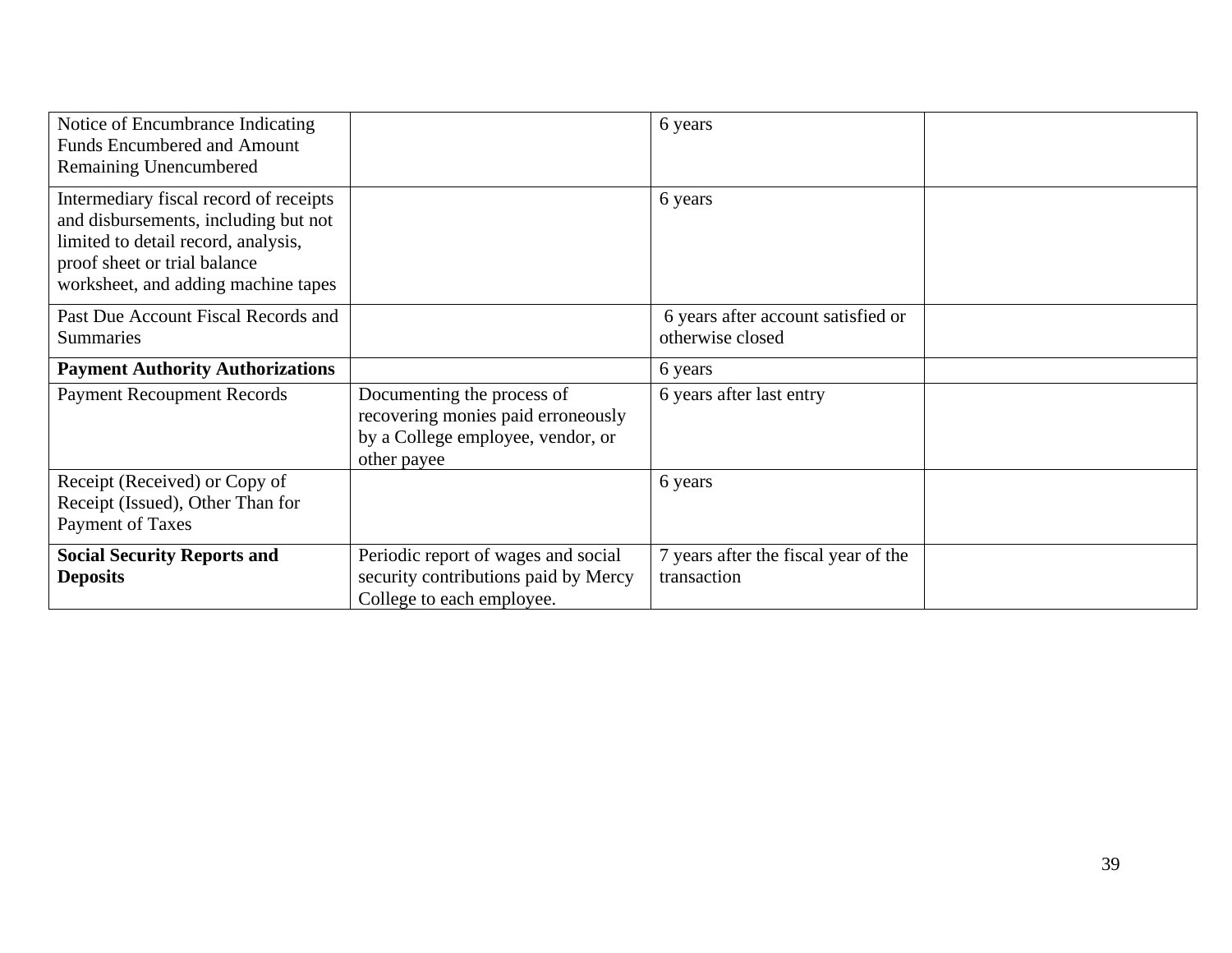| | | | |
|---|---|---|---|
| Notice of Encumbrance Indicating Funds Encumbered and Amount Remaining Unencumbered | | 6 years | |
| Intermediary fiscal record of receipts and disbursements, including but not limited to detail record, analysis, proof sheet or trial balance worksheet, and adding machine tapes | | 6 years | |
| Past Due Account Fiscal Records and Summaries | | 6 years after account satisfied or otherwise closed | |
| **Payment Authority Authorizations** | | 6 years | |
| Payment Recoupment Records | Documenting the process of recovering monies paid erroneously by a College employee, vendor, or other payee | 6 years after last entry | |
| Receipt (Received) or Copy of Receipt (Issued), Other Than for Payment of Taxes | | 6 years | |
| **Social Security Reports and Deposits** | Periodic report of wages and social security contributions paid by Mercy College to each employee. | 7 years after the fiscal year of the transaction | |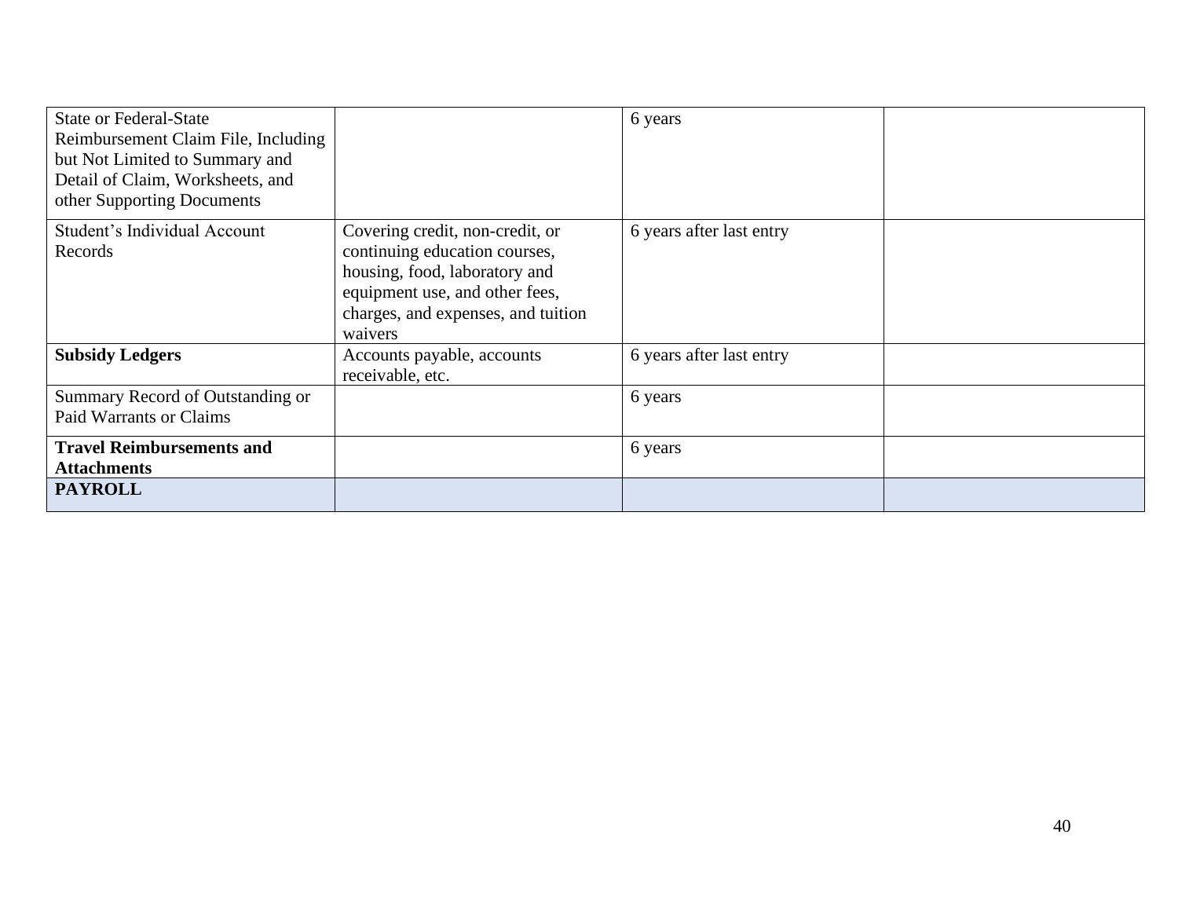| | | | |
|---|---|---|---|
| State or Federal-State Reimbursement Claim File, Including but Not Limited to Summary and Detail of Claim, Worksheets, and other Supporting Documents | | 6 years | |
| Student's Individual Account Records | Covering credit, non-credit, or continuing education courses, housing, food, laboratory and equipment use, and other fees, charges, and expenses, and tuition waivers | 6 years after last entry | |
| **Subsidy Ledgers** | Accounts payable, accounts receivable, etc. | 6 years after last entry | |
| Summary Record of Outstanding or Paid Warrants or Claims | | 6 years | |
| **Travel Reimbursements and Attachments** | | 6 years | |
| **PAYROLL** | | | |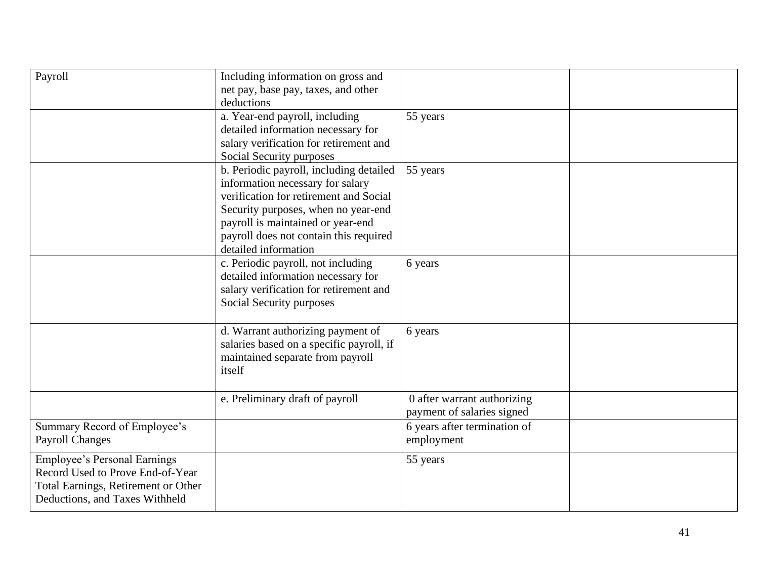| | | | |
|---|---|---|---|
| Payroll | Including information on gross and net pay, base pay, taxes, and other deductions | | |
| | a. Year-end payroll, including detailed information necessary for salary verification for retirement and Social Security purposes | 55 years | |
| | b. Periodic payroll, including detailed information necessary for salary verification for retirement and Social Security purposes, when no year-end payroll is maintained or year-end payroll does not contain this required detailed information | 55 years | |
| | c. Periodic payroll, not including detailed information necessary for salary verification for retirement and Social Security purposes | 6 years | |
| | d. Warrant authorizing payment of salaries based on a specific payroll, if maintained separate from payroll itself | 6 years | |
| | e. Preliminary draft of payroll | 0 after warrant authorizing payment of salaries signed | |
| Summary Record of Employee's Payroll Changes | | 6 years after termination of employment | |
| Employee's Personal Earnings Record Used to Prove End-of-Year Total Earnings, Retirement or Other Deductions, and Taxes Withheld | | 55 years | |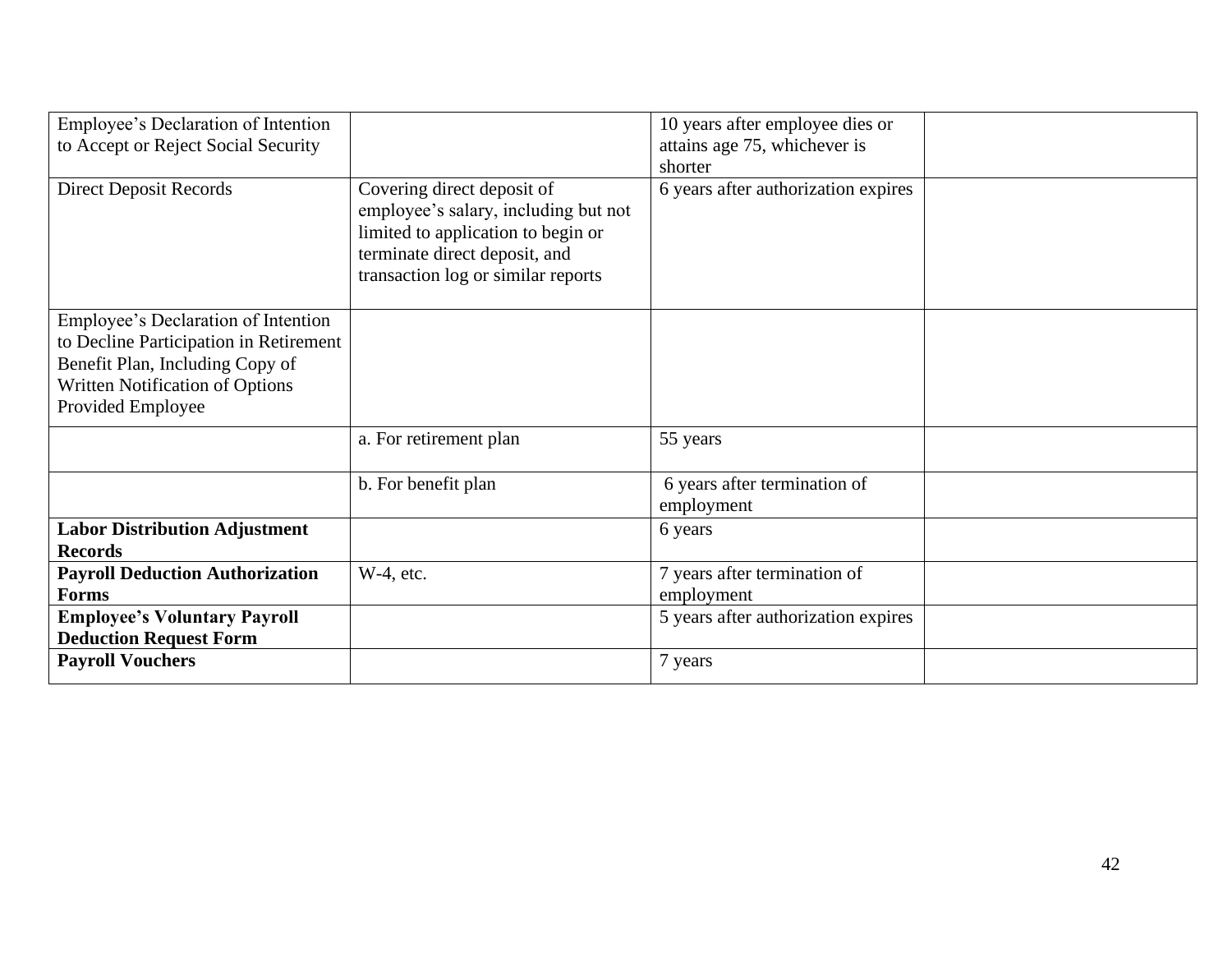| Employee's Declaration of Intention to Accept or Reject Social Security | | 10 years after employee dies or attains age 75, whichever is shorter | |
|---|---|---|---|
| Direct Deposit Records | Covering direct deposit of employee's salary, including but not limited to application to begin or terminate direct deposit, and transaction log or similar reports | 6 years after authorization expires | |
| Employee's Declaration of Intention to Decline Participation in Retirement Benefit Plan, Including Copy of Written Notification of Options Provided Employee | | | |
| | a. For retirement plan | 55 years | |
| | b. For benefit plan | 6 years after termination of employment | |
| **Labor Distribution Adjustment Records** | | 6 years | |
| **Payroll Deduction Authorization Forms** | W-4, etc. | 7 years after termination of employment | |
| **Employee's Voluntary Payroll Deduction Request Form** | | 5 years after authorization expires | |
| **Payroll Vouchers** | | 7 years | |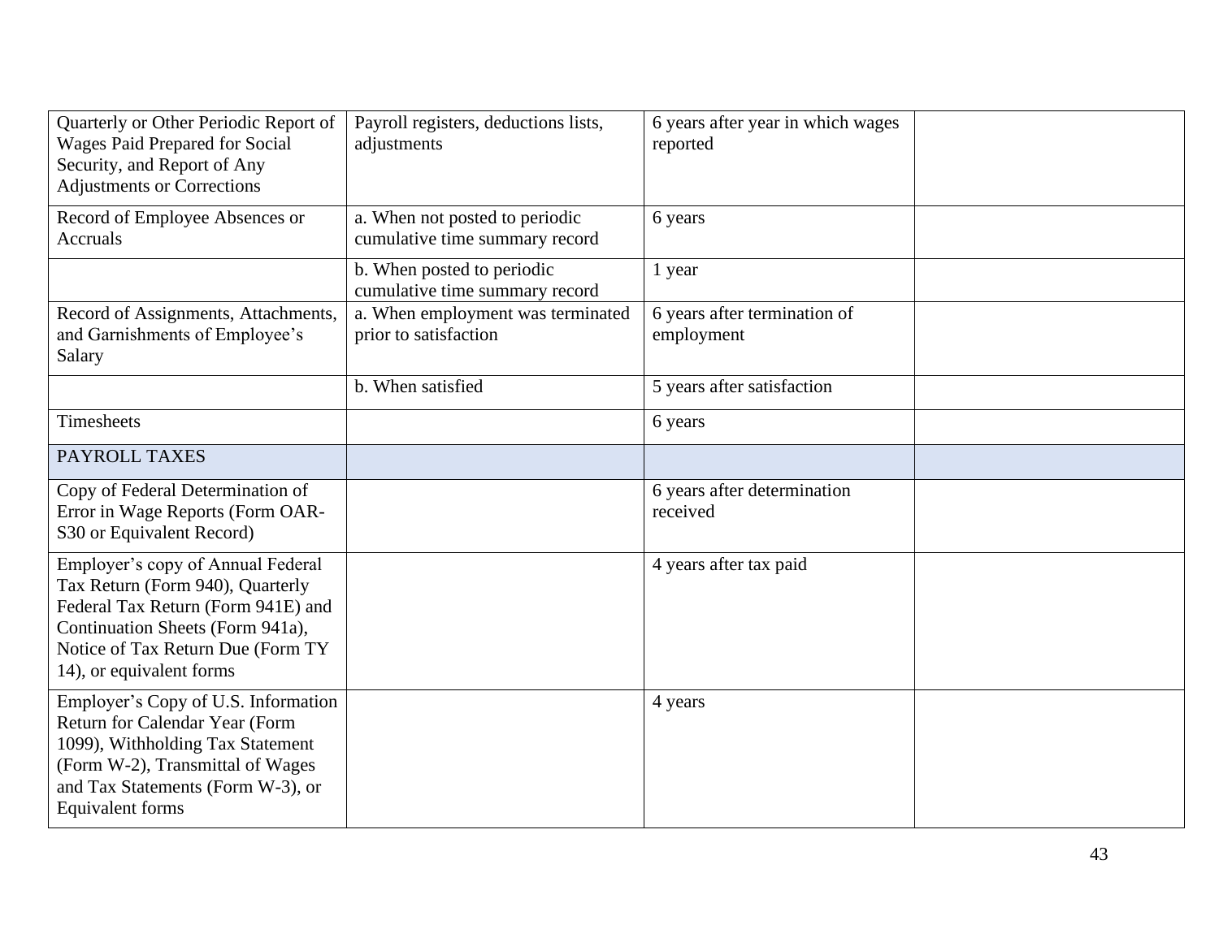| | | | |
|---|---|---|---|
| Quarterly or Other Periodic Report of Wages Paid Prepared for Social Security, and Report of Any Adjustments or Corrections | Payroll registers, deductions lists, adjustments | 6 years after year in which wages reported | |
| Record of Employee Absences or Accruals | a. When not posted to periodic cumulative time summary record | 6 years | |
| | b. When posted to periodic cumulative time summary record | 1 year | |
| Record of Assignments, Attachments, and Garnishments of Employee's Salary | a. When employment was terminated prior to satisfaction | 6 years after termination of employment | |
| | b. When satisfied | 5 years after satisfaction | |
| Timesheets | | 6 years | |
| PAYROLL TAXES | | | |
| Copy of Federal Determination of Error in Wage Reports (Form OAR-S30 or Equivalent Record) | | 6 years after determination received | |
| Employer's copy of Annual Federal Tax Return (Form 940), Quarterly Federal Tax Return (Form 941E) and Continuation Sheets (Form 941a), Notice of Tax Return Due (Form TY 14), or equivalent forms | | 4 years after tax paid | |
| Employer's Copy of U.S. Information Return for Calendar Year (Form 1099), Withholding Tax Statement (Form W-2), Transmittal of Wages and Tax Statements (Form W-3), or Equivalent forms | | 4 years | |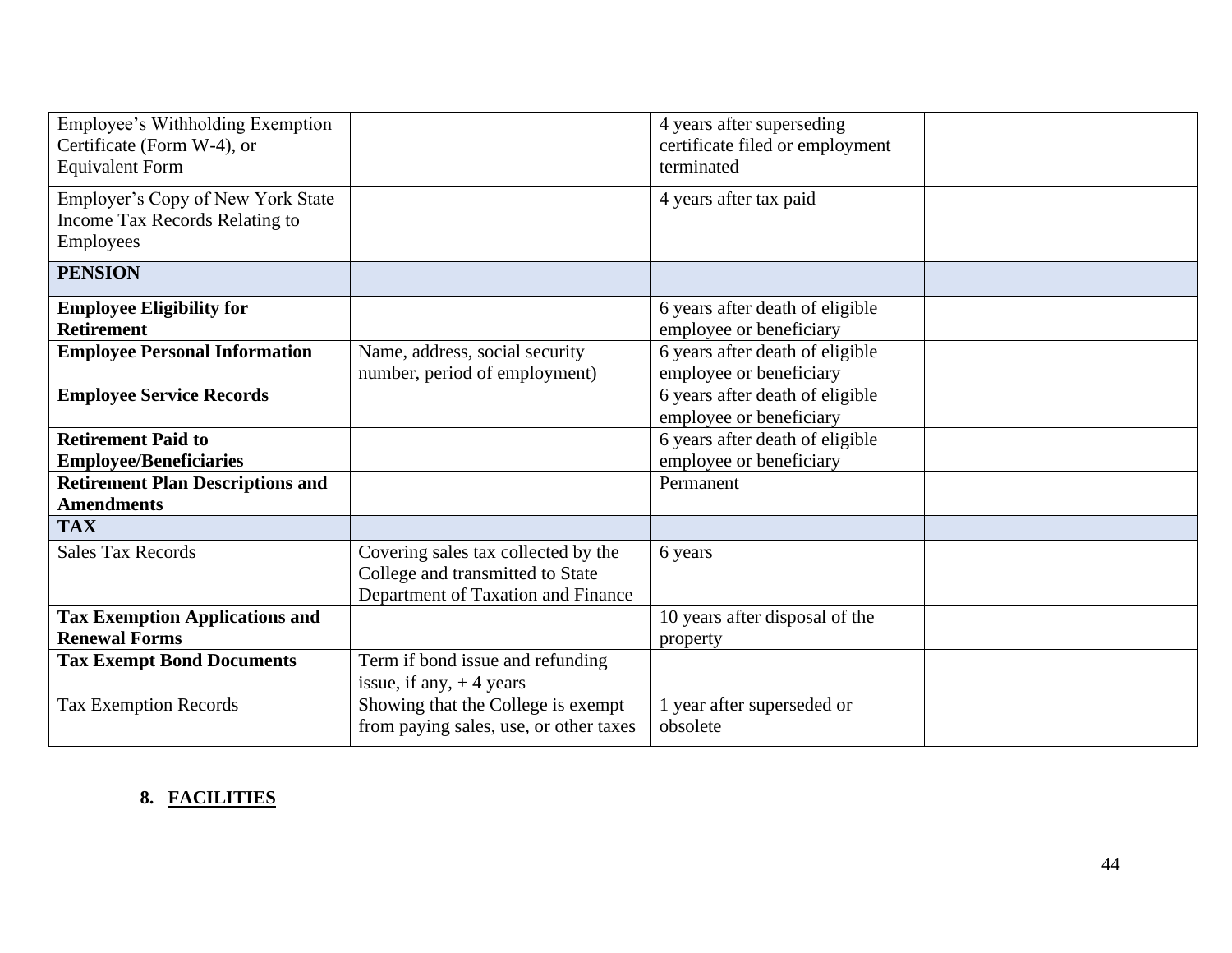| | | | |
|---|---|---|---|
| Employee's Withholding Exemption Certificate (Form W-4), or Equivalent Form | | 4 years after superseding certificate filed or employment terminated | |
| Employer's Copy of New York State Income Tax Records Relating to Employees | | 4 years after tax paid | |
| **PENSION** | | | |
| **Employee Eligibility for Retirement** | | 6 years after death of eligible employee or beneficiary | |
| **Employee Personal Information** | Name, address, social security number, period of employment) | 6 years after death of eligible employee or beneficiary | |
| **Employee Service Records** | | 6 years after death of eligible employee or beneficiary | |
| **Retirement Paid to Employee/Beneficiaries** | | 6 years after death of eligible employee or beneficiary | |
| **Retirement Plan Descriptions and Amendments** | | Permanent | |
| **TAX** | | | |
| Sales Tax Records | Covering sales tax collected by the College and transmitted to State Department of Taxation and Finance | 6 years | |
| **Tax Exemption Applications and Renewal Forms** | | 10 years after disposal of the property | |
| **Tax Exempt Bond Documents** | Term if bond issue and refunding issue, if any, + 4 years | | |
| Tax Exemption Records | Showing that the College is exempt from paying sales, use, or other taxes | 1 year after superseded or obsolete | |

**8. FACILITIES**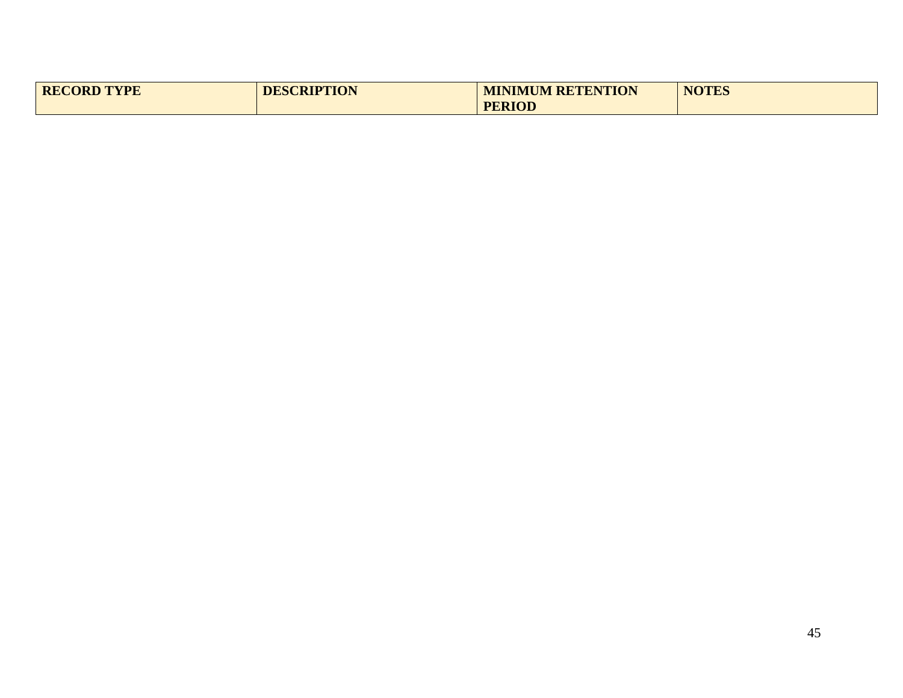| RECORD TYPE | DESCRIPTION | MINIMUM RETENTION PERIOD | NOTES |
| --- | --- | --- | --- |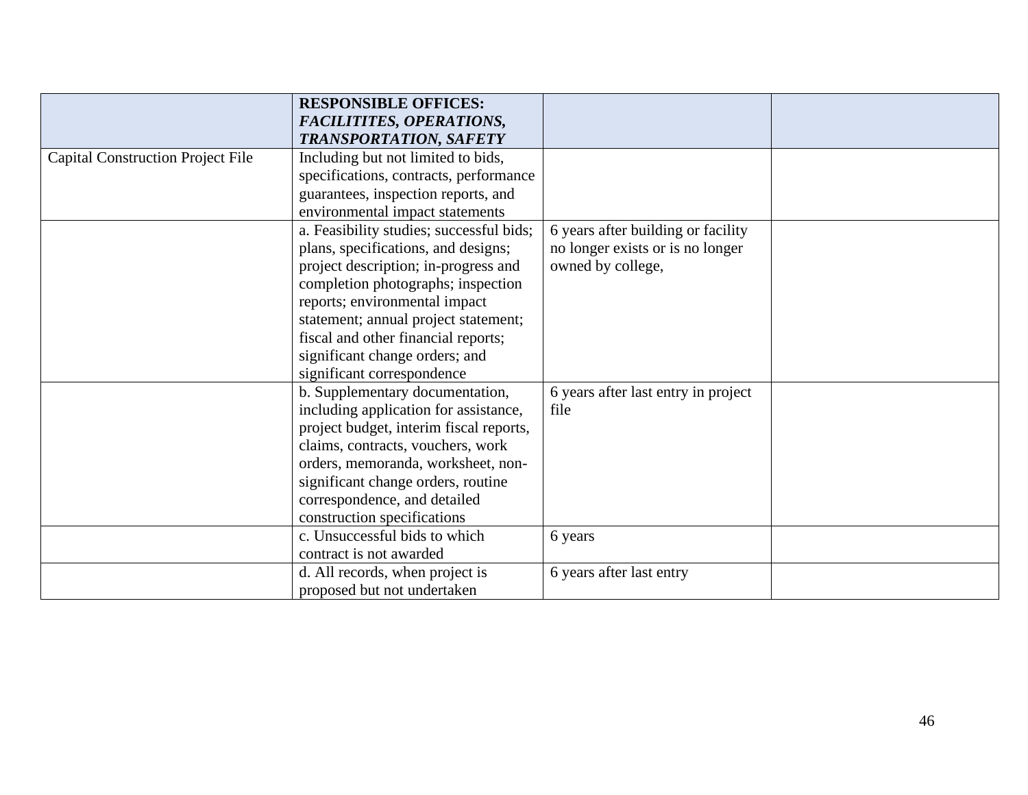| | **RESPONSIBLE OFFICES:** ***FACILITITES, OPERATIONS, TRANSPORTATION, SAFETY*** | | |
|---|---|---|---|
| Capital Construction Project File | Including but not limited to bids, specifications, contracts, performance guarantees, inspection reports, and environmental impact statements | | |
| | a. Feasibility studies; successful bids; plans, specifications, and designs; project description; in-progress and completion photographs; inspection reports; environmental impact statement; annual project statement; fiscal and other financial reports; significant change orders; and significant correspondence | 6 years after building or facility no longer exists or is no longer owned by college, | |
| | b. Supplementary documentation, including application for assistance, project budget, interim fiscal reports, claims, contracts, vouchers, work orders, memoranda, worksheet, non-significant change orders, routine correspondence, and detailed construction specifications | 6 years after last entry in project file | |
| | c. Unsuccessful bids to which contract is not awarded | 6 years | |
| | d. All records, when project is proposed but not undertaken | 6 years after last entry | |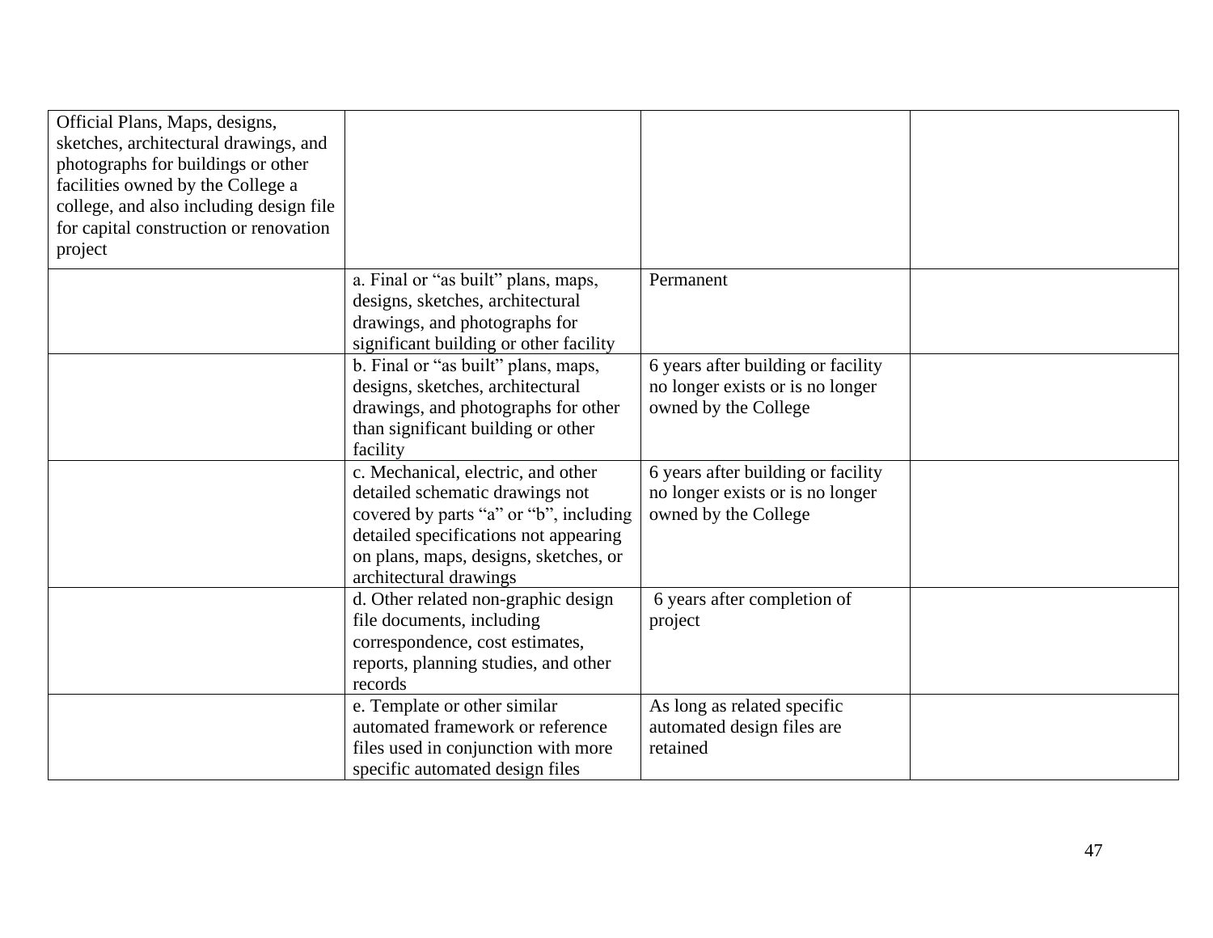| Official Plans, Maps, designs, sketches, architectural drawings, and photographs for buildings or other facilities owned by the College a college, and also including design file for capital construction or renovation project | | | |
|---|---|---|---|
| | a. Final or "as built" plans, maps, designs, sketches, architectural drawings, and photographs for significant building or other facility | Permanent | |
| | b. Final or "as built" plans, maps, designs, sketches, architectural drawings, and photographs for other than significant building or other facility | 6 years after building or facility no longer exists or is no longer owned by the College | |
| | c. Mechanical, electric, and other detailed schematic drawings not covered by parts "a" or "b", including detailed specifications not appearing on plans, maps, designs, sketches, or architectural drawings | 6 years after building or facility no longer exists or is no longer owned by the College | |
| | d. Other related non-graphic design file documents, including correspondence, cost estimates, reports, planning studies, and other records | 6 years after completion of project | |
| | e. Template or other similar automated framework or reference files used in conjunction with more specific automated design files | As long as related specific automated design files are retained | |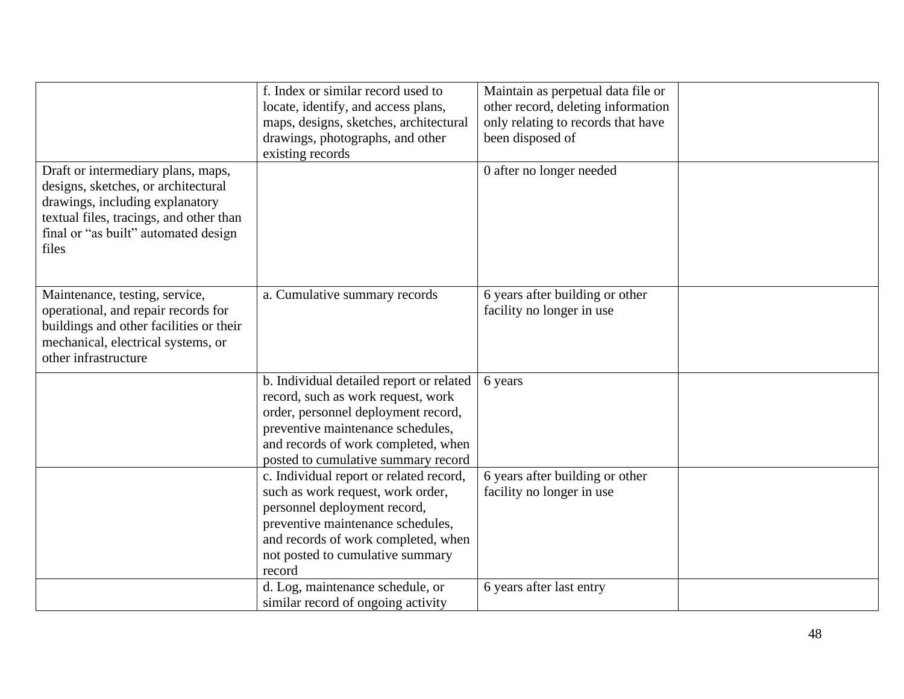| | | | |
|---|---|---|---|
| | f. Index or similar record used to locate, identify, and access plans, maps, designs, sketches, architectural drawings, photographs, and other existing records | Maintain as perpetual data file or other record, deleting information only relating to records that have been disposed of | |
| Draft or intermediary plans, maps, designs, sketches, or architectural drawings, including explanatory textual files, tracings, and other than final or "as built" automated design files | | 0 after no longer needed | |
| Maintenance, testing, service, operational, and repair records for buildings and other facilities or their mechanical, electrical systems, or other infrastructure | a. Cumulative summary records | 6 years after building or other facility no longer in use | |
| | b. Individual detailed report or related record, such as work request, work order, personnel deployment record, preventive maintenance schedules, and records of work completed, when posted to cumulative summary record | 6 years | |
| | c. Individual report or related record, such as work request, work order, personnel deployment record, preventive maintenance schedules, and records of work completed, when not posted to cumulative summary record | 6 years after building or other facility no longer in use | |
| | d. Log, maintenance schedule, or similar record of ongoing activity | 6 years after last entry | |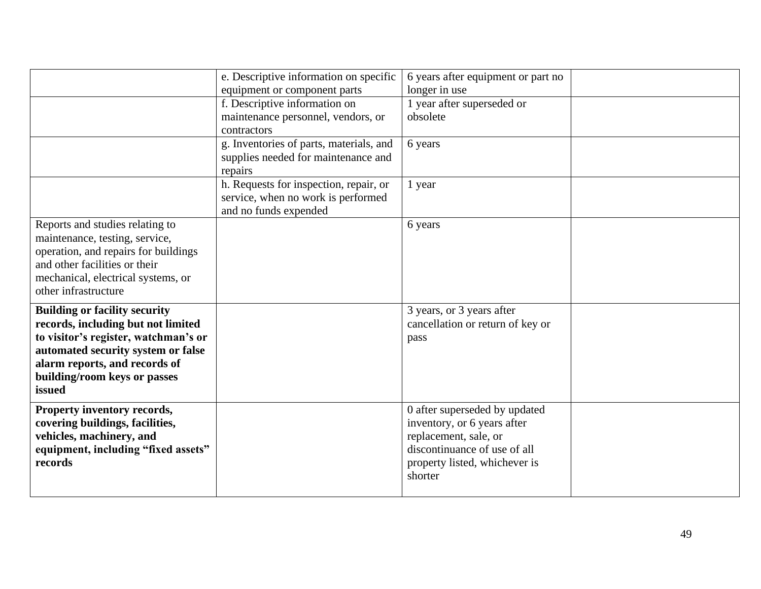| | | | |
|---|---|---|---|
| | e. Descriptive information on specific equipment or component parts | 6 years after equipment or part no longer in use | |
| | f. Descriptive information on maintenance personnel, vendors, or contractors | 1 year after superseded or obsolete | |
| | g. Inventories of parts, materials, and supplies needed for maintenance and repairs | 6 years | |
| | h. Requests for inspection, repair, or service, when no work is performed and no funds expended | 1 year | |
| Reports and studies relating to maintenance, testing, service, operation, and repairs for buildings and other facilities or their mechanical, electrical systems, or other infrastructure | | 6 years | |
| **Building or facility security records, including but not limited to visitor's register, watchman's or automated security system or false alarm reports, and records of building/room keys or passes issued** | | 3 years, or 3 years after cancellation or return of key or pass | |
| **Property inventory records, covering buildings, facilities, vehicles, machinery, and equipment, including "fixed assets" records** | | 0 after superseded by updated inventory, or 6 years after replacement, sale, or discontinuance of use of all property listed, whichever is shorter | |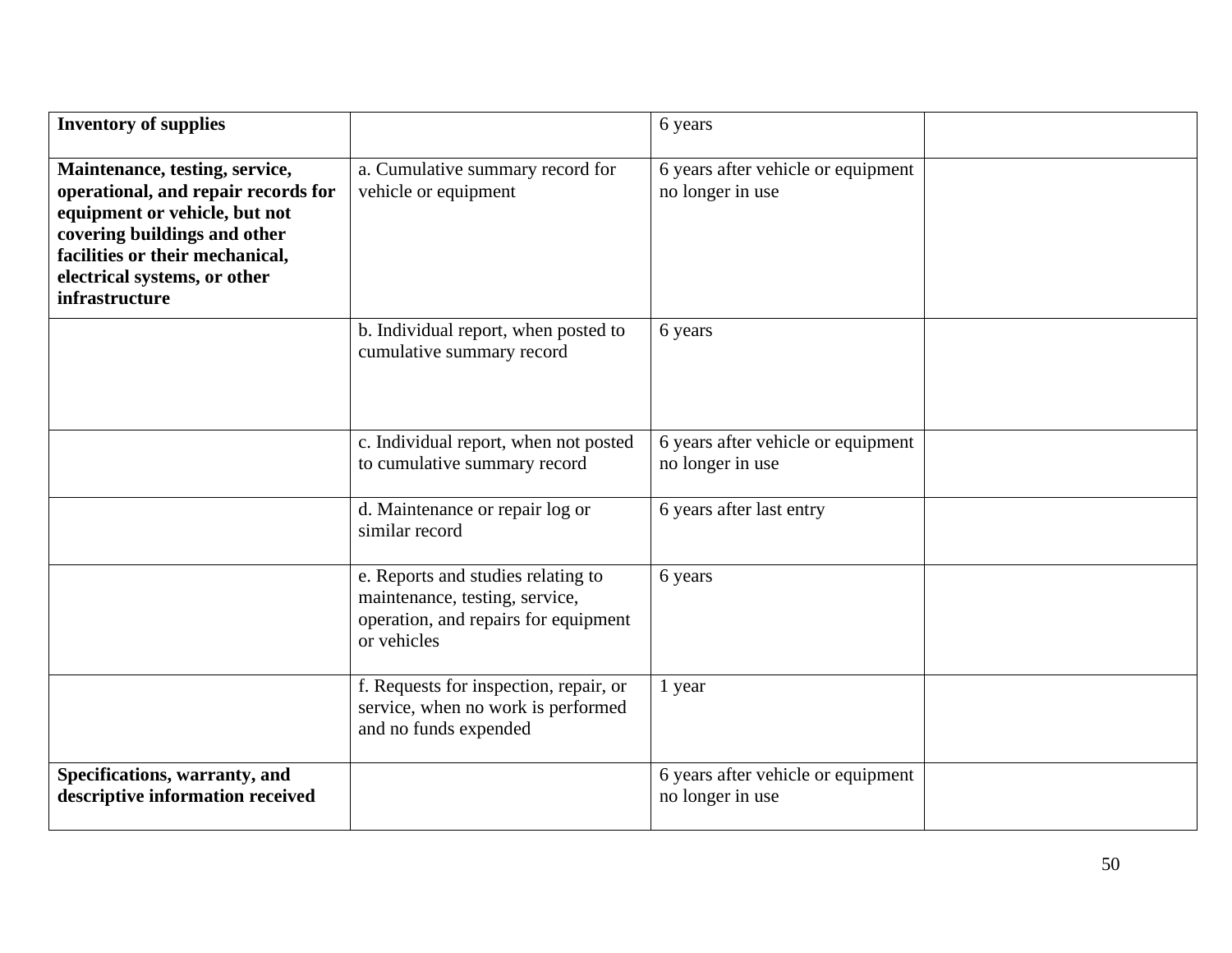| **Inventory of supplies** | | 6 years | |
|---|---|---|---|
| **Maintenance, testing, service, operational, and repair records for equipment or vehicle, but not covering buildings and other facilities or their mechanical, electrical systems, or other infrastructure** | a. Cumulative summary record for vehicle or equipment | 6 years after vehicle or equipment no longer in use | |
| | b. Individual report, when posted to cumulative summary record | 6 years | |
| | c. Individual report, when not posted to cumulative summary record | 6 years after vehicle or equipment no longer in use | |
| | d. Maintenance or repair log or similar record | 6 years after last entry | |
| | e. Reports and studies relating to maintenance, testing, service, operation, and repairs for equipment or vehicles | 6 years | |
| | f. Requests for inspection, repair, or service, when no work is performed and no funds expended | 1 year | |
| **Specifications, warranty, and descriptive information received** | | 6 years after vehicle or equipment no longer in use | |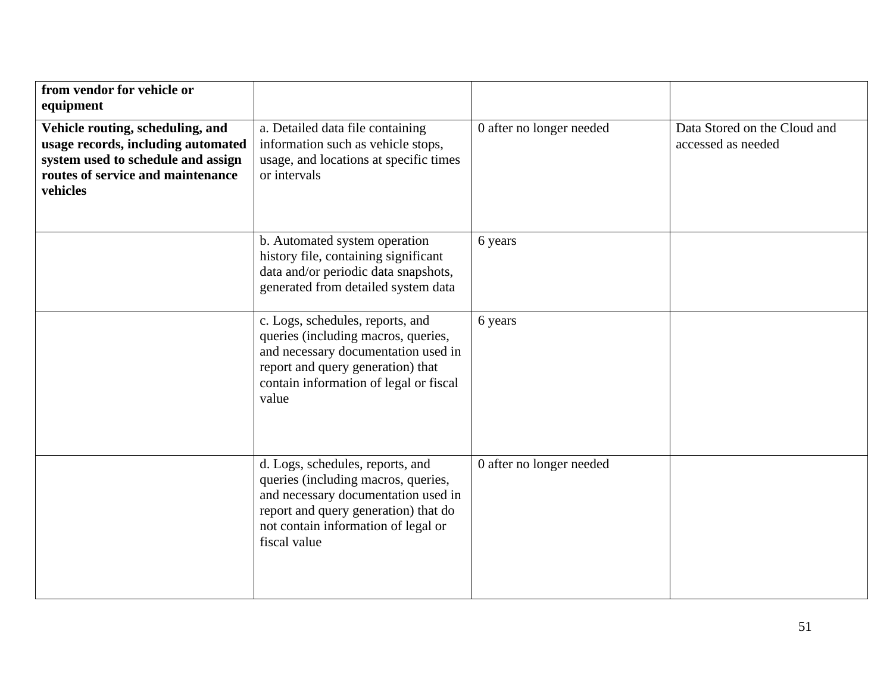| | | | |
|---|---|---|---|
| **from vendor for vehicle or equipment** | | | |
| **Vehicle routing, scheduling, and usage records, including automated system used to schedule and assign routes of service and maintenance vehicles** | a. Detailed data file containing information such as vehicle stops, usage, and locations at specific times or intervals | 0 after no longer needed | Data Stored on the Cloud and accessed as needed |
| | b. Automated system operation history file, containing significant data and/or periodic data snapshots, generated from detailed system data | 6 years | |
| | c. Logs, schedules, reports, and queries (including macros, queries, and necessary documentation used in report and query generation) that contain information of legal or fiscal value | 6 years | |
| | d. Logs, schedules, reports, and queries (including macros, queries, and necessary documentation used in report and query generation) that do not contain information of legal or fiscal value | 0 after no longer needed | |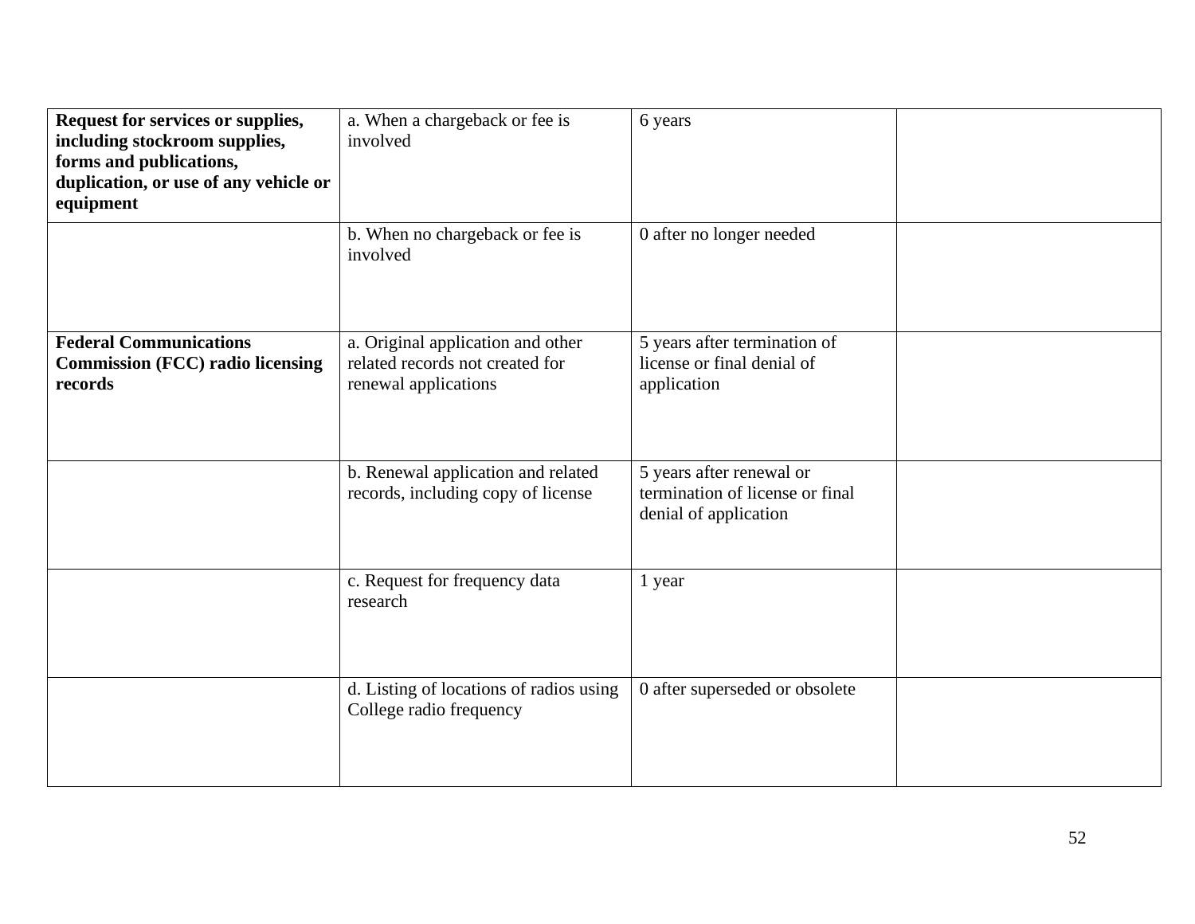| **Request for services or supplies, including stockroom supplies, forms and publications, duplication, or use of any vehicle or equipment** | a. When a chargeback or fee is involved | 6 years | |
|---|---|---|---|
| | b. When no chargeback or fee is involved | 0 after no longer needed | |
| **Federal Communications Commission (FCC) radio licensing records** | a. Original application and other related records not created for renewal applications | 5 years after termination of license or final denial of application | |
| | b. Renewal application and related records, including copy of license | 5 years after renewal or termination of license or final denial of application | |
| | c. Request for frequency data research | 1 year | |
| | d. Listing of locations of radios using College radio frequency | 0 after superseded or obsolete | |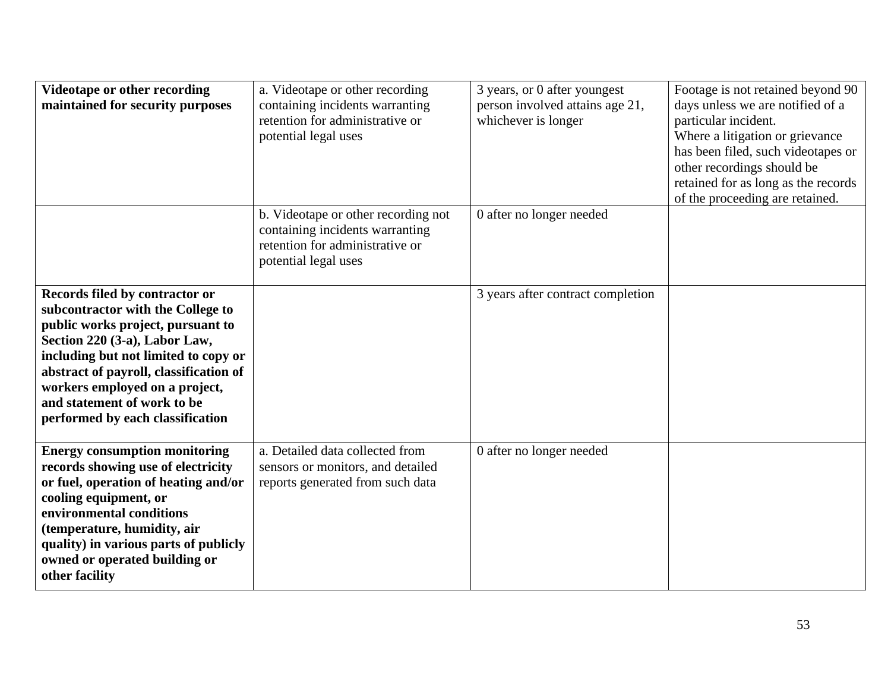| **Videotape or other recording maintained for security purposes** | a. Videotape or other recording containing incidents warranting retention for administrative or potential legal uses | 3 years, or 0 after youngest person involved attains age 21, whichever is longer | Footage is not retained beyond 90 days unless we are notified of a particular incident.<br>Where a litigation or grievance has been filed, such videotapes or other recordings should be retained for as long as the records of the proceeding are retained. |
|---|---|---|---|
| | b. Videotape or other recording not containing incidents warranting retention for administrative or potential legal uses | 0 after no longer needed | |
| **Records filed by contractor or subcontractor with the College to public works project, pursuant to Section 220 (3-a), Labor Law, including but not limited to copy or abstract of payroll, classification of workers employed on a project, and statement of work to be performed by each classification** | | 3 years after contract completion | |
| **Energy consumption monitoring records showing use of electricity or fuel, operation of heating and/or cooling equipment, or environmental conditions (temperature, humidity, air quality) in various parts of publicly owned or operated building or other facility** | a. Detailed data collected from sensors or monitors, and detailed reports generated from such data | 0 after no longer needed | |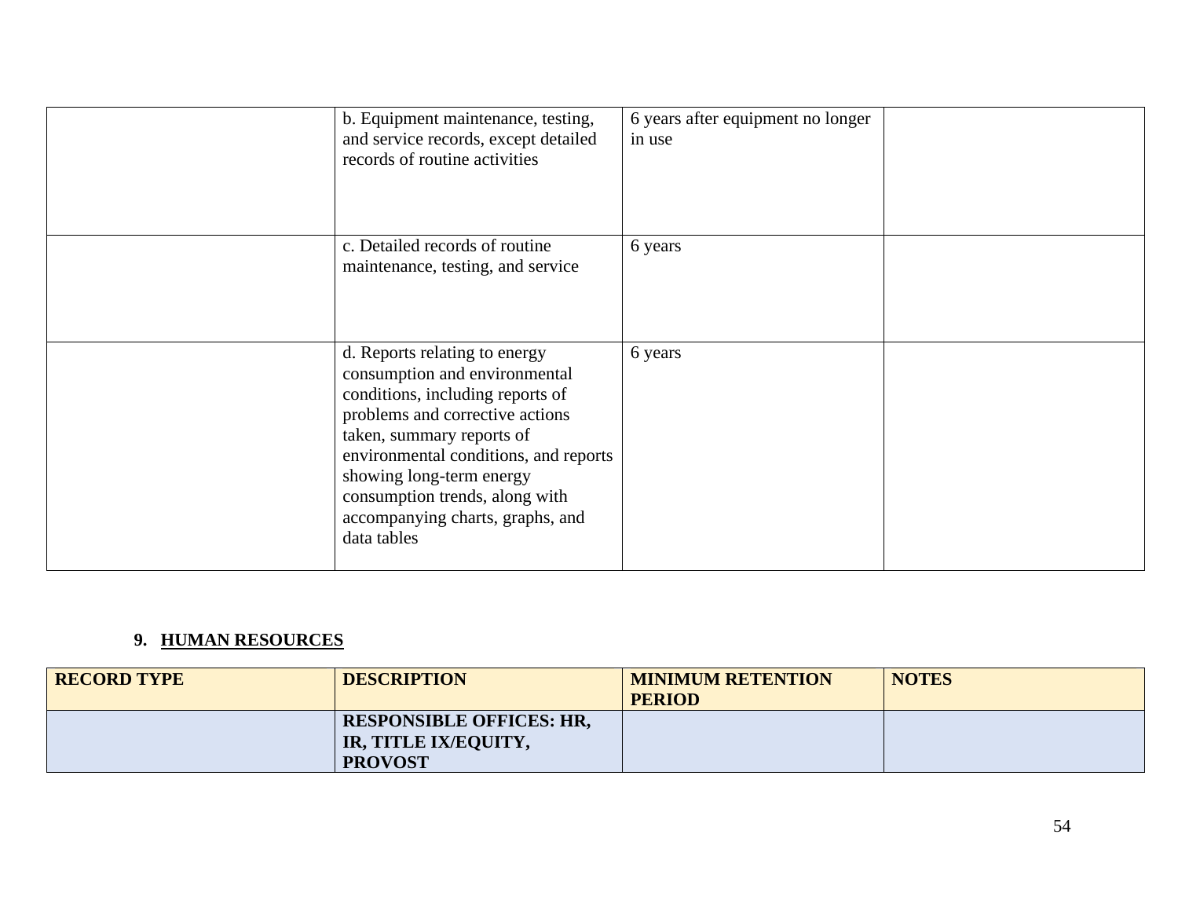| | | | |
|---|---|---|---|
| | b. Equipment maintenance, testing, and service records, except detailed records of routine activities | 6 years after equipment no longer in use | |
| | c. Detailed records of routine maintenance, testing, and service | 6 years | |
| | d. Reports relating to energy consumption and environmental conditions, including reports of problems and corrective actions taken, summary reports of environmental conditions, and reports showing long-term energy consumption trends, along with accompanying charts, graphs, and data tables | 6 years | |

### 9. HUMAN RESOURCES

| RECORD TYPE | DESCRIPTION | MINIMUM RETENTION PERIOD | NOTES |
|---|---|---|---|
| | **RESPONSIBLE OFFICES: HR, IR, TITLE IX/EQUITY, PROVOST** | | |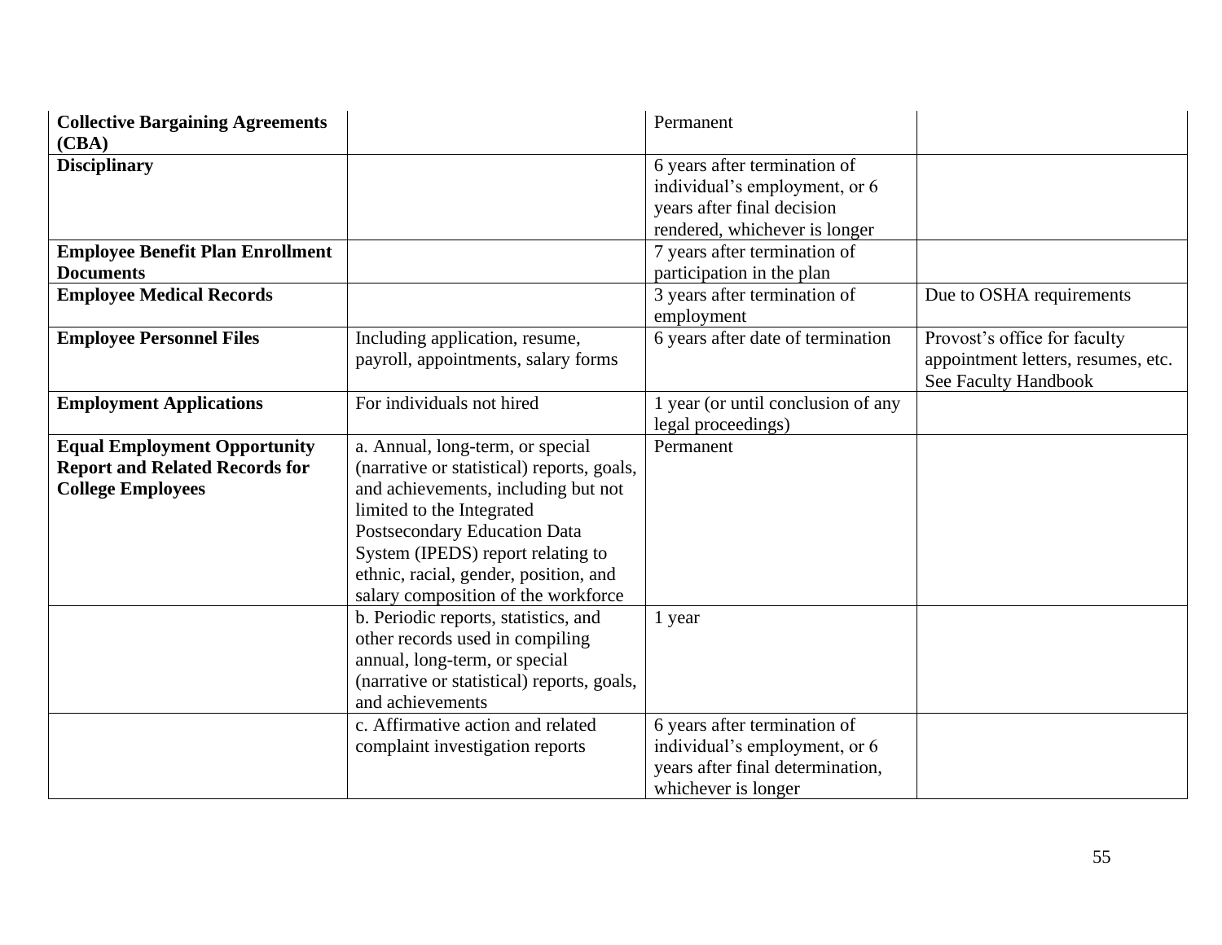| | | | |
|---|---|---|---|
| **Collective Bargaining Agreements (CBA)** | | Permanent | |
| **Disciplinary** | | 6 years after termination of individual's employment, or 6 years after final decision rendered, whichever is longer | |
| **Employee Benefit Plan Enrollment Documents** | | 7 years after termination of participation in the plan | |
| **Employee Medical Records** | | 3 years after termination of employment | Due to OSHA requirements |
| **Employee Personnel Files** | Including application, resume, payroll, appointments, salary forms | 6 years after date of termination | Provost's office for faculty appointment letters, resumes, etc. See Faculty Handbook |
| **Employment Applications** | For individuals not hired | 1 year (or until conclusion of any legal proceedings) | |
| **Equal Employment Opportunity Report and Related Records for College Employees** | a. Annual, long-term, or special (narrative or statistical) reports, goals, and achievements, including but not limited to the Integrated Postsecondary Education Data System (IPEDS) report relating to ethnic, racial, gender, position, and salary composition of the workforce | Permanent | |
| | b. Periodic reports, statistics, and other records used in compiling annual, long-term, or special (narrative or statistical) reports, goals, and achievements | 1 year | |
| | c. Affirmative action and related complaint investigation reports | 6 years after termination of individual's employment, or 6 years after final determination, whichever is longer | |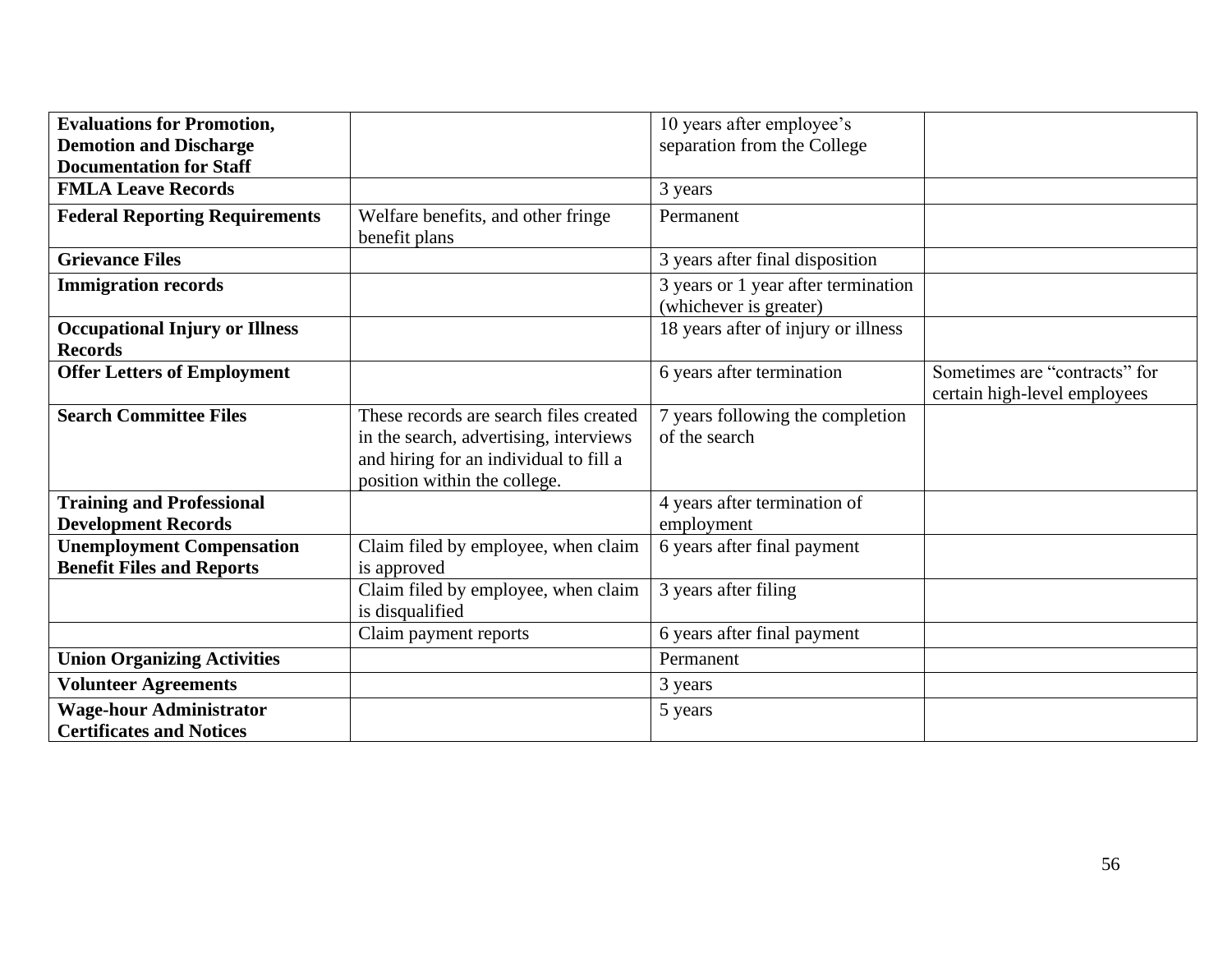| | | | |
|---|---|---|---|
| **Evaluations for Promotion, Demotion and Discharge Documentation for Staff** | | 10 years after employee's separation from the College | |
| **FMLA Leave Records** | | 3 years | |
| **Federal Reporting Requirements** | Welfare benefits, and other fringe benefit plans | Permanent | |
| **Grievance Files** | | 3 years after final disposition | |
| **Immigration records** | | 3 years or 1 year after termination (whichever is greater) | |
| **Occupational Injury or Illness Records** | | 18 years after of injury or illness | |
| **Offer Letters of Employment** | | 6 years after termination | Sometimes are "contracts" for certain high-level employees |
| **Search Committee Files** | These records are search files created in the search, advertising, interviews and hiring for an individual to fill a position within the college. | 7 years following the completion of the search | |
| **Training and Professional Development Records** | | 4 years after termination of employment | |
| **Unemployment Compensation Benefit Files and Reports** | Claim filed by employee, when claim is approved | 6 years after final payment | |
| | Claim filed by employee, when claim is disqualified | 3 years after filing | |
| | Claim payment reports | 6 years after final payment | |
| **Union Organizing Activities** | | Permanent | |
| **Volunteer Agreements** | | 3 years | |
| **Wage-hour Administrator Certificates and Notices** | | 5 years | |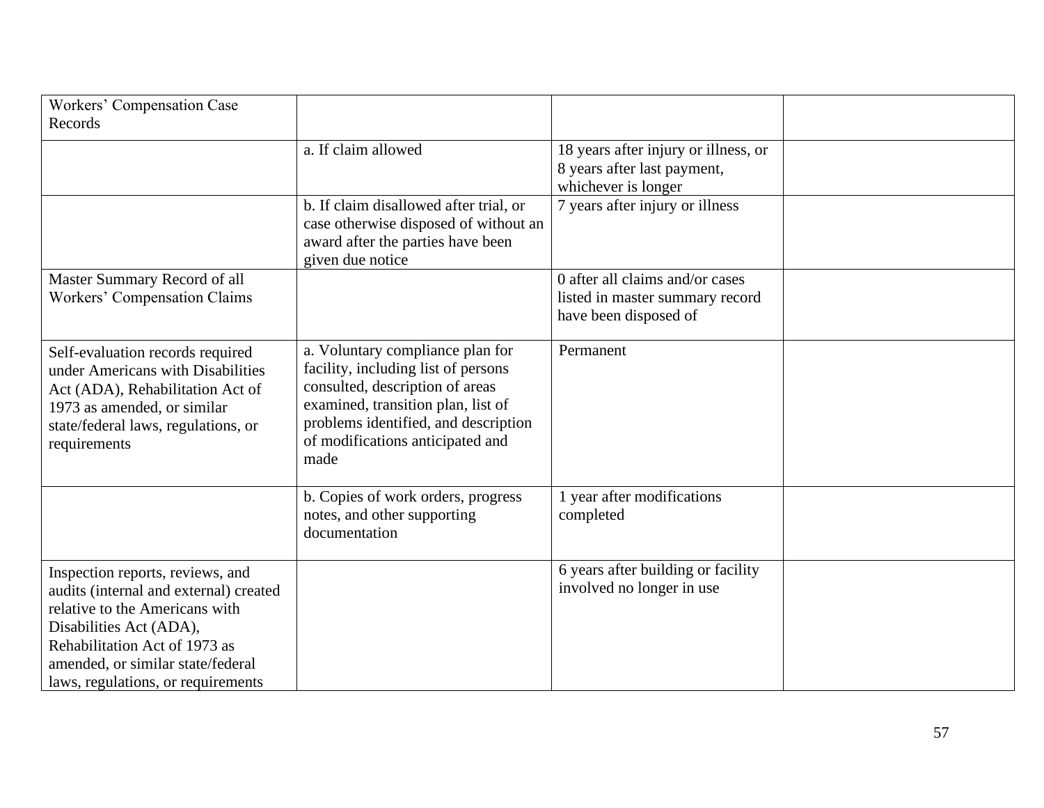| Workers' Compensation Case Records | | | |
|---|---|---|---|
| | a. If claim allowed | 18 years after injury or illness, or 8 years after last payment, whichever is longer | |
| | b. If claim disallowed after trial, or case otherwise disposed of without an award after the parties have been given due notice | 7 years after injury or illness | |
| Master Summary Record of all Workers' Compensation Claims | | 0 after all claims and/or cases listed in master summary record have been disposed of | |
| Self-evaluation records required under Americans with Disabilities Act (ADA), Rehabilitation Act of 1973 as amended, or similar state/federal laws, regulations, or requirements | a. Voluntary compliance plan for facility, including list of persons consulted, description of areas examined, transition plan, list of problems identified, and description of modifications anticipated and made | Permanent | |
| | b. Copies of work orders, progress notes, and other supporting documentation | 1 year after modifications completed | |
| Inspection reports, reviews, and audits (internal and external) created relative to the Americans with Disabilities Act (ADA), Rehabilitation Act of 1973 as amended, or similar state/federal laws, regulations, or requirements | | 6 years after building or facility involved no longer in use | |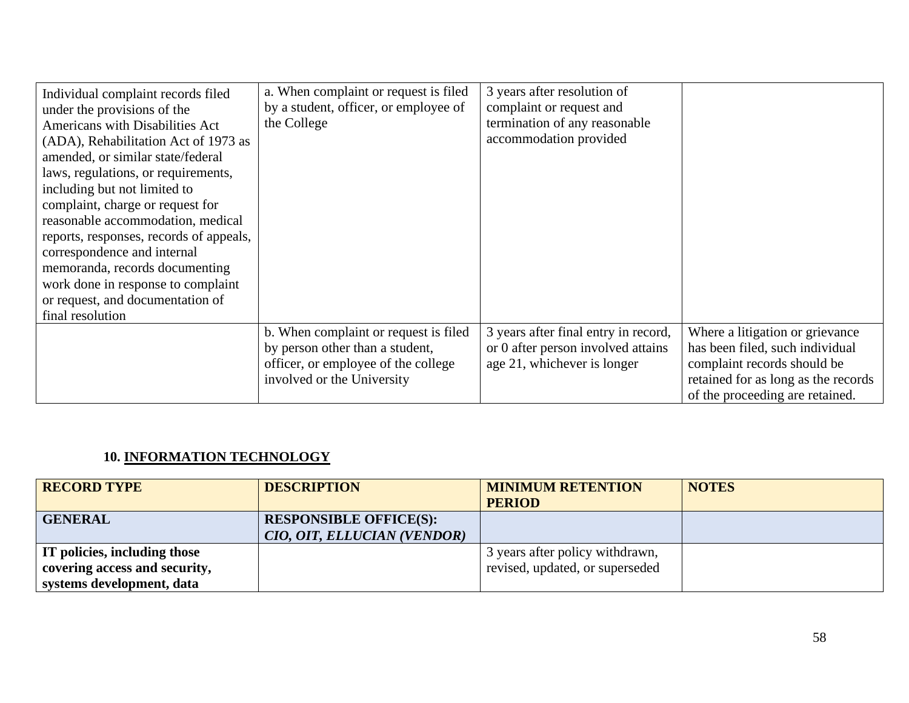| | | | |
|---|---|---|---|
| Individual complaint records filed under the provisions of the Americans with Disabilities Act (ADA), Rehabilitation Act of 1973 as amended, or similar state/federal laws, regulations, or requirements, including but not limited to complaint, charge or request for reasonable accommodation, medical reports, responses, records of appeals, correspondence and internal memoranda, records documenting work done in response to complaint or request, and documentation of final resolution | a. When complaint or request is filed by a student, officer, or employee of the College | 3 years after resolution of complaint or request and termination of any reasonable accommodation provided | |
| | b. When complaint or request is filed by person other than a student, officer, or employee of the college involved or the University | 3 years after final entry in record, or 0 after person involved attains age 21, whichever is longer | Where a litigation or grievance has been filed, such individual complaint records should be retained for as long as the records of the proceeding are retained. |

### 10. INFORMATION TECHNOLOGY

| RECORD TYPE | DESCRIPTION | MINIMUM RETENTION PERIOD | NOTES |
|---|---|---|---|
| **GENERAL** | **RESPONSIBLE OFFICE(S):** ***CIO, OIT, ELLUCIAN (VENDOR)*** | | |
| **IT policies, including those covering access and security, systems development, data** | | 3 years after policy withdrawn, revised, updated, or superseded | |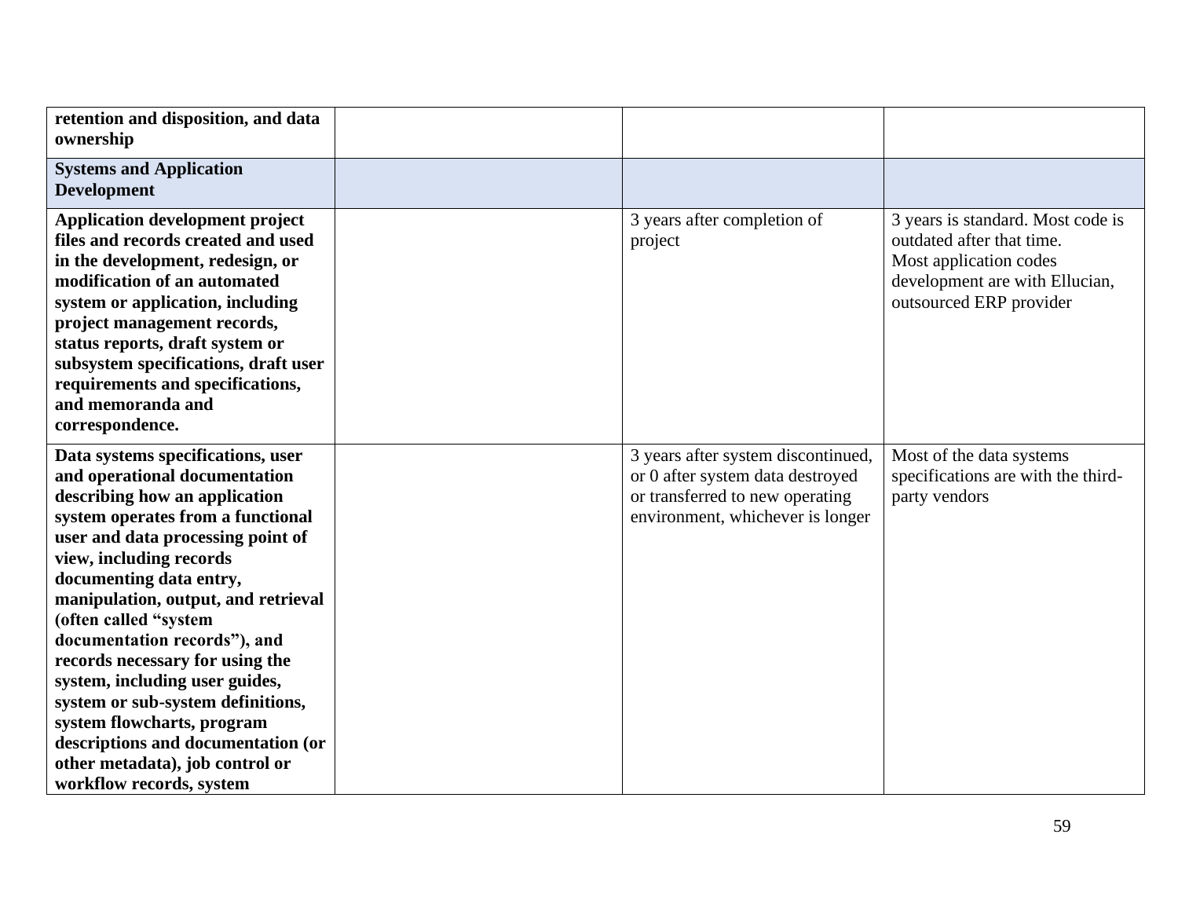| | | | |
|---|---|---|---|
| **retention and disposition, and data ownership** | | | |
| **Systems and Application Development** | | | |
| **Application development project files and records created and used in the development, redesign, or modification of an automated system or application, including project management records, status reports, draft system or subsystem specifications, draft user requirements and specifications, and memoranda and correspondence.** | | 3 years after completion of project | 3 years is standard. Most code is outdated after that time.<br>Most application codes development are with Ellucian, outsourced ERP provider |
| **Data systems specifications, user and operational documentation describing how an application system operates from a functional user and data processing point of view, including records documenting data entry, manipulation, output, and retrieval (often called "system documentation records"), and records necessary for using the system, including user guides, system or sub-system definitions, system flowcharts, program descriptions and documentation (or other metadata), job control or workflow records, system** | | 3 years after system discontinued, or 0 after system data destroyed or transferred to new operating environment, whichever is longer | Most of the data systems specifications are with the third-party vendors |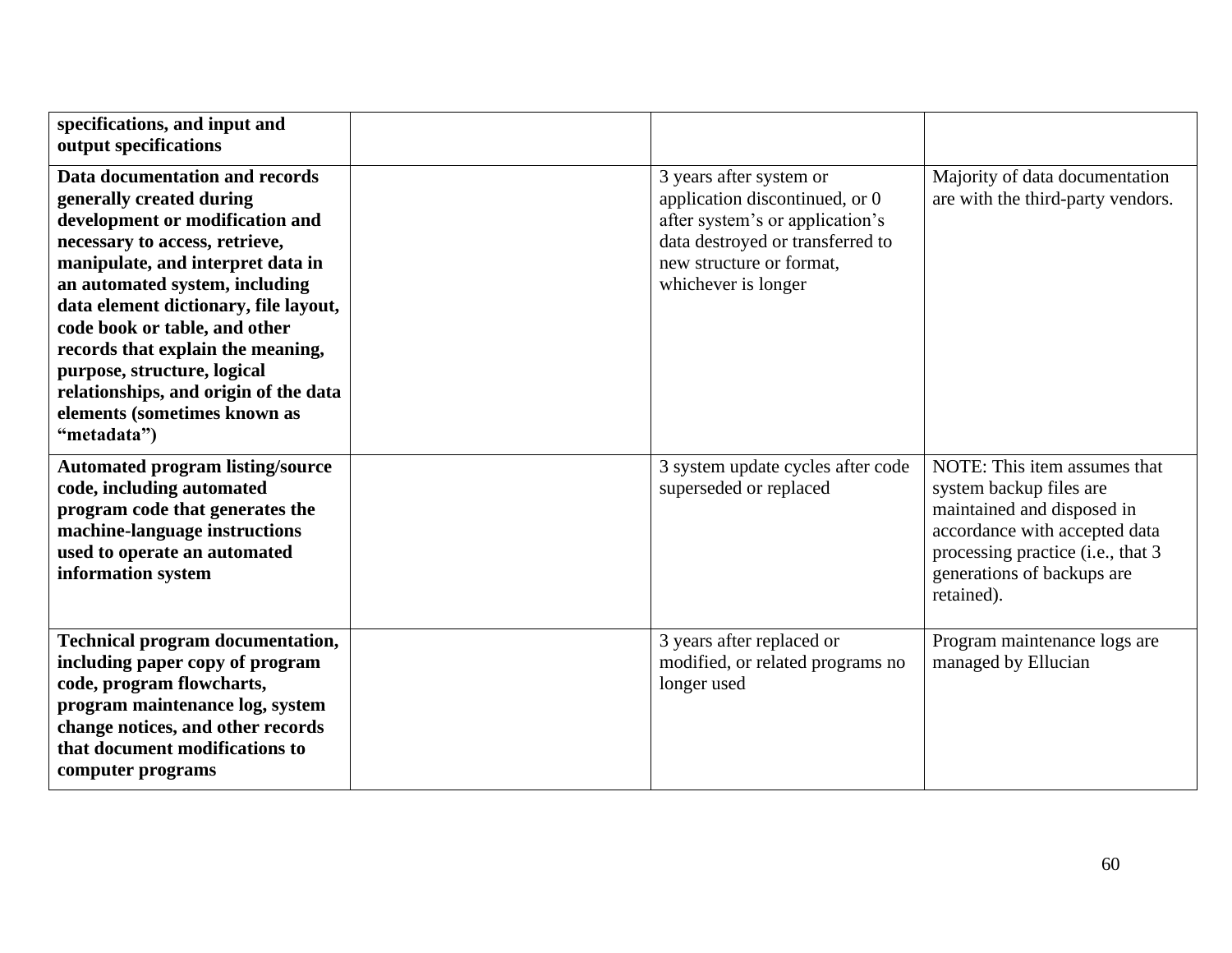| | | | |
|---|---|---|---|
| **specifications, and input and output specifications** | | | |
| **Data documentation and records generally created during development or modification and necessary to access, retrieve, manipulate, and interpret data in an automated system, including data element dictionary, file layout, code book or table, and other records that explain the meaning, purpose, structure, logical relationships, and origin of the data elements (sometimes known as "metadata")** | | 3 years after system or application discontinued, or 0 after system's or application's data destroyed or transferred to new structure or format, whichever is longer | Majority of data documentation are with the third-party vendors. |
| **Automated program listing/source code, including automated program code that generates the machine-language instructions used to operate an automated information system** | | 3 system update cycles after code superseded or replaced | NOTE: This item assumes that system backup files are maintained and disposed in accordance with accepted data processing practice (i.e., that 3 generations of backups are retained). |
| **Technical program documentation, including paper copy of program code, program flowcharts, program maintenance log, system change notices, and other records that document modifications to computer programs** | | 3 years after replaced or modified, or related programs no longer used | Program maintenance logs are managed by Ellucian |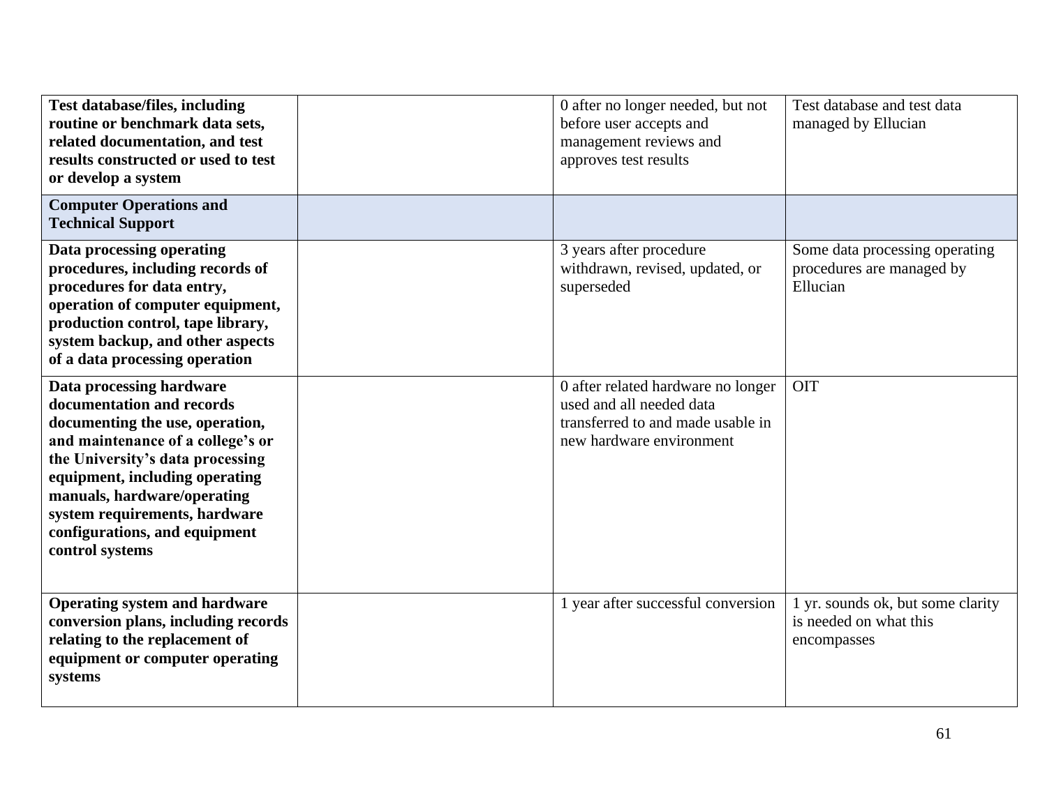| | | | |
|---|---|---|---|
| **Test database/files, including routine or benchmark data sets, related documentation, and test results constructed or used to test or develop a system** | | 0 after no longer needed, but not before user accepts and management reviews and approves test results | Test database and test data managed by Ellucian |
| **Computer Operations and Technical Support** | | | |
| **Data processing operating procedures, including records of procedures for data entry, operation of computer equipment, production control, tape library, system backup, and other aspects of a data processing operation** | | 3 years after procedure withdrawn, revised, updated, or superseded | Some data processing operating procedures are managed by Ellucian |
| **Data processing hardware documentation and records documenting the use, operation, and maintenance of a college's or the University's data processing equipment, including operating manuals, hardware/operating system requirements, hardware configurations, and equipment control systems** | | 0 after related hardware no longer used and all needed data transferred to and made usable in new hardware environment | OIT |
| **Operating system and hardware conversion plans, including records relating to the replacement of equipment or computer operating systems** | | 1 year after successful conversion | 1 yr. sounds ok, but some clarity is needed on what this encompasses |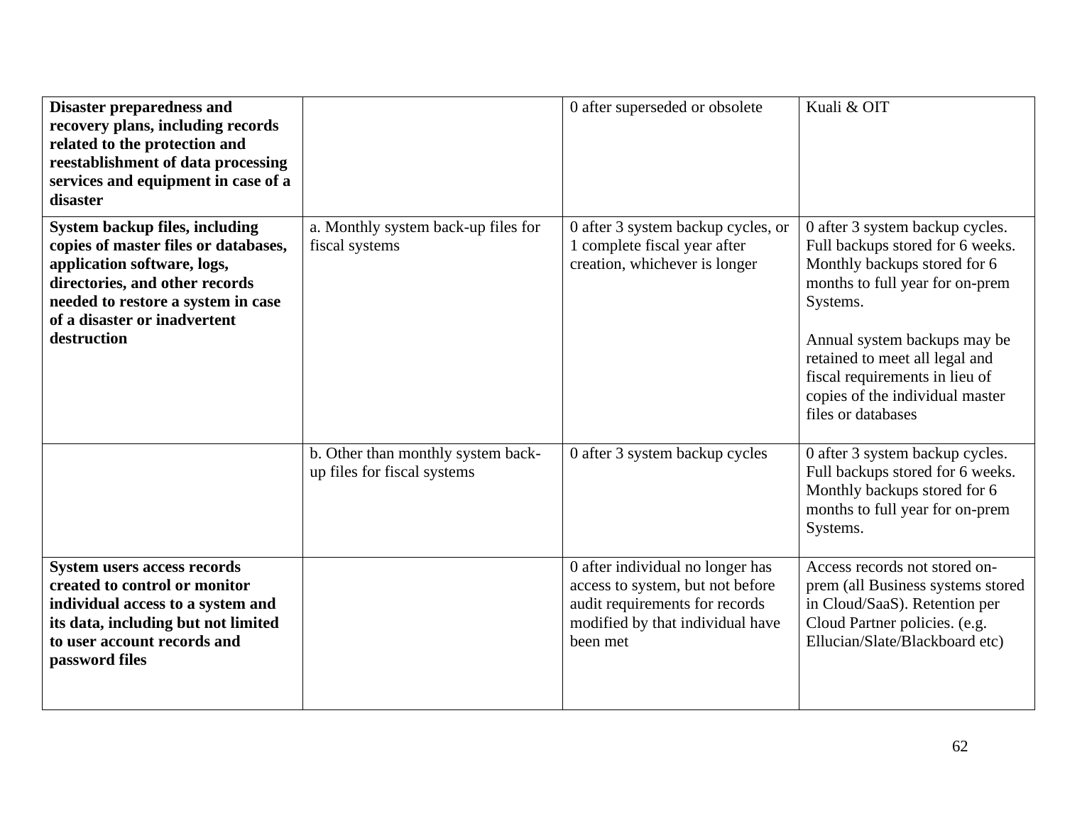| **Disaster preparedness and recovery plans, including records related to the protection and reestablishment of data processing services and equipment in case of a disaster** | | 0 after superseded or obsolete | Kuali & OIT |
|---|---|---|---|
| **System backup files, including copies of master files or databases, application software, logs, directories, and other records needed to restore a system in case of a disaster or inadvertent destruction** | a. Monthly system back-up files for fiscal systems | 0 after 3 system backup cycles, or 1 complete fiscal year after creation, whichever is longer | 0 after 3 system backup cycles. Full backups stored for 6 weeks. Monthly backups stored for 6 months to full year for on-prem Systems.<br><br>Annual system backups may be retained to meet all legal and fiscal requirements in lieu of copies of the individual master files or databases |
| | b. Other than monthly system back-up files for fiscal systems | 0 after 3 system backup cycles | 0 after 3 system backup cycles. Full backups stored for 6 weeks. Monthly backups stored for 6 months to full year for on-prem Systems. |
| **System users access records created to control or monitor individual access to a system and its data, including but not limited to user account records and password files** | | 0 after individual no longer has access to system, but not before audit requirements for records modified by that individual have been met | Access records not stored on-prem (all Business systems stored in Cloud/SaaS). Retention per Cloud Partner policies. (e.g. Ellucian/Slate/Blackboard etc) |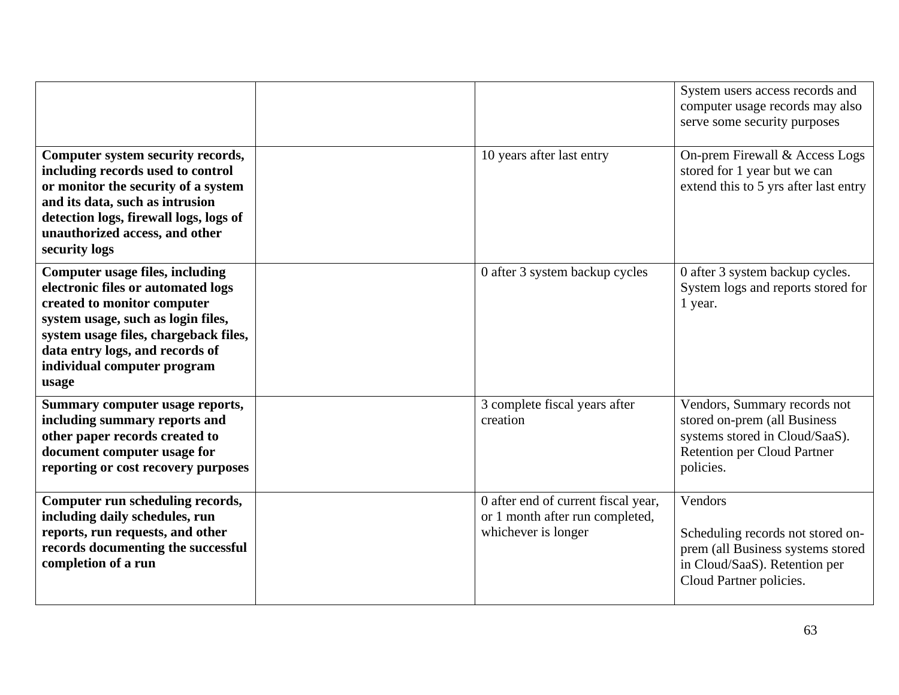| | | | |
|---|---|---|---|
| | | | System users access records and computer usage records may also serve some security purposes |
| **Computer system security records, including records used to control or monitor the security of a system and its data, such as intrusion detection logs, firewall logs, logs of unauthorized access, and other security logs** | | 10 years after last entry | On-prem Firewall & Access Logs stored for 1 year but we can extend this to 5 yrs after last entry |
| **Computer usage files, including electronic files or automated logs created to monitor computer system usage, such as login files, system usage files, chargeback files, data entry logs, and records of individual computer program usage** | | 0 after 3 system backup cycles | 0 after 3 system backup cycles. System logs and reports stored for 1 year. |
| **Summary computer usage reports, including summary reports and other paper records created to document computer usage for reporting or cost recovery purposes** | | 3 complete fiscal years after creation | Vendors, Summary records not stored on-prem (all Business systems stored in Cloud/SaaS). Retention per Cloud Partner policies. |
| **Computer run scheduling records, including daily schedules, run reports, run requests, and other records documenting the successful completion of a run** | | 0 after end of current fiscal year, or 1 month after run completed, whichever is longer | Vendors<br><br>Scheduling records not stored on-prem (all Business systems stored in Cloud/SaaS). Retention per Cloud Partner policies. |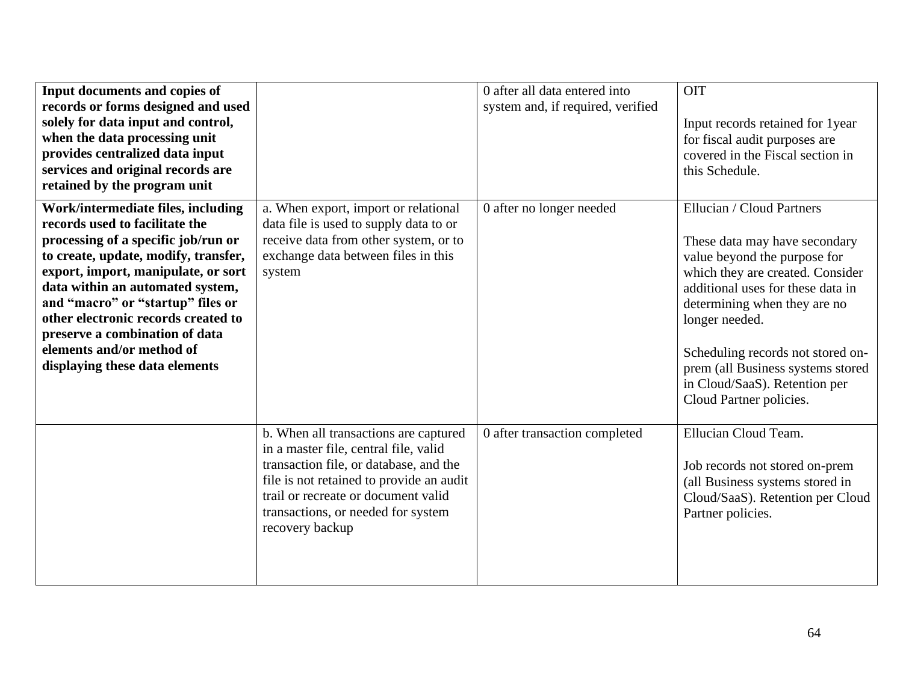| | | | |
|---|---|---|---|
| **Input documents and copies of records or forms designed and used solely for data input and control, when the data processing unit provides centralized data input services and original records are retained by the program unit** | | 0 after all data entered into system and, if required, verified | OIT<br><br>Input records retained for 1year for fiscal audit purposes are covered in the Fiscal section in this Schedule. |
| **Work/intermediate files, including records used to facilitate the processing of a specific job/run or to create, update, modify, transfer, export, import, manipulate, or sort data within an automated system, and "macro" or "startup" files or other electronic records created to preserve a combination of data elements and/or method of displaying these data elements** | a. When export, import or relational data file is used to supply data to or receive data from other system, or to exchange data between files in this system | 0 after no longer needed | Ellucian / Cloud Partners<br><br>These data may have secondary value beyond the purpose for which they are created. Consider additional uses for these data in determining when they are no longer needed.<br><br>Scheduling records not stored on-prem (all Business systems stored in Cloud/SaaS). Retention per Cloud Partner policies. |
| | b. When all transactions are captured in a master file, central file, valid transaction file, or database, and the file is not retained to provide an audit trail or recreate or document valid transactions, or needed for system recovery backup | 0 after transaction completed | Ellucian Cloud Team.<br><br>Job records not stored on-prem (all Business systems stored in Cloud/SaaS). Retention per Cloud Partner policies. |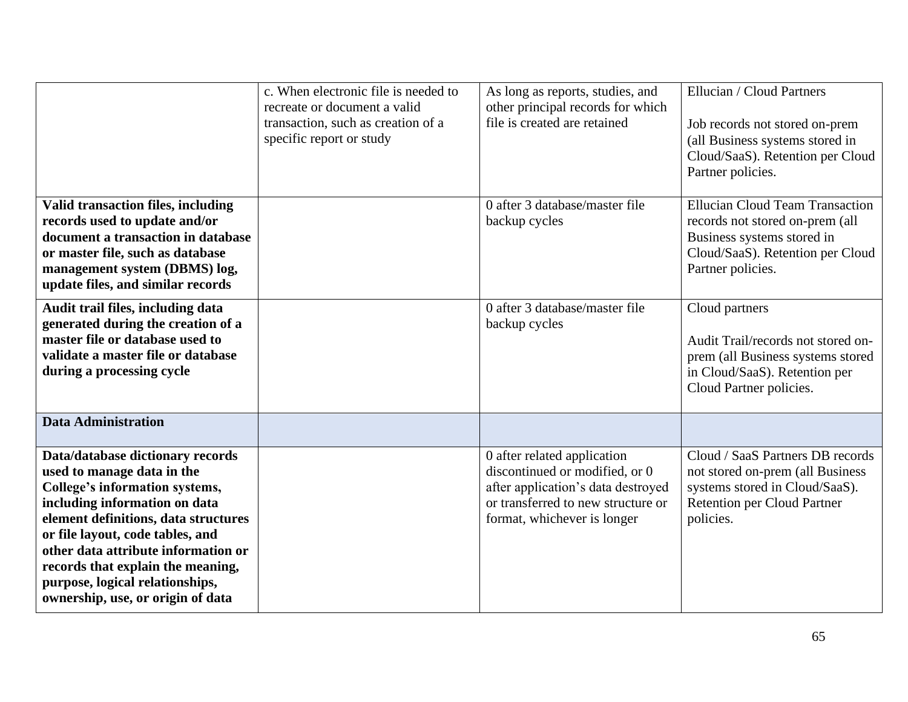| | | | |
|---|---|---|---|
| | c. When electronic file is needed to recreate or document a valid transaction, such as creation of a specific report or study | As long as reports, studies, and other principal records for which file is created are retained | Ellucian / Cloud Partners<br><br>Job records not stored on-prem (all Business systems stored in Cloud/SaaS). Retention per Cloud Partner policies. |
| **Valid transaction files, including records used to update and/or document a transaction in database or master file, such as database management system (DBMS) log, update files, and similar records** | | 0 after 3 database/master file backup cycles | Ellucian Cloud Team Transaction records not stored on-prem (all Business systems stored in Cloud/SaaS). Retention per Cloud Partner policies. |
| **Audit trail files, including data generated during the creation of a master file or database used to validate a master file or database during a processing cycle** | | 0 after 3 database/master file backup cycles | Cloud partners<br><br>Audit Trail/records not stored on-prem (all Business systems stored in Cloud/SaaS). Retention per Cloud Partner policies. |
| **Data Administration** | | | |
| **Data/database dictionary records used to manage data in the College's information systems, including information on data element definitions, data structures or file layout, code tables, and other data attribute information or records that explain the meaning, purpose, logical relationships, ownership, use, or origin of data** | | 0 after related application discontinued or modified, or 0 after application's data destroyed or transferred to new structure or format, whichever is longer | Cloud / SaaS Partners DB records not stored on-prem (all Business systems stored in Cloud/SaaS). Retention per Cloud Partner policies. |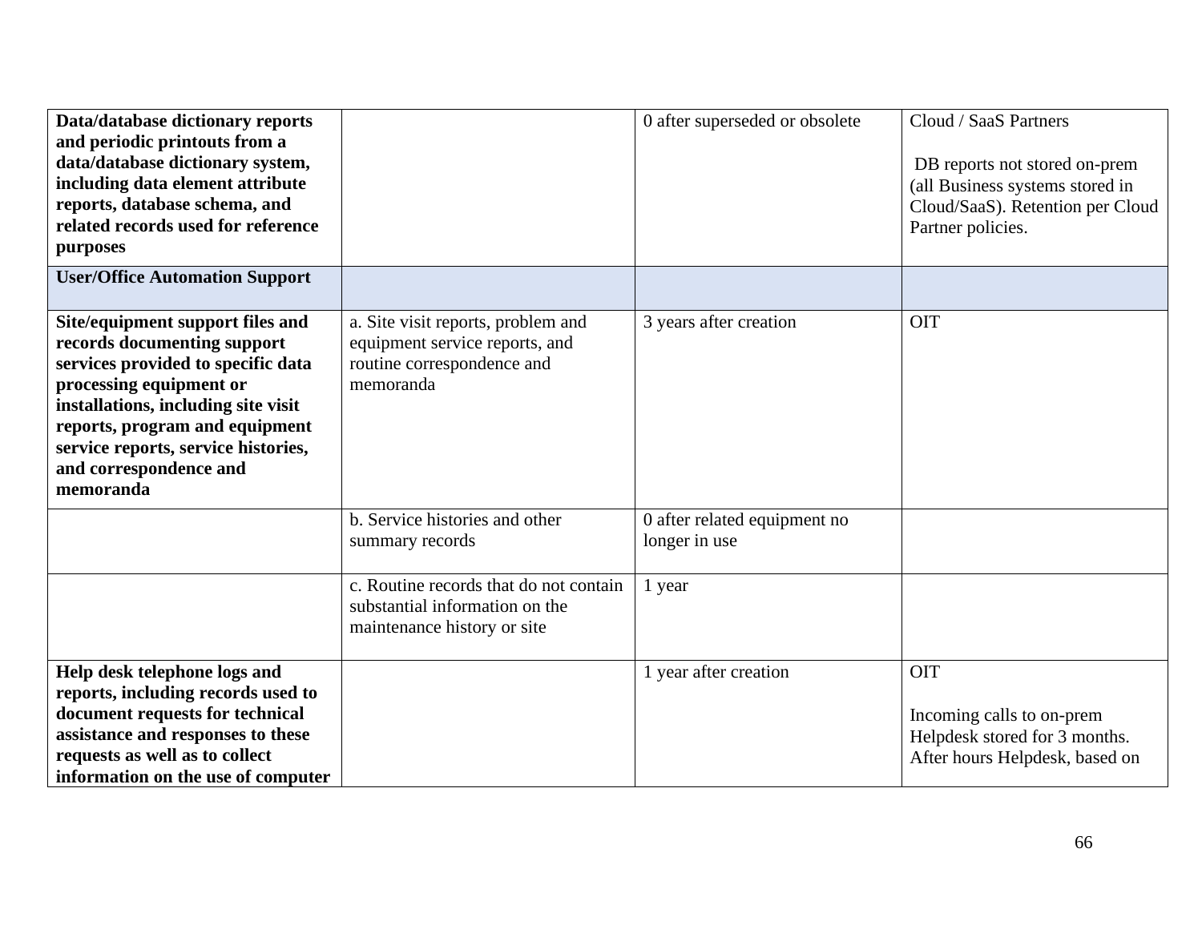| | | | |
|---|---|---|---|
| **Data/database dictionary reports and periodic printouts from a data/database dictionary system, including data element attribute reports, database schema, and related records used for reference purposes** | | 0 after superseded or obsolete | Cloud / SaaS Partners<br><br>DB reports not stored on-prem (all Business systems stored in Cloud/SaaS). Retention per Cloud Partner policies. |
| **User/Office Automation Support** | | | |
| **Site/equipment support files and records documenting support services provided to specific data processing equipment or installations, including site visit reports, program and equipment service reports, service histories, and correspondence and memoranda** | a. Site visit reports, problem and equipment service reports, and routine correspondence and memoranda | 3 years after creation | OIT |
| | b. Service histories and other summary records | 0 after related equipment no longer in use | |
| | c. Routine records that do not contain substantial information on the maintenance history or site | 1 year | |
| **Help desk telephone logs and reports, including records used to document requests for technical assistance and responses to these requests as well as to collect information on the use of computer** | | 1 year after creation | OIT<br><br>Incoming calls to on-prem Helpdesk stored for 3 months. After hours Helpdesk, based on |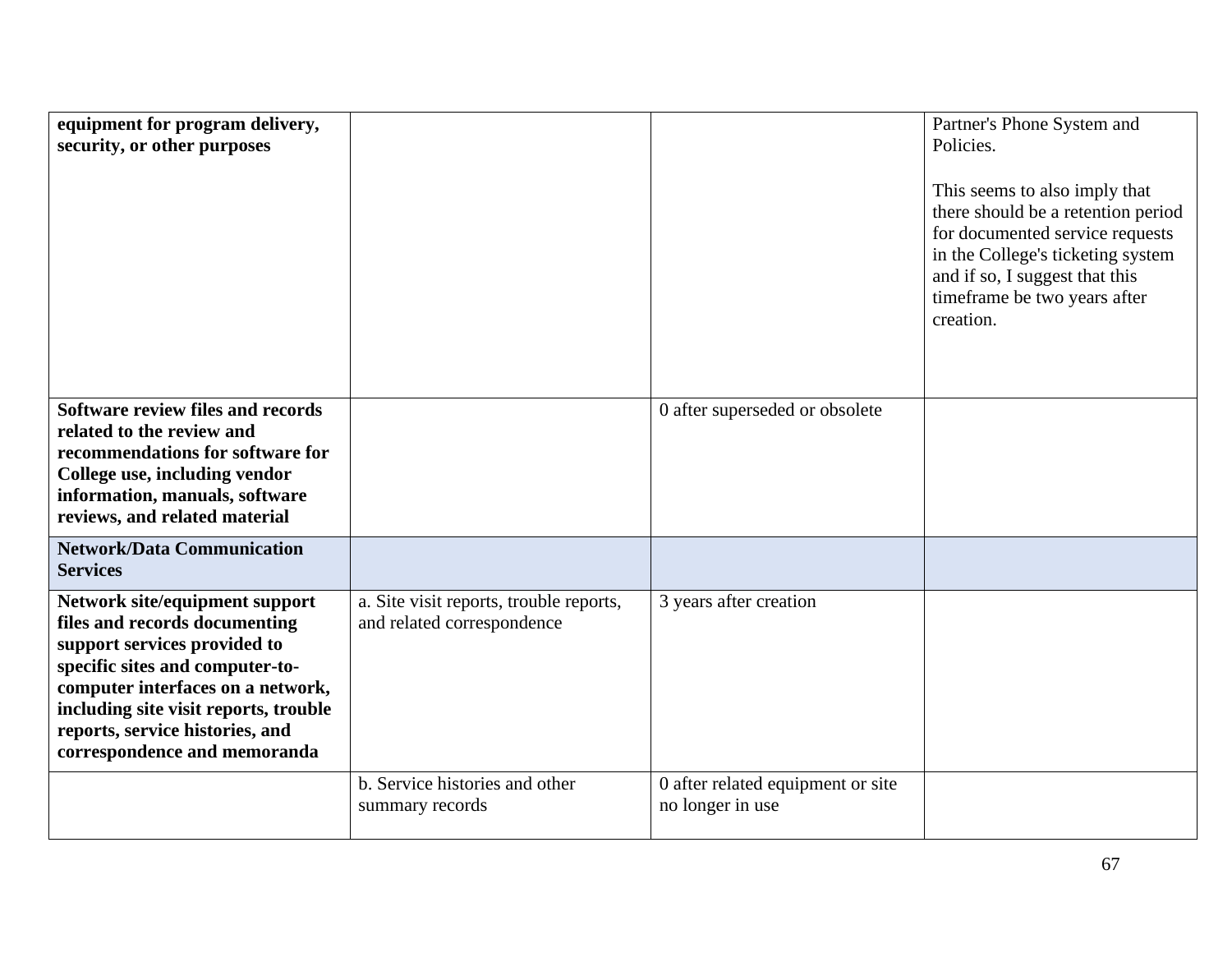| | | | |
|---|---|---|---|
| **equipment for program delivery, security, or other purposes** | | | Partner's Phone System and Policies.<br><br>This seems to also imply that there should be a retention period for documented service requests in the College's ticketing system and if so, I suggest that this timeframe be two years after creation. |
| **Software review files and records related to the review and recommendations for software for College use, including vendor information, manuals, software reviews, and related material** | | 0 after superseded or obsolete | |
| **Network/Data Communication Services** | | | |
| **Network site/equipment support files and records documenting support services provided to specific sites and computer-to-computer interfaces on a network, including site visit reports, trouble reports, service histories, and correspondence and memoranda** | a. Site visit reports, trouble reports, and related correspondence | 3 years after creation | |
| | b. Service histories and other summary records | 0 after related equipment or site no longer in use | |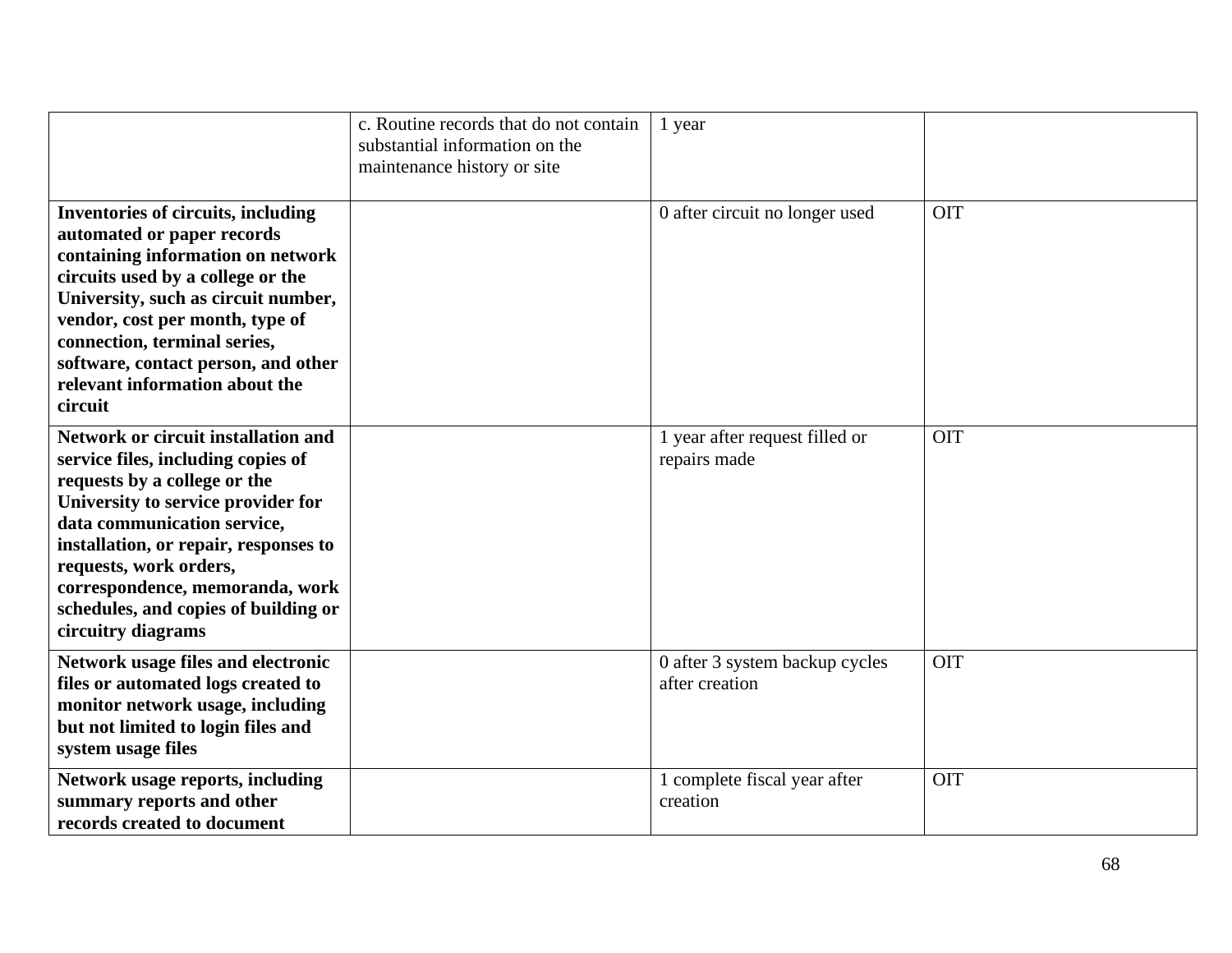| | | | |
|---|---|---|---|
| | c. Routine records that do not contain substantial information on the maintenance history or site | 1 year | |
| **Inventories of circuits, including automated or paper records containing information on network circuits used by a college or the University, such as circuit number, vendor, cost per month, type of connection, terminal series, software, contact person, and other relevant information about the circuit** | | 0 after circuit no longer used | OIT |
| **Network or circuit installation and service files, including copies of requests by a college or the University to service provider for data communication service, installation, or repair, responses to requests, work orders, correspondence, memoranda, work schedules, and copies of building or circuitry diagrams** | | 1 year after request filled or repairs made | OIT |
| **Network usage files and electronic files or automated logs created to monitor network usage, including but not limited to login files and system usage files** | | 0 after 3 system backup cycles after creation | OIT |
| **Network usage reports, including summary reports and other records created to document** | | 1 complete fiscal year after creation | OIT |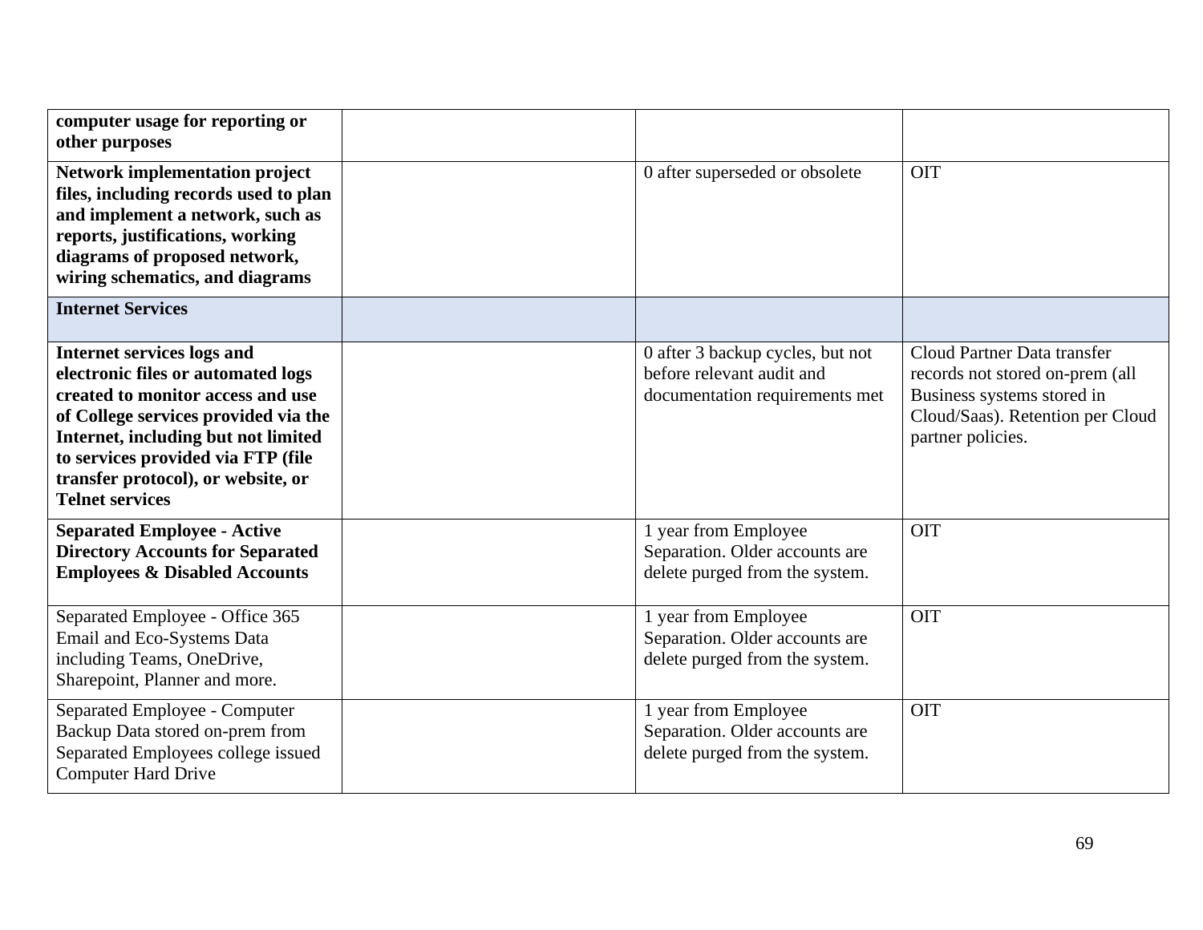| | | | |
|---|---|---|---|
| **computer usage for reporting or other purposes** | | | |
| **Network implementation project files, including records used to plan and implement a network, such as reports, justifications, working diagrams of proposed network, wiring schematics, and diagrams** | | 0 after superseded or obsolete | OIT |
| **Internet Services** | | | |
| **Internet services logs and electronic files or automated logs created to monitor access and use of College services provided via the Internet, including but not limited to services provided via FTP (file transfer protocol), or website, or Telnet services** | | 0 after 3 backup cycles, but not before relevant audit and documentation requirements met | Cloud Partner Data transfer records not stored on-prem (all Business systems stored in Cloud/Saas). Retention per Cloud partner policies. |
| **Separated Employee - Active Directory Accounts for Separated Employees & Disabled Accounts** | | 1 year from Employee Separation. Older accounts are delete purged from the system. | OIT |
| Separated Employee - Office 365 Email and Eco-Systems Data including Teams, OneDrive, Sharepoint, Planner and more. | | 1 year from Employee Separation. Older accounts are delete purged from the system. | OIT |
| Separated Employee - Computer Backup Data stored on-prem from Separated Employees college issued Computer Hard Drive | | 1 year from Employee Separation. Older accounts are delete purged from the system. | OIT |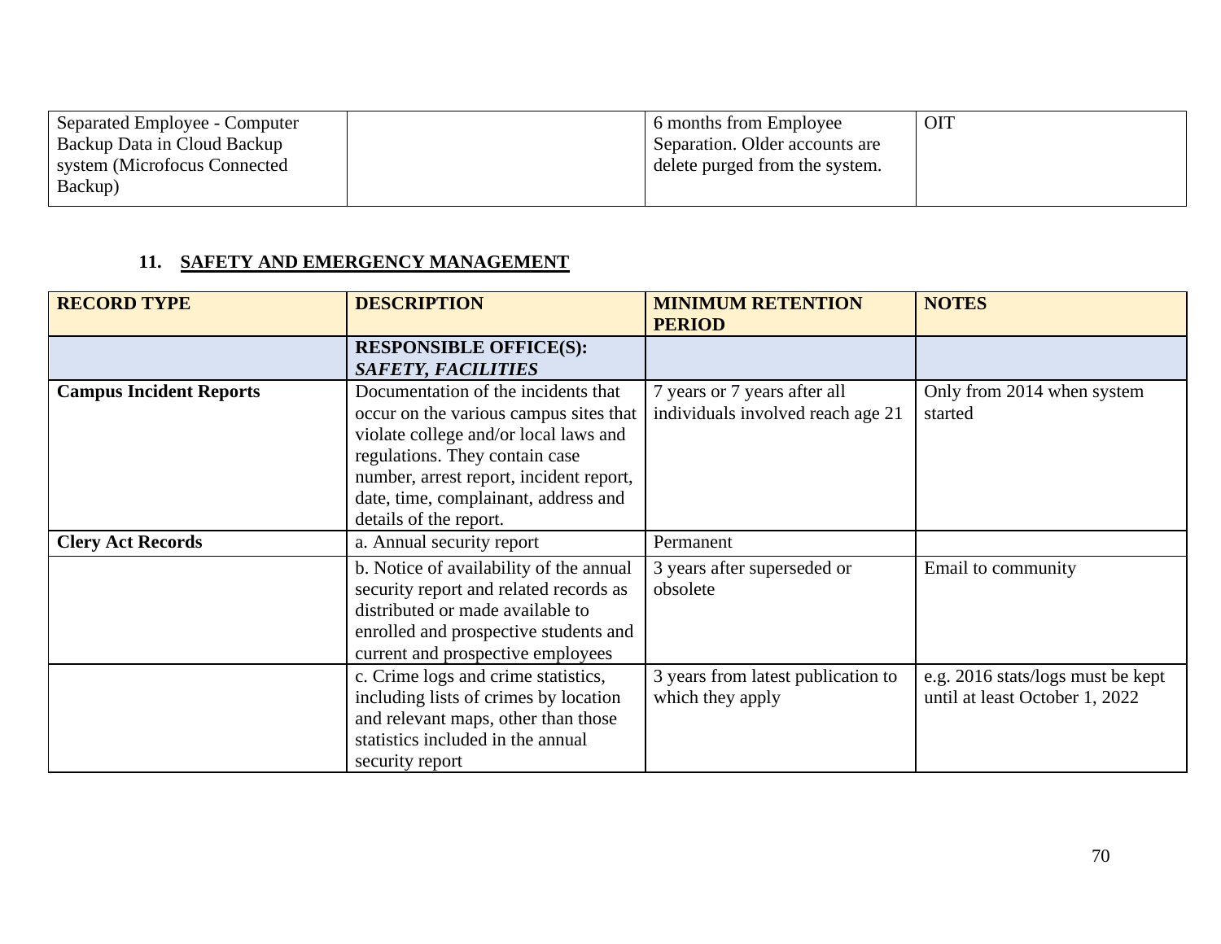| Separated Employee - Computer Backup Data in Cloud Backup system (Microfocus Connected Backup) | | 6 months from Employee Separation. Older accounts are delete purged from the system. | OIT |
|---|---|---|---|

## 11. SAFETY AND EMERGENCY MANAGEMENT

| RECORD TYPE | DESCRIPTION | MINIMUM RETENTION PERIOD | NOTES |
|---|---|---|---|
| | **RESPONSIBLE OFFICE(S):** ***SAFETY, FACILITIES*** | | |
| **Campus Incident Reports** | Documentation of the incidents that occur on the various campus sites that violate college and/or local laws and regulations. They contain case number, arrest report, incident report, date, time, complainant, address and details of the report. | 7 years or 7 years after all individuals involved reach age 21 | Only from 2014 when system started |
| **Clery Act Records** | a. Annual security report | Permanent | |
| | b. Notice of availability of the annual security report and related records as distributed or made available to enrolled and prospective students and current and prospective employees | 3 years after superseded or obsolete | Email to community |
| | c. Crime logs and crime statistics, including lists of crimes by location and relevant maps, other than those statistics included in the annual security report | 3 years from latest publication to which they apply | e.g. 2016 stats/logs must be kept until at least October 1, 2022 |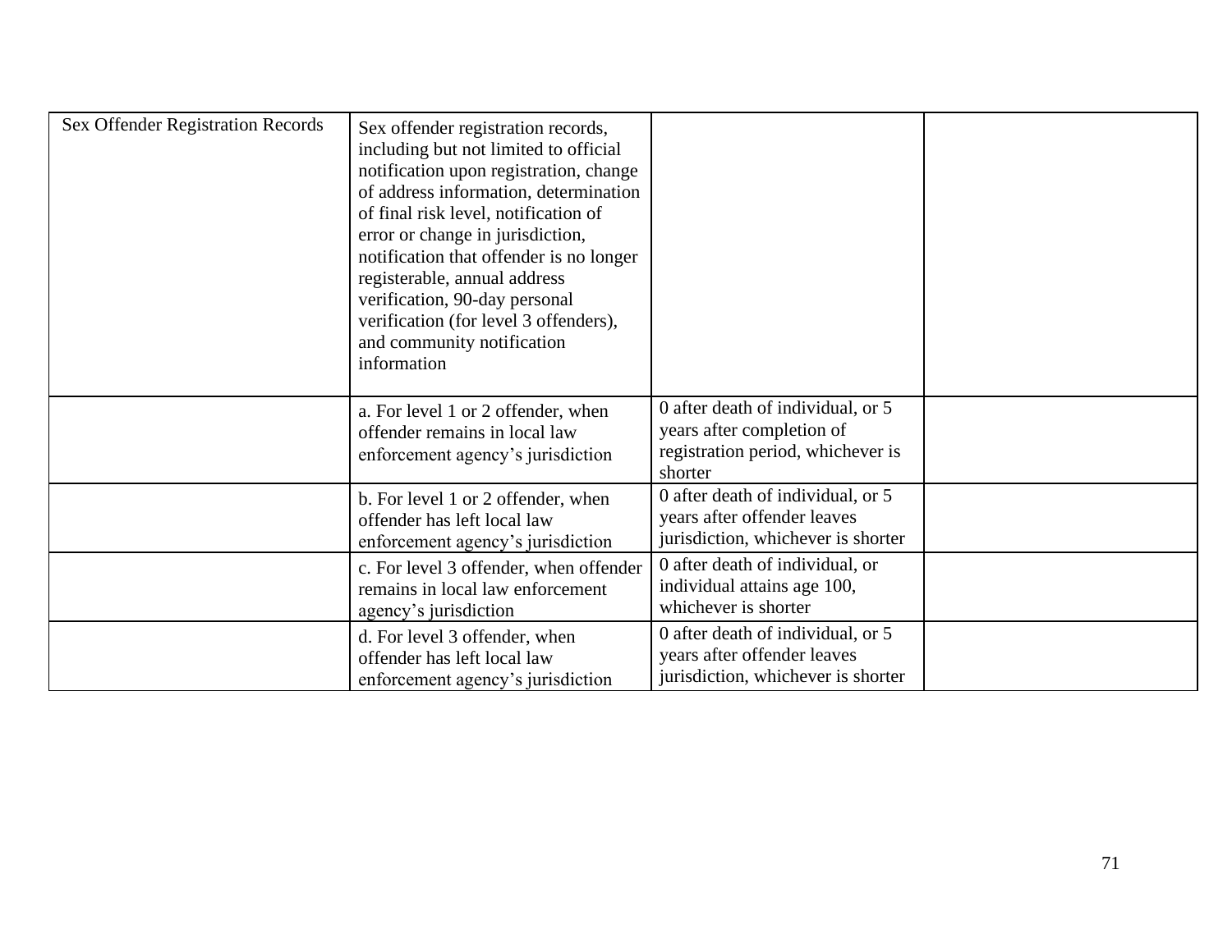| Sex Offender Registration Records | Sex offender registration records, including but not limited to official notification upon registration, change of address information, determination of final risk level, notification of error or change in jurisdiction, notification that offender is no longer registerable, annual address verification, 90-day personal verification (for level 3 offenders), and community notification information | | |
|---|---|---|---|
| | a. For level 1 or 2 offender, when offender remains in local law enforcement agency's jurisdiction | 0 after death of individual, or 5 years after completion of registration period, whichever is shorter | |
| | b. For level 1 or 2 offender, when offender has left local law enforcement agency's jurisdiction | 0 after death of individual, or 5 years after offender leaves jurisdiction, whichever is shorter | |
| | c. For level 3 offender, when offender remains in local law enforcement agency's jurisdiction | 0 after death of individual, or individual attains age 100, whichever is shorter | |
| | d. For level 3 offender, when offender has left local law enforcement agency's jurisdiction | 0 after death of individual, or 5 years after offender leaves jurisdiction, whichever is shorter | |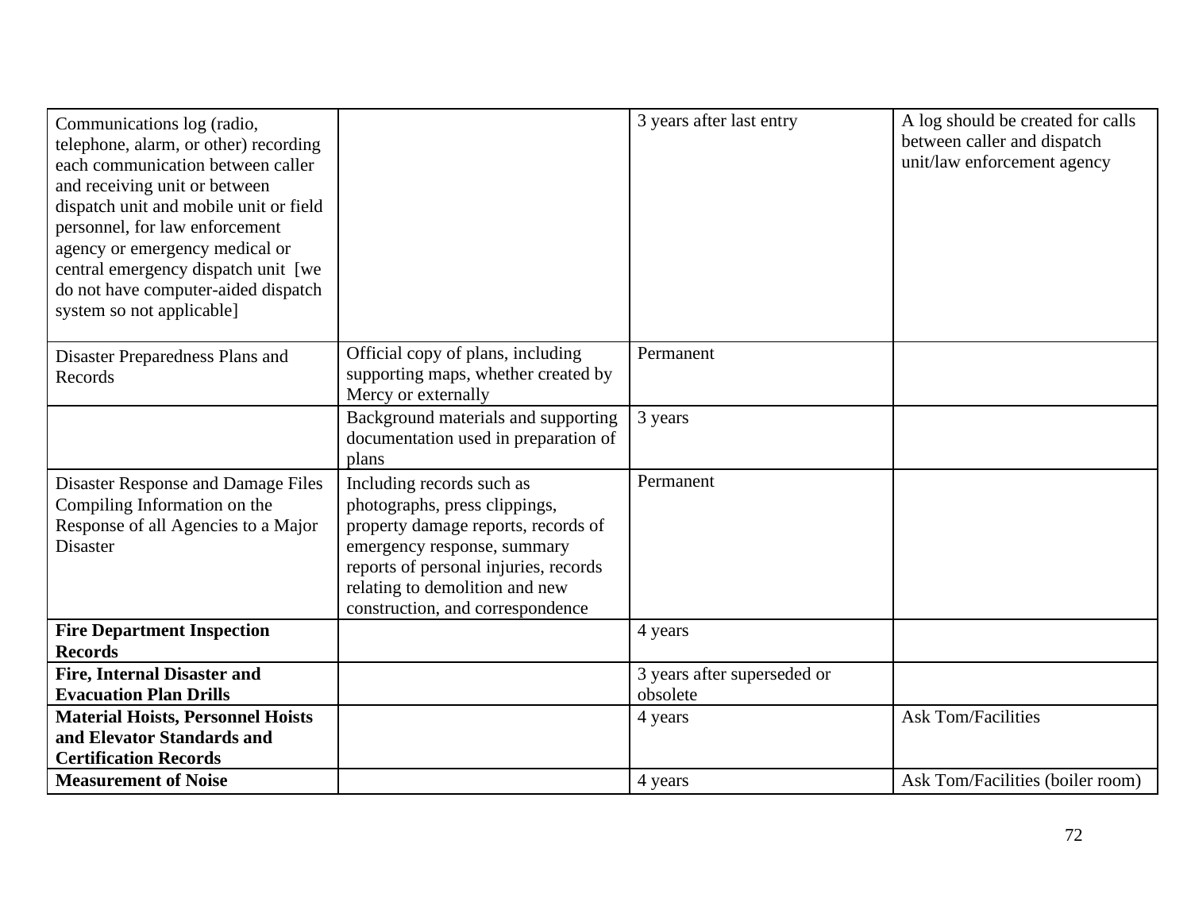| | | | |
|---|---|---|---|
| Communications log (radio, telephone, alarm, or other) recording each communication between caller and receiving unit or between dispatch unit and mobile unit or field personnel, for law enforcement agency or emergency medical or central emergency dispatch unit [we do not have computer-aided dispatch system so not applicable] | | 3 years after last entry | A log should be created for calls between caller and dispatch unit/law enforcement agency |
| Disaster Preparedness Plans and Records | Official copy of plans, including supporting maps, whether created by Mercy or externally | Permanent | |
| | Background materials and supporting documentation used in preparation of plans | 3 years | |
| Disaster Response and Damage Files Compiling Information on the Response of all Agencies to a Major Disaster | Including records such as photographs, press clippings, property damage reports, records of emergency response, summary reports of personal injuries, records relating to demolition and new construction, and correspondence | Permanent | |
| **Fire Department Inspection Records** | | 4 years | |
| **Fire, Internal Disaster and Evacuation Plan Drills** | | 3 years after superseded or obsolete | |
| **Material Hoists, Personnel Hoists and Elevator Standards and Certification Records** | | 4 years | Ask Tom/Facilities |
| **Measurement of Noise** | | 4 years | Ask Tom/Facilities (boiler room) |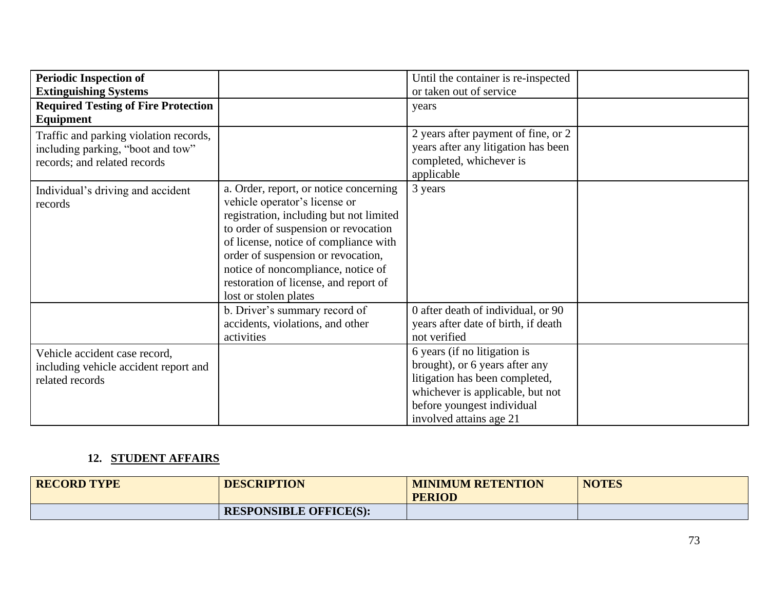| | | | |
|---|---|---|---|
| **Periodic Inspection of Extinguishing Systems** | | Until the container is re-inspected or taken out of service | |
| **Required Testing of Fire Protection Equipment** | | years | |
| Traffic and parking violation records, including parking, "boot and tow" records; and related records | | 2 years after payment of fine, or 2 years after any litigation has been completed, whichever is applicable | |
| Individual's driving and accident records | a. Order, report, or notice concerning vehicle operator's license or registration, including but not limited to order of suspension or revocation of license, notice of compliance with order of suspension or revocation, notice of noncompliance, notice of restoration of license, and report of lost or stolen plates | 3 years | |
| | b. Driver's summary record of accidents, violations, and other activities | 0 after death of individual, or 90 years after date of birth, if death not verified | |
| Vehicle accident case record, including vehicle accident report and related records | | 6 years (if no litigation is brought), or 6 years after any litigation has been completed, whichever is applicable, but not before youngest individual involved attains age 21 | |

## 12. STUDENT AFFAIRS

| RECORD TYPE | DESCRIPTION | MINIMUM RETENTION PERIOD | NOTES |
|---|---|---|---|
| | **RESPONSIBLE OFFICE(S):** | | |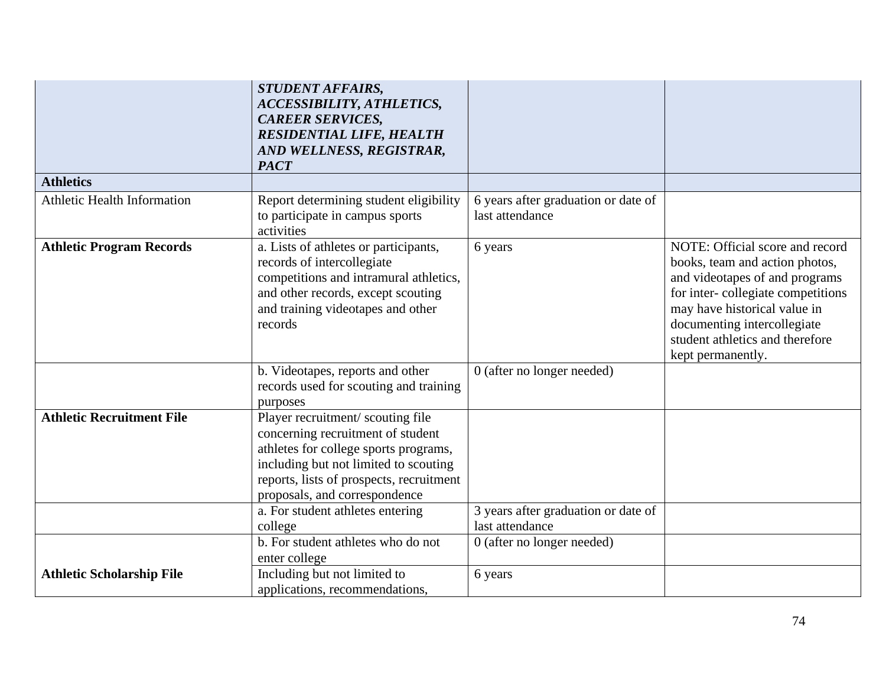| | ***STUDENT AFFAIRS, ACCESSIBILITY, ATHLETICS, CAREER SERVICES, RESIDENTIAL LIFE, HEALTH AND WELLNESS, REGISTRAR, PACT*** | | |
|---|---|---|---|
| **Athletics** | | | |
| Athletic Health Information | Report determining student eligibility to participate in campus sports activities | 6 years after graduation or date of last attendance | |
| **Athletic Program Records** | a. Lists of athletes or participants, records of intercollegiate competitions and intramural athletics, and other records, except scouting and training videotapes and other records | 6 years | NOTE: Official score and record books, team and action photos, and videotapes of and programs for inter- collegiate competitions may have historical value in documenting intercollegiate student athletics and therefore kept permanently. |
| | b. Videotapes, reports and other records used for scouting and training purposes | 0 (after no longer needed) | |
| **Athletic Recruitment File** | Player recruitment/ scouting file concerning recruitment of student athletes for college sports programs, including but not limited to scouting reports, lists of prospects, recruitment proposals, and correspondence | | |
| | a. For student athletes entering college | 3 years after graduation or date of last attendance | |
| | b. For student athletes who do not enter college | 0 (after no longer needed) | |
| **Athletic Scholarship File** | Including but not limited to applications, recommendations, | 6 years | |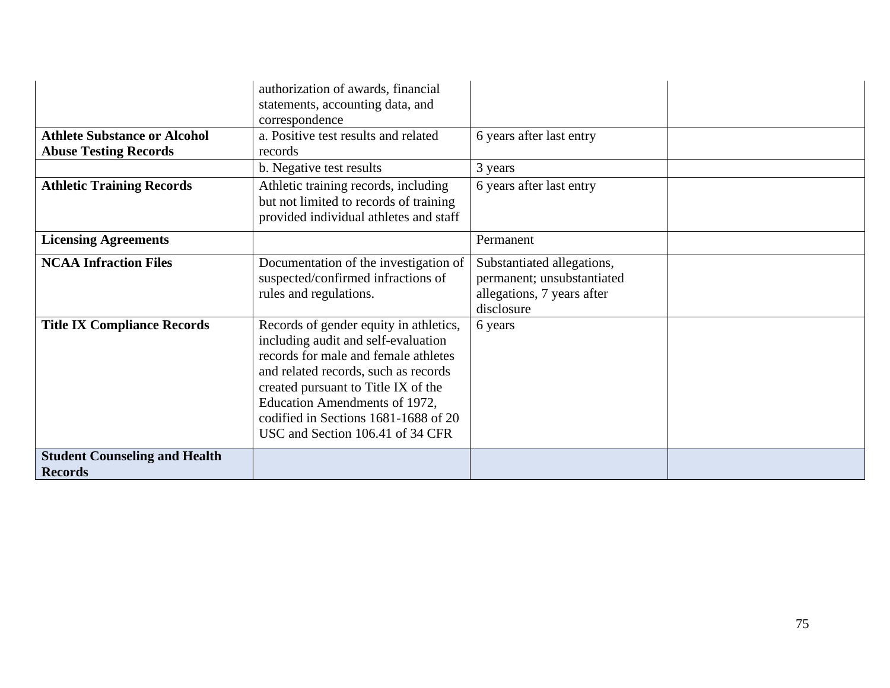| | | | |
|---|---|---|---|
| | authorization of awards, financial statements, accounting data, and correspondence | | |
| **Athlete Substance or Alcohol Abuse Testing Records** | a. Positive test results and related records | 6 years after last entry | |
| | b. Negative test results | 3 years | |
| **Athletic Training Records** | Athletic training records, including but not limited to records of training provided individual athletes and staff | 6 years after last entry | |
| **Licensing Agreements** | | Permanent | |
| **NCAA Infraction Files** | Documentation of the investigation of suspected/confirmed infractions of rules and regulations. | Substantiated allegations, permanent; unsubstantiated allegations, 7 years after disclosure | |
| **Title IX Compliance Records** | Records of gender equity in athletics, including audit and self-evaluation records for male and female athletes and related records, such as records created pursuant to Title IX of the Education Amendments of 1972, codified in Sections 1681-1688 of 20 USC and Section 106.41 of 34 CFR | 6 years | |
| **Student Counseling and Health Records** | | | |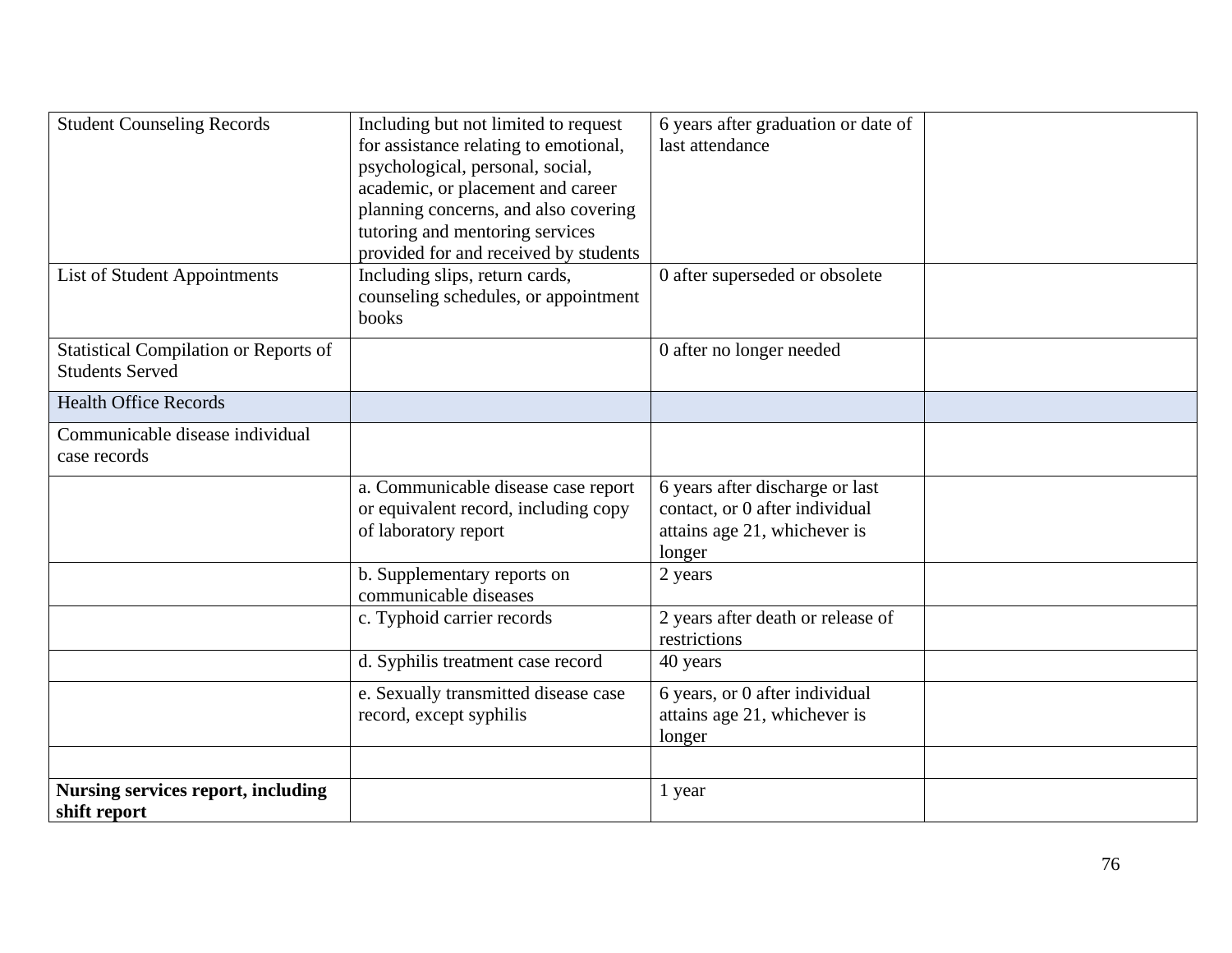| | | | |
|---|---|---|---|
| Student Counseling Records | Including but not limited to request for assistance relating to emotional, psychological, personal, social, academic, or placement and career planning concerns, and also covering tutoring and mentoring services provided for and received by students | 6 years after graduation or date of last attendance | |
| List of Student Appointments | Including slips, return cards, counseling schedules, or appointment books | 0 after superseded or obsolete | |
| Statistical Compilation or Reports of Students Served | | 0 after no longer needed | |
| Health Office Records | | | |
| Communicable disease individual case records | | | |
| | a. Communicable disease case report or equivalent record, including copy of laboratory report | 6 years after discharge or last contact, or 0 after individual attains age 21, whichever is longer | |
| | b. Supplementary reports on communicable diseases | 2 years | |
| | c. Typhoid carrier records | 2 years after death or release of restrictions | |
| | d. Syphilis treatment case record | 40 years | |
| | e. Sexually transmitted disease case record, except syphilis | 6 years, or 0 after individual attains age 21, whichever is longer | |
| | | | |
| **Nursing services report, including shift report** | | 1 year | |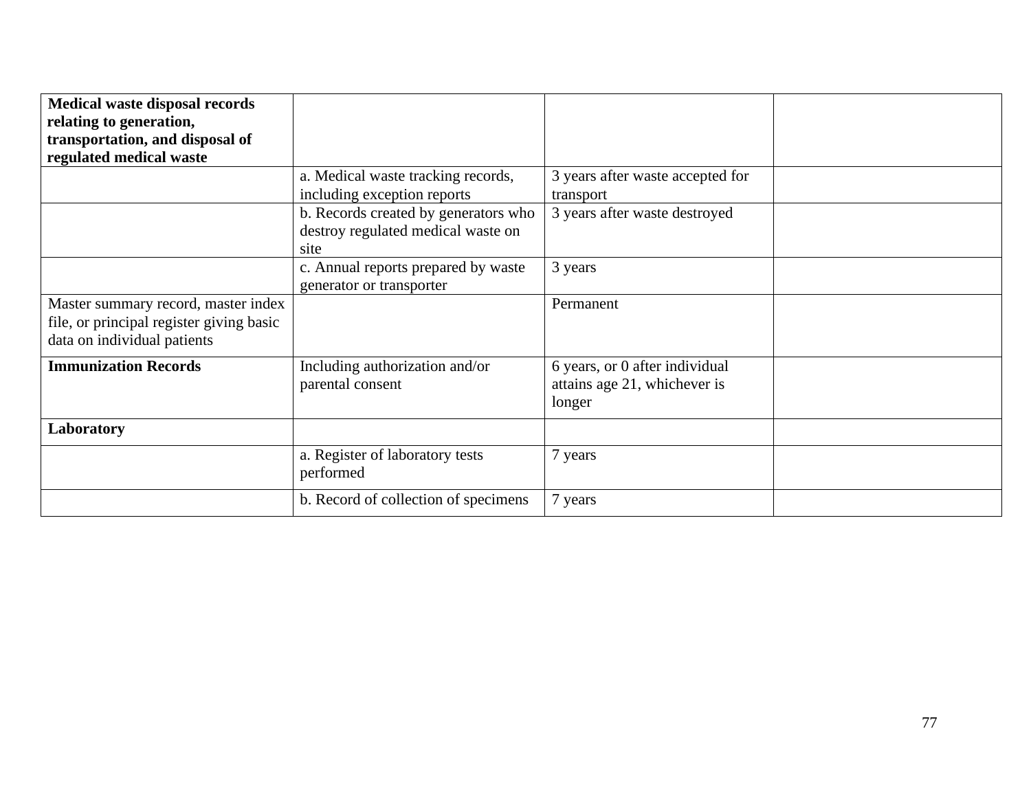| **Medical waste disposal records relating to generation, transportation, and disposal of regulated medical waste** | | | |
|---|---|---|---|
| | a. Medical waste tracking records, including exception reports | 3 years after waste accepted for transport | |
| | b. Records created by generators who destroy regulated medical waste on site | 3 years after waste destroyed | |
| | c. Annual reports prepared by waste generator or transporter | 3 years | |
| Master summary record, master index file, or principal register giving basic data on individual patients | | Permanent | |
| **Immunization Records** | Including authorization and/or parental consent | 6 years, or 0 after individual attains age 21, whichever is longer | |
| **Laboratory** | | | |
| | a. Register of laboratory tests performed | 7 years | |
| | b. Record of collection of specimens | 7 years | |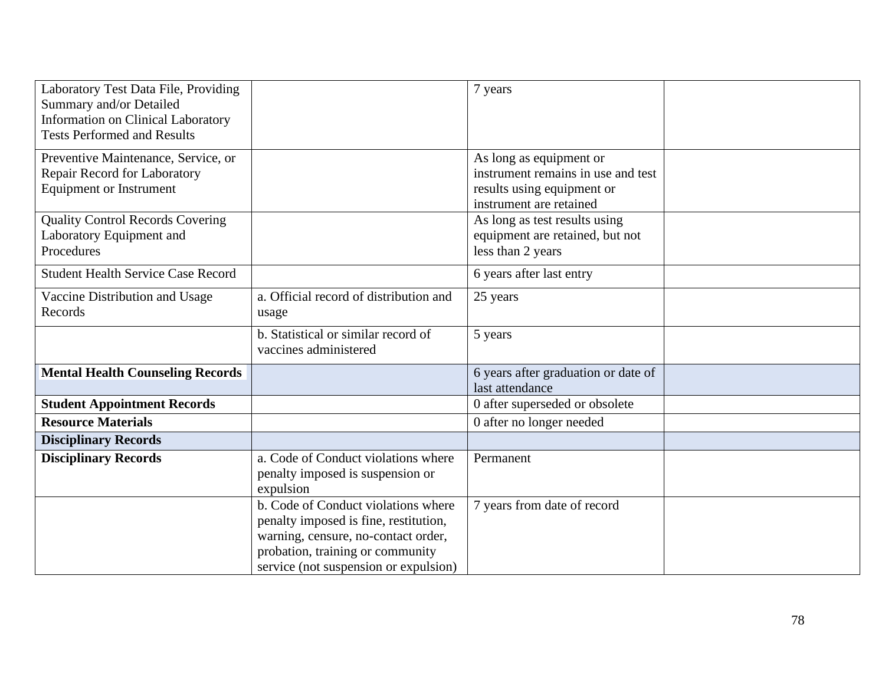| | | | |
|---|---|---|---|
| Laboratory Test Data File, Providing Summary and/or Detailed Information on Clinical Laboratory Tests Performed and Results | | 7 years | |
| Preventive Maintenance, Service, or Repair Record for Laboratory Equipment or Instrument | | As long as equipment or instrument remains in use and test results using equipment or instrument are retained | |
| Quality Control Records Covering Laboratory Equipment and Procedures | | As long as test results using equipment are retained, but not less than 2 years | |
| Student Health Service Case Record | | 6 years after last entry | |
| Vaccine Distribution and Usage Records | a. Official record of distribution and usage | 25 years | |
| | b. Statistical or similar record of vaccines administered | 5 years | |
| **Mental Health Counseling Records** | | 6 years after graduation or date of last attendance | |
| **Student Appointment Records** | | 0 after superseded or obsolete | |
| **Resource Materials** | | 0 after no longer needed | |
| **Disciplinary Records** | | | |
| **Disciplinary Records** | a. Code of Conduct violations where penalty imposed is suspension or expulsion | Permanent | |
| | b. Code of Conduct violations where penalty imposed is fine, restitution, warning, censure, no-contact order, probation, training or community service (not suspension or expulsion) | 7 years from date of record | |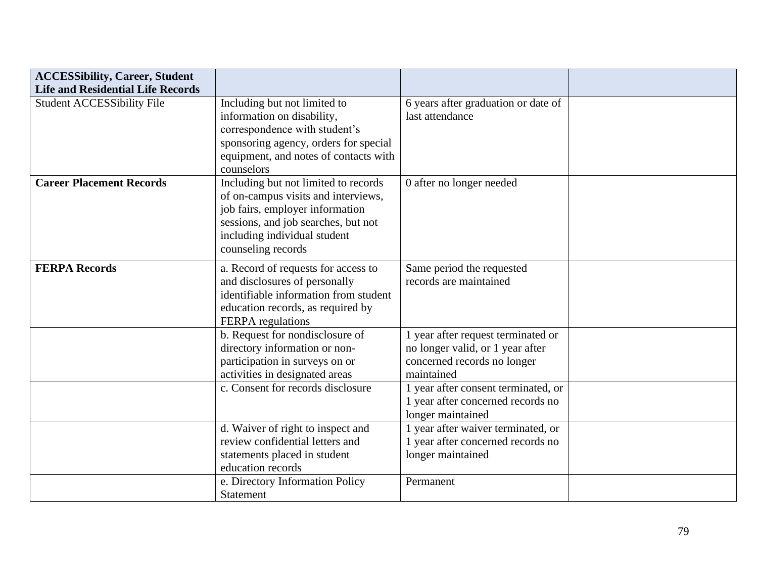| **ACCESSibility, Career, Student Life and Residential Life Records** | | | |
|---|---|---|---|
| Student ACCESSibility File | Including but not limited to information on disability, correspondence with student's sponsoring agency, orders for special equipment, and notes of contacts with counselors | 6 years after graduation or date of last attendance | |
| **Career Placement Records** | Including but not limited to records of on-campus visits and interviews, job fairs, employer information sessions, and job searches, but not including individual student counseling records | 0 after no longer needed | |
| **FERPA Records** | a. Record of requests for access to and disclosures of personally identifiable information from student education records, as required by FERPA regulations | Same period the requested records are maintained | |
| | b. Request for nondisclosure of directory information or non-participation in surveys on or activities in designated areas | 1 year after request terminated or no longer valid, or 1 year after concerned records no longer maintained | |
| | c. Consent for records disclosure | 1 year after consent terminated, or 1 year after concerned records no longer maintained | |
| | d. Waiver of right to inspect and review confidential letters and statements placed in student education records | 1 year after waiver terminated, or 1 year after concerned records no longer maintained | |
| | e. Directory Information Policy Statement | Permanent | |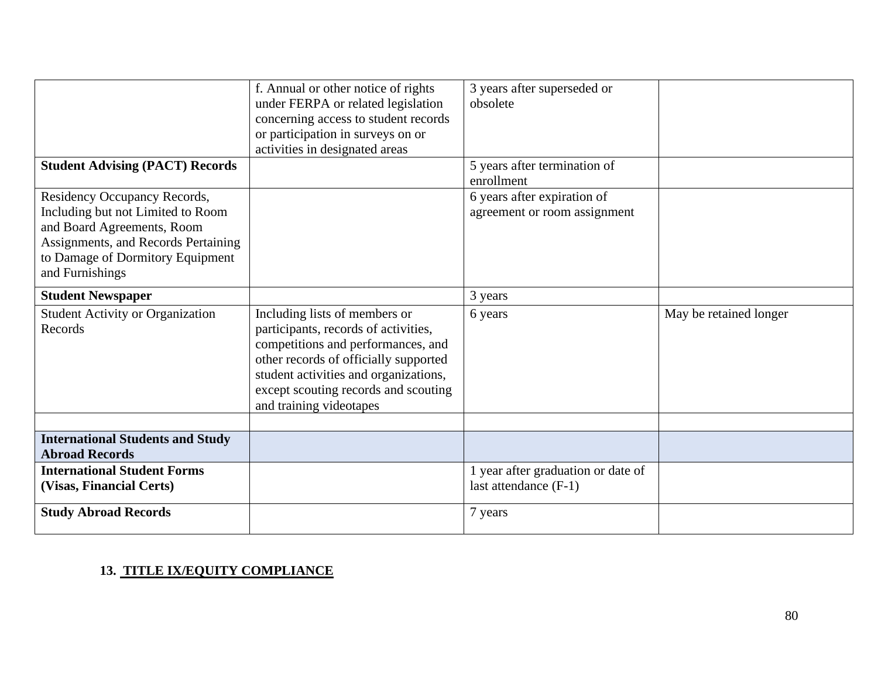| | | | |
|---|---|---|---|
| | f. Annual or other notice of rights under FERPA or related legislation concerning access to student records or participation in surveys on or activities in designated areas | 3 years after superseded or obsolete | |
| **Student Advising (PACT) Records** | | 5 years after termination of enrollment | |
| Residency Occupancy Records, Including but not Limited to Room and Board Agreements, Room Assignments, and Records Pertaining to Damage of Dormitory Equipment and Furnishings | | 6 years after expiration of agreement or room assignment | |
| **Student Newspaper** | | 3 years | |
| Student Activity or Organization Records | Including lists of members or participants, records of activities, competitions and performances, and other records of officially supported student activities and organizations, except scouting records and scouting and training videotapes | 6 years | May be retained longer |
| | | | |
| **International Students and Study Abroad Records** | | | |
| **International Student Forms (Visas, Financial Certs)** | | 1 year after graduation or date of last attendance (F-1) | |
| **Study Abroad Records** | | 7 years | |

**13. TITLE IX/EQUITY COMPLIANCE**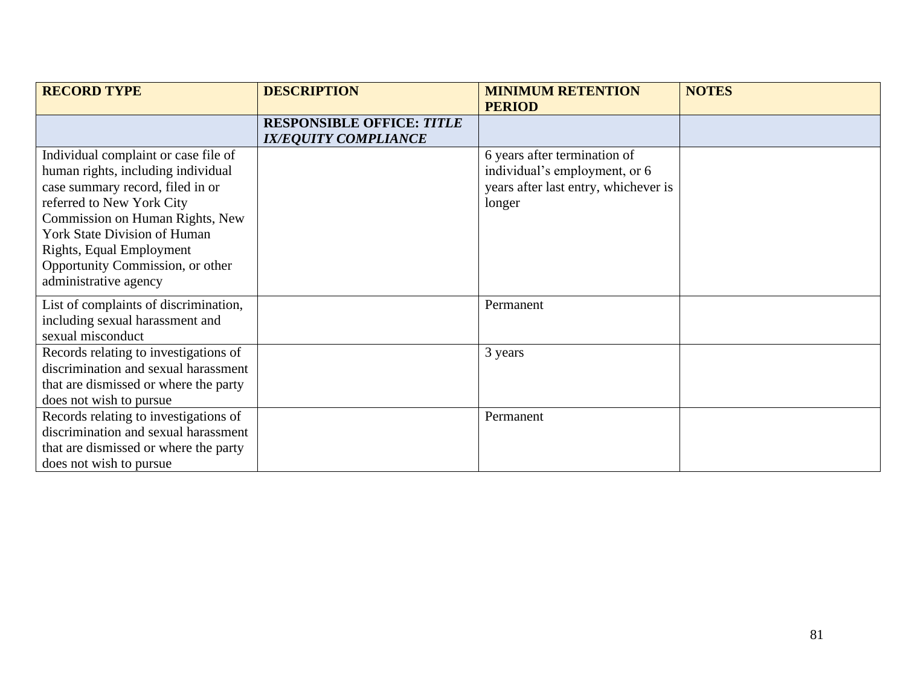| RECORD TYPE | DESCRIPTION | MINIMUM RETENTION PERIOD | NOTES |
|---|---|---|---|
| | **RESPONSIBLE OFFICE: *TITLE IX/EQUITY COMPLIANCE*** | | |
| Individual complaint or case file of human rights, including individual case summary record, filed in or referred to New York City Commission on Human Rights, New York State Division of Human Rights, Equal Employment Opportunity Commission, or other administrative agency | | 6 years after termination of individual's employment, or 6 years after last entry, whichever is longer | |
| List of complaints of discrimination, including sexual harassment and sexual misconduct | | Permanent | |
| Records relating to investigations of discrimination and sexual harassment that are dismissed or where the party does not wish to pursue | | 3 years | |
| Records relating to investigations of discrimination and sexual harassment that are dismissed or where the party does not wish to pursue | | Permanent | |